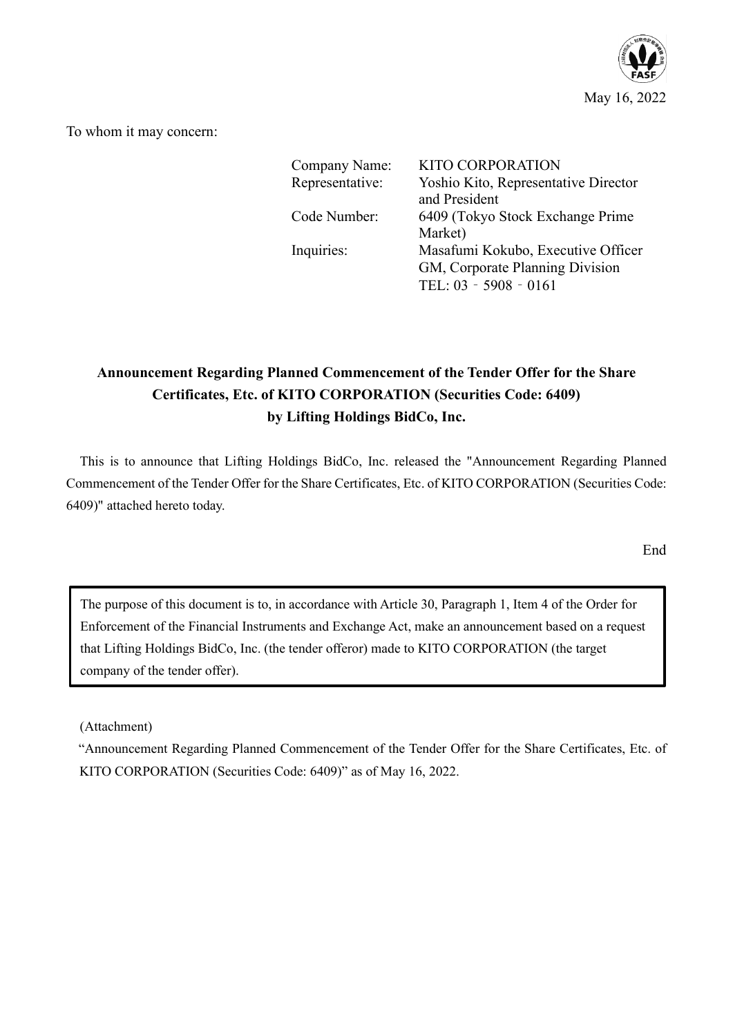May 16, 2022

To whom it may concern:

| | |
|---|---|
| Company Name: | KITO CORPORATION |
| Representative: | Yoshio Kito, Representative Director and President |
| Code Number: | 6409 (Tokyo Stock Exchange Prime Market) |
| Inquiries: | Masafumi Kokubo, Executive Officer GM, Corporate Planning Division TEL: 03－5908－0161 |

**Announcement Regarding Planned Commencement of the Tender Offer for the Share Certificates, Etc. of KITO CORPORATION (Securities Code: 6409) by Lifting Holdings BidCo, Inc.**

This is to announce that Lifting Holdings BidCo, Inc. released the "Announcement Regarding Planned Commencement of the Tender Offer for the Share Certificates, Etc. of KITO CORPORATION (Securities Code: 6409)" attached hereto today.

End

> The purpose of this document is to, in accordance with Article 30, Paragraph 1, Item 4 of the Order for Enforcement of the Financial Instruments and Exchange Act, make an announcement based on a request that Lifting Holdings BidCo, Inc. (the tender offeror) made to KITO CORPORATION (the target company of the tender offer).

(Attachment)

"Announcement Regarding Planned Commencement of the Tender Offer for the Share Certificates, Etc. of KITO CORPORATION (Securities Code: 6409)" as of May 16, 2022.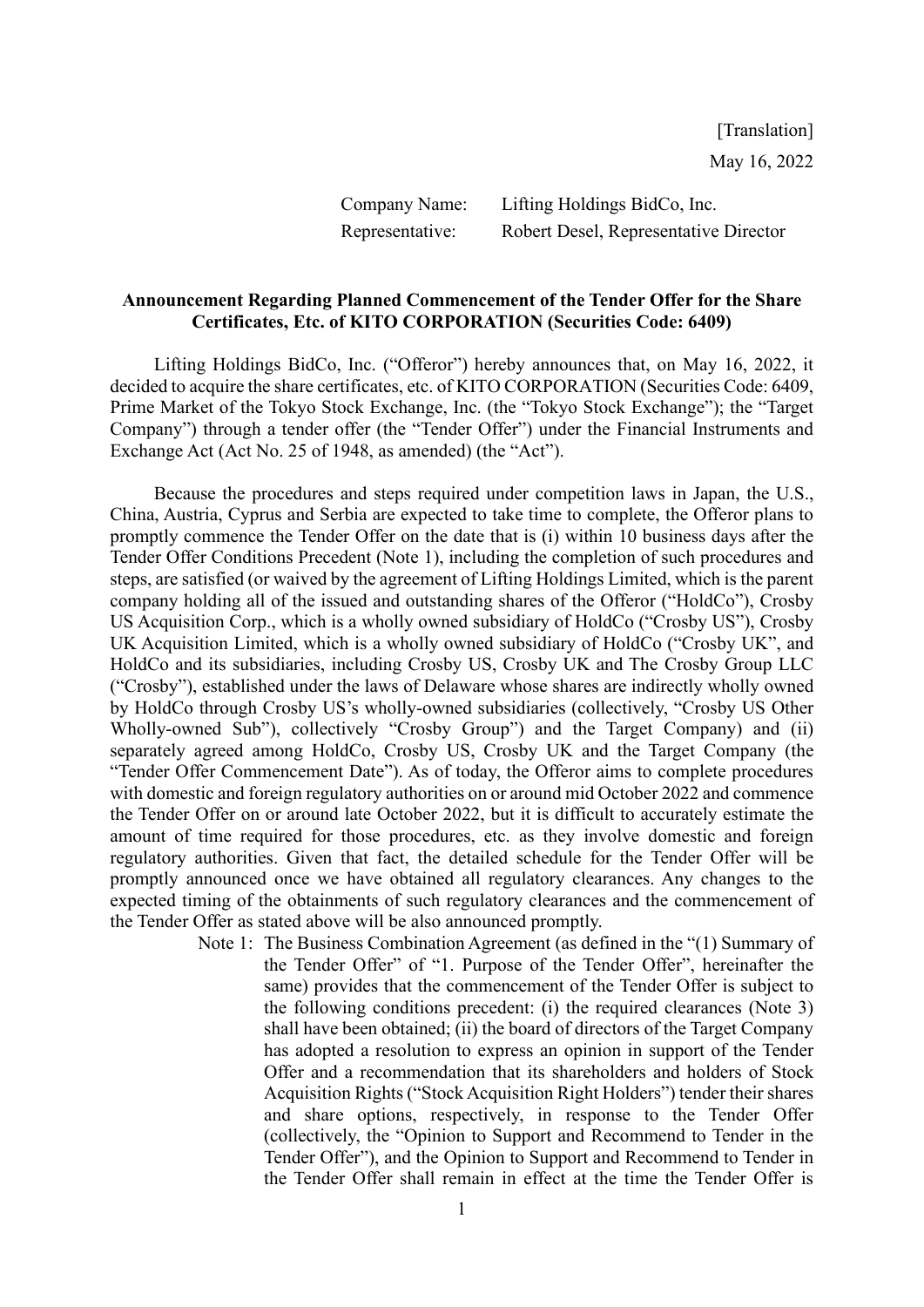[Translation]

May 16, 2022

Company Name: Lifting Holdings BidCo, Inc.
Representative: Robert Desel, Representative Director

**Announcement Regarding Planned Commencement of the Tender Offer for the Share Certificates, Etc. of KITO CORPORATION (Securities Code: 6409)**

Lifting Holdings BidCo, Inc. ("Offeror") hereby announces that, on May 16, 2022, it decided to acquire the share certificates, etc. of KITO CORPORATION (Securities Code: 6409, Prime Market of the Tokyo Stock Exchange, Inc. (the "Tokyo Stock Exchange"); the "Target Company") through a tender offer (the "Tender Offer") under the Financial Instruments and Exchange Act (Act No. 25 of 1948, as amended) (the "Act").

Because the procedures and steps required under competition laws in Japan, the U.S., China, Austria, Cyprus and Serbia are expected to take time to complete, the Offeror plans to promptly commence the Tender Offer on the date that is (i) within 10 business days after the Tender Offer Conditions Precedent (Note 1), including the completion of such procedures and steps, are satisfied (or waived by the agreement of Lifting Holdings Limited, which is the parent company holding all of the issued and outstanding shares of the Offeror ("HoldCo"), Crosby US Acquisition Corp., which is a wholly owned subsidiary of HoldCo ("Crosby US"), Crosby UK Acquisition Limited, which is a wholly owned subsidiary of HoldCo ("Crosby UK", and HoldCo and its subsidiaries, including Crosby US, Crosby UK and The Crosby Group LLC ("Crosby"), established under the laws of Delaware whose shares are indirectly wholly owned by HoldCo through Crosby US's wholly-owned subsidiaries (collectively, "Crosby US Other Wholly-owned Sub"), collectively "Crosby Group") and the Target Company) and (ii) separately agreed among HoldCo, Crosby US, Crosby UK and the Target Company (the "Tender Offer Commencement Date"). As of today, the Offeror aims to complete procedures with domestic and foreign regulatory authorities on or around mid October 2022 and commence the Tender Offer on or around late October 2022, but it is difficult to accurately estimate the amount of time required for those procedures, etc. as they involve domestic and foreign regulatory authorities. Given that fact, the detailed schedule for the Tender Offer will be promptly announced once we have obtained all regulatory clearances. Any changes to the expected timing of the obtainments of such regulatory clearances and the commencement of the Tender Offer as stated above will be also announced promptly.

Note 1: The Business Combination Agreement (as defined in the "(1) Summary of the Tender Offer" of "1. Purpose of the Tender Offer", hereinafter the same) provides that the commencement of the Tender Offer is subject to the following conditions precedent: (i) the required clearances (Note 3) shall have been obtained; (ii) the board of directors of the Target Company has adopted a resolution to express an opinion in support of the Tender Offer and a recommendation that its shareholders and holders of Stock Acquisition Rights ("Stock Acquisition Right Holders") tender their shares and share options, respectively, in response to the Tender Offer (collectively, the "Opinion to Support and Recommend to Tender in the Tender Offer"), and the Opinion to Support and Recommend to Tender in the Tender Offer shall remain in effect at the time the Tender Offer is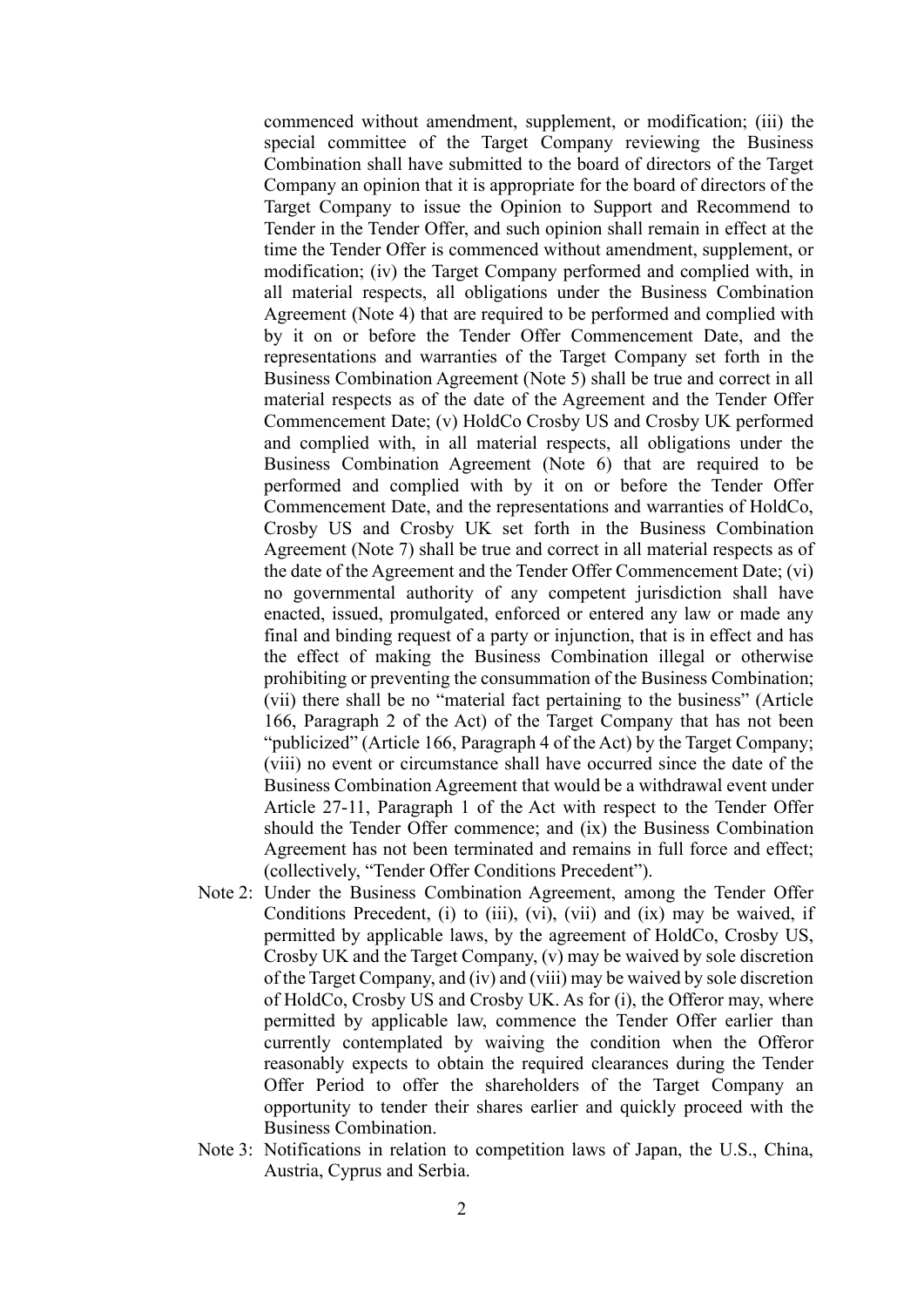commenced without amendment, supplement, or modification; (iii) the special committee of the Target Company reviewing the Business Combination shall have submitted to the board of directors of the Target Company an opinion that it is appropriate for the board of directors of the Target Company to issue the Opinion to Support and Recommend to Tender in the Tender Offer, and such opinion shall remain in effect at the time the Tender Offer is commenced without amendment, supplement, or modification; (iv) the Target Company performed and complied with, in all material respects, all obligations under the Business Combination Agreement (Note 4) that are required to be performed and complied with by it on or before the Tender Offer Commencement Date, and the representations and warranties of the Target Company set forth in the Business Combination Agreement (Note 5) shall be true and correct in all material respects as of the date of the Agreement and the Tender Offer Commencement Date; (v) HoldCo Crosby US and Crosby UK performed and complied with, in all material respects, all obligations under the Business Combination Agreement (Note 6) that are required to be performed and complied with by it on or before the Tender Offer Commencement Date, and the representations and warranties of HoldCo, Crosby US and Crosby UK set forth in the Business Combination Agreement (Note 7) shall be true and correct in all material respects as of the date of the Agreement and the Tender Offer Commencement Date; (vi) no governmental authority of any competent jurisdiction shall have enacted, issued, promulgated, enforced or entered any law or made any final and binding request of a party or injunction, that is in effect and has the effect of making the Business Combination illegal or otherwise prohibiting or preventing the consummation of the Business Combination; (vii) there shall be no "material fact pertaining to the business" (Article 166, Paragraph 2 of the Act) of the Target Company that has not been "publicized" (Article 166, Paragraph 4 of the Act) by the Target Company; (viii) no event or circumstance shall have occurred since the date of the Business Combination Agreement that would be a withdrawal event under Article 27-11, Paragraph 1 of the Act with respect to the Tender Offer should the Tender Offer commence; and (ix) the Business Combination Agreement has not been terminated and remains in full force and effect; (collectively, "Tender Offer Conditions Precedent").

Note 2: Under the Business Combination Agreement, among the Tender Offer Conditions Precedent, (i) to (iii), (vi), (vii) and (ix) may be waived, if permitted by applicable laws, by the agreement of HoldCo, Crosby US, Crosby UK and the Target Company, (v) may be waived by sole discretion of the Target Company, and (iv) and (viii) may be waived by sole discretion of HoldCo, Crosby US and Crosby UK. As for (i), the Offeror may, where permitted by applicable law, commence the Tender Offer earlier than currently contemplated by waiving the condition when the Offeror reasonably expects to obtain the required clearances during the Tender Offer Period to offer the shareholders of the Target Company an opportunity to tender their shares earlier and quickly proceed with the Business Combination.

Note 3: Notifications in relation to competition laws of Japan, the U.S., China, Austria, Cyprus and Serbia.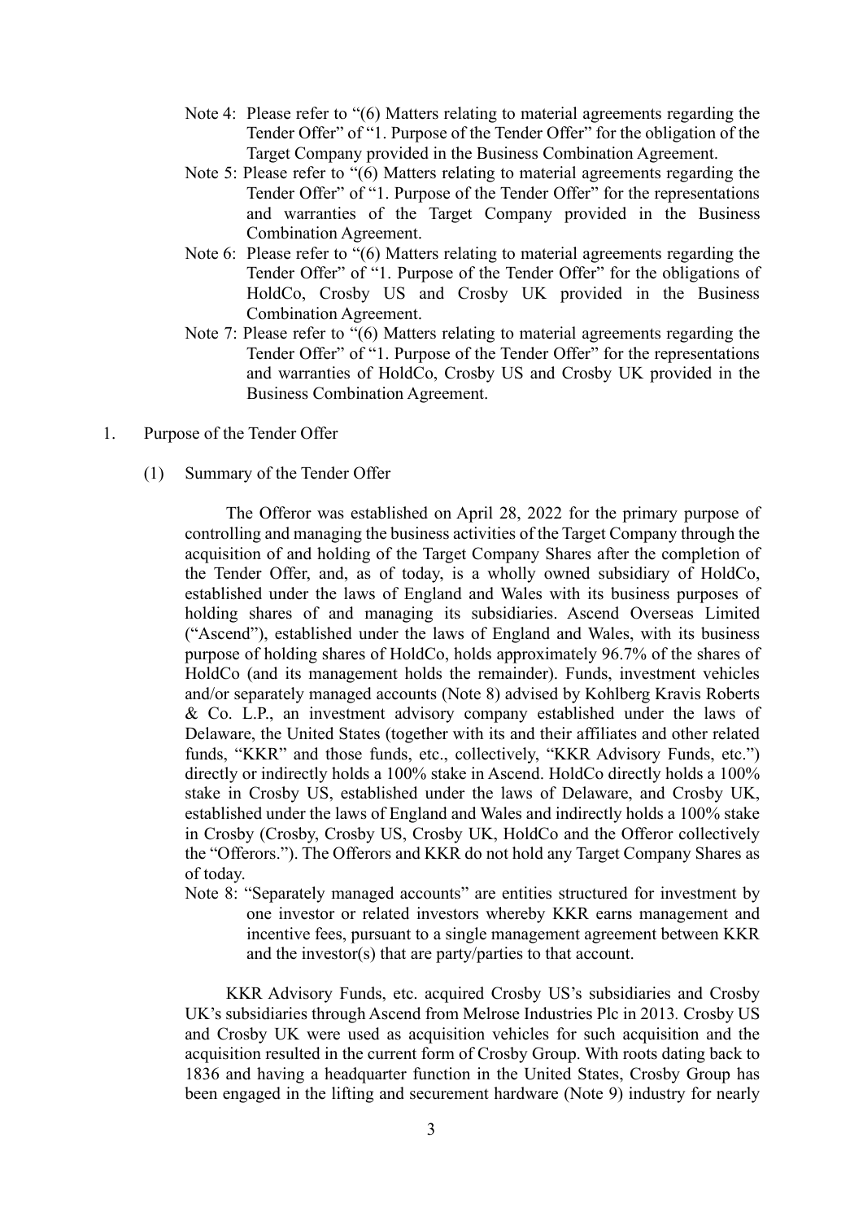Note 4: Please refer to "(6) Matters relating to material agreements regarding the Tender Offer" of "1. Purpose of the Tender Offer" for the obligation of the Target Company provided in the Business Combination Agreement.

Note 5: Please refer to "(6) Matters relating to material agreements regarding the Tender Offer" of "1. Purpose of the Tender Offer" for the representations and warranties of the Target Company provided in the Business Combination Agreement.

Note 6: Please refer to "(6) Matters relating to material agreements regarding the Tender Offer" of "1. Purpose of the Tender Offer" for the obligations of HoldCo, Crosby US and Crosby UK provided in the Business Combination Agreement.

Note 7: Please refer to "(6) Matters relating to material agreements regarding the Tender Offer" of "1. Purpose of the Tender Offer" for the representations and warranties of HoldCo, Crosby US and Crosby UK provided in the Business Combination Agreement.

## 1. Purpose of the Tender Offer

### (1) Summary of the Tender Offer

The Offeror was established on April 28, 2022 for the primary purpose of controlling and managing the business activities of the Target Company through the acquisition of and holding of the Target Company Shares after the completion of the Tender Offer, and, as of today, is a wholly owned subsidiary of HoldCo, established under the laws of England and Wales with its business purposes of holding shares of and managing its subsidiaries. Ascend Overseas Limited ("Ascend"), established under the laws of England and Wales, with its business purpose of holding shares of HoldCo, holds approximately 96.7% of the shares of HoldCo (and its management holds the remainder). Funds, investment vehicles and/or separately managed accounts (Note 8) advised by Kohlberg Kravis Roberts & Co. L.P., an investment advisory company established under the laws of Delaware, the United States (together with its and their affiliates and other related funds, "KKR" and those funds, etc., collectively, "KKR Advisory Funds, etc.") directly or indirectly holds a 100% stake in Ascend. HoldCo directly holds a 100% stake in Crosby US, established under the laws of Delaware, and Crosby UK, established under the laws of England and Wales and indirectly holds a 100% stake in Crosby (Crosby, Crosby US, Crosby UK, HoldCo and the Offeror collectively the "Offerors."). The Offerors and KKR do not hold any Target Company Shares as of today.

Note 8: "Separately managed accounts" are entities structured for investment by one investor or related investors whereby KKR earns management and incentive fees, pursuant to a single management agreement between KKR and the investor(s) that are party/parties to that account.

KKR Advisory Funds, etc. acquired Crosby US's subsidiaries and Crosby UK's subsidiaries through Ascend from Melrose Industries Plc in 2013. Crosby US and Crosby UK were used as acquisition vehicles for such acquisition and the acquisition resulted in the current form of Crosby Group. With roots dating back to 1836 and having a headquarter function in the United States, Crosby Group has been engaged in the lifting and securement hardware (Note 9) industry for nearly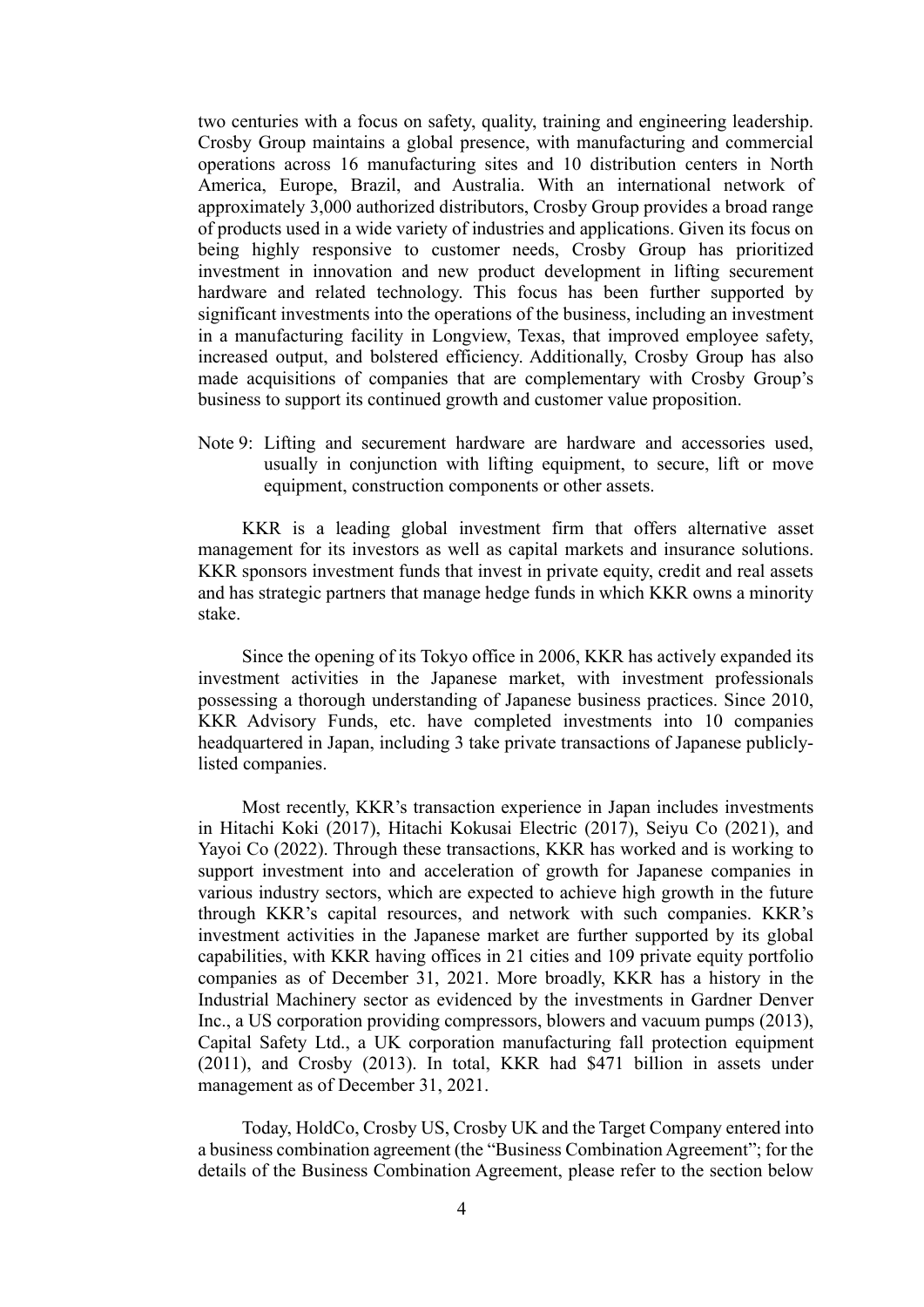two centuries with a focus on safety, quality, training and engineering leadership. Crosby Group maintains a global presence, with manufacturing and commercial operations across 16 manufacturing sites and 10 distribution centers in North America, Europe, Brazil, and Australia. With an international network of approximately 3,000 authorized distributors, Crosby Group provides a broad range of products used in a wide variety of industries and applications. Given its focus on being highly responsive to customer needs, Crosby Group has prioritized investment in innovation and new product development in lifting securement hardware and related technology. This focus has been further supported by significant investments into the operations of the business, including an investment in a manufacturing facility in Longview, Texas, that improved employee safety, increased output, and bolstered efficiency. Additionally, Crosby Group has also made acquisitions of companies that are complementary with Crosby Group's business to support its continued growth and customer value proposition.

Note 9: Lifting and securement hardware are hardware and accessories used, usually in conjunction with lifting equipment, to secure, lift or move equipment, construction components or other assets.

KKR is a leading global investment firm that offers alternative asset management for its investors as well as capital markets and insurance solutions. KKR sponsors investment funds that invest in private equity, credit and real assets and has strategic partners that manage hedge funds in which KKR owns a minority stake.

Since the opening of its Tokyo office in 2006, KKR has actively expanded its investment activities in the Japanese market, with investment professionals possessing a thorough understanding of Japanese business practices. Since 2010, KKR Advisory Funds, etc. have completed investments into 10 companies headquartered in Japan, including 3 take private transactions of Japanese publicly-listed companies.

Most recently, KKR's transaction experience in Japan includes investments in Hitachi Koki (2017), Hitachi Kokusai Electric (2017), Seiyu Co (2021), and Yayoi Co (2022). Through these transactions, KKR has worked and is working to support investment into and acceleration of growth for Japanese companies in various industry sectors, which are expected to achieve high growth in the future through KKR's capital resources, and network with such companies. KKR's investment activities in the Japanese market are further supported by its global capabilities, with KKR having offices in 21 cities and 109 private equity portfolio companies as of December 31, 2021. More broadly, KKR has a history in the Industrial Machinery sector as evidenced by the investments in Gardner Denver Inc., a US corporation providing compressors, blowers and vacuum pumps (2013), Capital Safety Ltd., a UK corporation manufacturing fall protection equipment (2011), and Crosby (2013). In total, KKR had $471 billion in assets under management as of December 31, 2021.

Today, HoldCo, Crosby US, Crosby UK and the Target Company entered into a business combination agreement (the "Business Combination Agreement"; for the details of the Business Combination Agreement, please refer to the section below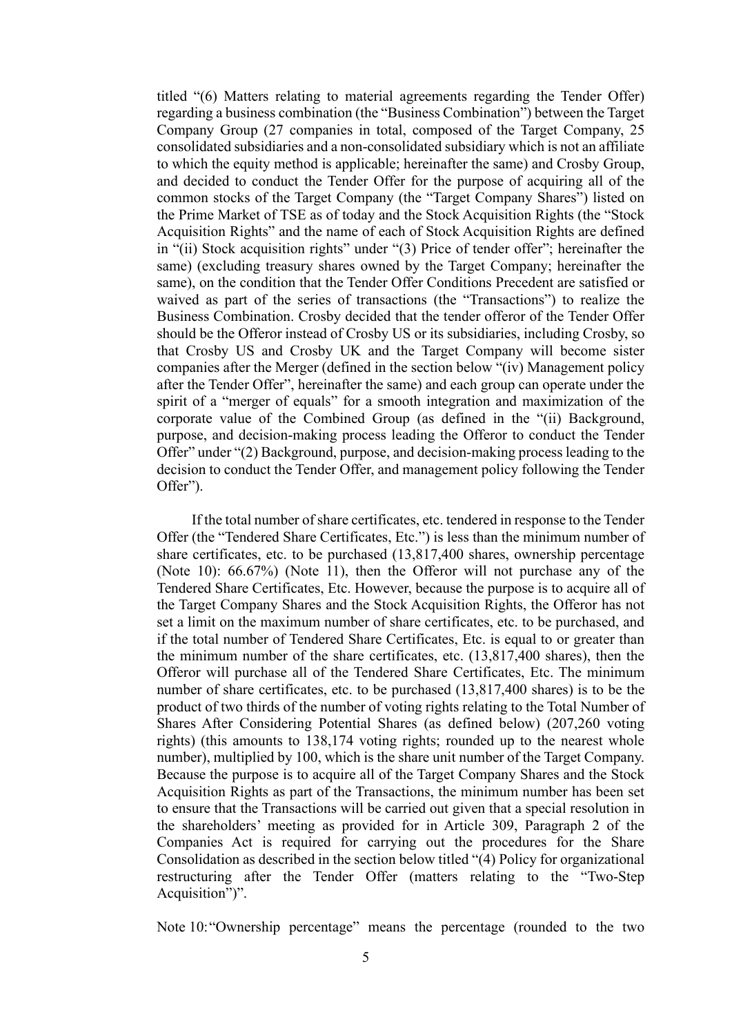titled "(6) Matters relating to material agreements regarding the Tender Offer) regarding a business combination (the "Business Combination") between the Target Company Group (27 companies in total, composed of the Target Company, 25 consolidated subsidiaries and a non-consolidated subsidiary which is not an affiliate to which the equity method is applicable; hereinafter the same) and Crosby Group, and decided to conduct the Tender Offer for the purpose of acquiring all of the common stocks of the Target Company (the "Target Company Shares") listed on the Prime Market of TSE as of today and the Stock Acquisition Rights (the "Stock Acquisition Rights" and the name of each of Stock Acquisition Rights are defined in "(ii) Stock acquisition rights" under "(3) Price of tender offer"; hereinafter the same) (excluding treasury shares owned by the Target Company; hereinafter the same), on the condition that the Tender Offer Conditions Precedent are satisfied or waived as part of the series of transactions (the "Transactions") to realize the Business Combination. Crosby decided that the tender offeror of the Tender Offer should be the Offeror instead of Crosby US or its subsidiaries, including Crosby, so that Crosby US and Crosby UK and the Target Company will become sister companies after the Merger (defined in the section below "(iv) Management policy after the Tender Offer", hereinafter the same) and each group can operate under the spirit of a "merger of equals" for a smooth integration and maximization of the corporate value of the Combined Group (as defined in the "(ii) Background, purpose, and decision-making process leading the Offeror to conduct the Tender Offer" under "(2) Background, purpose, and decision-making process leading to the decision to conduct the Tender Offer, and management policy following the Tender Offer").

If the total number of share certificates, etc. tendered in response to the Tender Offer (the "Tendered Share Certificates, Etc.") is less than the minimum number of share certificates, etc. to be purchased (13,817,400 shares, ownership percentage (Note 10): 66.67%) (Note 11), then the Offeror will not purchase any of the Tendered Share Certificates, Etc. However, because the purpose is to acquire all of the Target Company Shares and the Stock Acquisition Rights, the Offeror has not set a limit on the maximum number of share certificates, etc. to be purchased, and if the total number of Tendered Share Certificates, Etc. is equal to or greater than the minimum number of the share certificates, etc. (13,817,400 shares), then the Offeror will purchase all of the Tendered Share Certificates, Etc. The minimum number of share certificates, etc. to be purchased (13,817,400 shares) is to be the product of two thirds of the number of voting rights relating to the Total Number of Shares After Considering Potential Shares (as defined below) (207,260 voting rights) (this amounts to 138,174 voting rights; rounded up to the nearest whole number), multiplied by 100, which is the share unit number of the Target Company. Because the purpose is to acquire all of the Target Company Shares and the Stock Acquisition Rights as part of the Transactions, the minimum number has been set to ensure that the Transactions will be carried out given that a special resolution in the shareholders' meeting as provided for in Article 309, Paragraph 2 of the Companies Act is required for carrying out the procedures for the Share Consolidation as described in the section below titled "(4) Policy for organizational restructuring after the Tender Offer (matters relating to the "Two-Step Acquisition")".

Note 10: "Ownership percentage" means the percentage (rounded to the two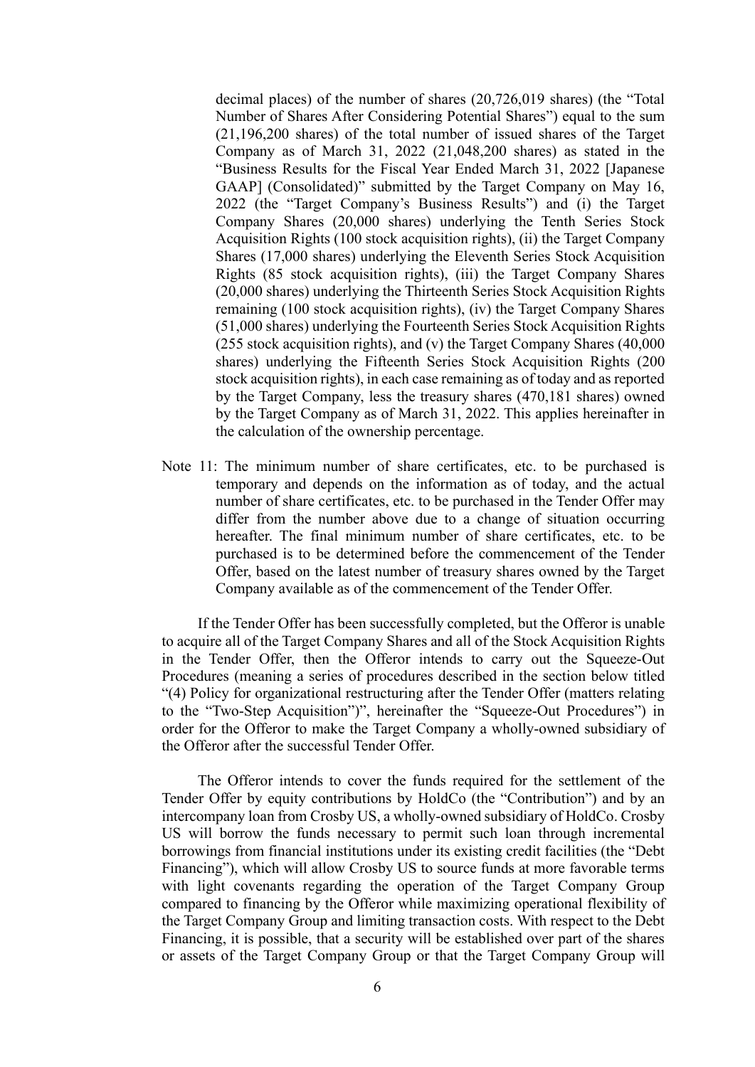decimal places) of the number of shares (20,726,019 shares) (the "Total Number of Shares After Considering Potential Shares") equal to the sum (21,196,200 shares) of the total number of issued shares of the Target Company as of March 31, 2022 (21,048,200 shares) as stated in the "Business Results for the Fiscal Year Ended March 31, 2022 [Japanese GAAP] (Consolidated)" submitted by the Target Company on May 16, 2022 (the "Target Company's Business Results") and (i) the Target Company Shares (20,000 shares) underlying the Tenth Series Stock Acquisition Rights (100 stock acquisition rights), (ii) the Target Company Shares (17,000 shares) underlying the Eleventh Series Stock Acquisition Rights (85 stock acquisition rights), (iii) the Target Company Shares (20,000 shares) underlying the Thirteenth Series Stock Acquisition Rights remaining (100 stock acquisition rights), (iv) the Target Company Shares (51,000 shares) underlying the Fourteenth Series Stock Acquisition Rights (255 stock acquisition rights), and (v) the Target Company Shares (40,000 shares) underlying the Fifteenth Series Stock Acquisition Rights (200 stock acquisition rights), in each case remaining as of today and as reported by the Target Company, less the treasury shares (470,181 shares) owned by the Target Company as of March 31, 2022. This applies hereinafter in the calculation of the ownership percentage.

Note 11: The minimum number of share certificates, etc. to be purchased is temporary and depends on the information as of today, and the actual number of share certificates, etc. to be purchased in the Tender Offer may differ from the number above due to a change of situation occurring hereafter. The final minimum number of share certificates, etc. to be purchased is to be determined before the commencement of the Tender Offer, based on the latest number of treasury shares owned by the Target Company available as of the commencement of the Tender Offer.

If the Tender Offer has been successfully completed, but the Offeror is unable to acquire all of the Target Company Shares and all of the Stock Acquisition Rights in the Tender Offer, then the Offeror intends to carry out the Squeeze-Out Procedures (meaning a series of procedures described in the section below titled "(4) Policy for organizational restructuring after the Tender Offer (matters relating to the "Two-Step Acquisition")", hereinafter the "Squeeze-Out Procedures") in order for the Offeror to make the Target Company a wholly-owned subsidiary of the Offeror after the successful Tender Offer.

The Offeror intends to cover the funds required for the settlement of the Tender Offer by equity contributions by HoldCo (the "Contribution") and by an intercompany loan from Crosby US, a wholly-owned subsidiary of HoldCo. Crosby US will borrow the funds necessary to permit such loan through incremental borrowings from financial institutions under its existing credit facilities (the "Debt Financing"), which will allow Crosby US to source funds at more favorable terms with light covenants regarding the operation of the Target Company Group compared to financing by the Offeror while maximizing operational flexibility of the Target Company Group and limiting transaction costs. With respect to the Debt Financing, it is possible, that a security will be established over part of the shares or assets of the Target Company Group or that the Target Company Group will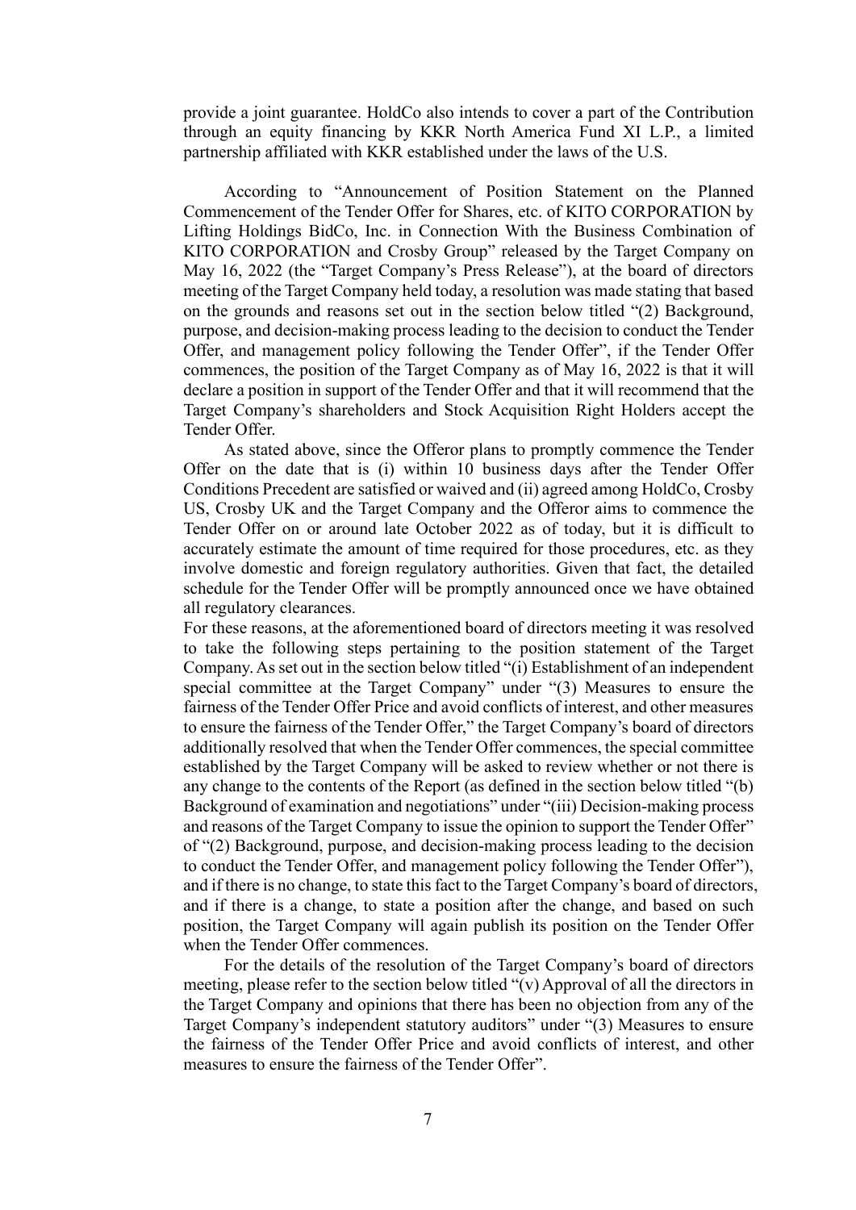provide a joint guarantee. HoldCo also intends to cover a part of the Contribution through an equity financing by KKR North America Fund XI L.P., a limited partnership affiliated with KKR established under the laws of the U.S.

According to "Announcement of Position Statement on the Planned Commencement of the Tender Offer for Shares, etc. of KITO CORPORATION by Lifting Holdings BidCo, Inc. in Connection With the Business Combination of KITO CORPORATION and Crosby Group" released by the Target Company on May 16, 2022 (the "Target Company's Press Release"), at the board of directors meeting of the Target Company held today, a resolution was made stating that based on the grounds and reasons set out in the section below titled "(2) Background, purpose, and decision-making process leading to the decision to conduct the Tender Offer, and management policy following the Tender Offer", if the Tender Offer commences, the position of the Target Company as of May 16, 2022 is that it will declare a position in support of the Tender Offer and that it will recommend that the Target Company's shareholders and Stock Acquisition Right Holders accept the Tender Offer.

As stated above, since the Offeror plans to promptly commence the Tender Offer on the date that is (i) within 10 business days after the Tender Offer Conditions Precedent are satisfied or waived and (ii) agreed among HoldCo, Crosby US, Crosby UK and the Target Company and the Offeror aims to commence the Tender Offer on or around late October 2022 as of today, but it is difficult to accurately estimate the amount of time required for those procedures, etc. as they involve domestic and foreign regulatory authorities. Given that fact, the detailed schedule for the Tender Offer will be promptly announced once we have obtained all regulatory clearances.

For these reasons, at the aforementioned board of directors meeting it was resolved to take the following steps pertaining to the position statement of the Target Company. As set out in the section below titled "(i) Establishment of an independent special committee at the Target Company" under "(3) Measures to ensure the fairness of the Tender Offer Price and avoid conflicts of interest, and other measures to ensure the fairness of the Tender Offer," the Target Company's board of directors additionally resolved that when the Tender Offer commences, the special committee established by the Target Company will be asked to review whether or not there is any change to the contents of the Report (as defined in the section below titled "(b) Background of examination and negotiations" under "(iii) Decision-making process and reasons of the Target Company to issue the opinion to support the Tender Offer" of "(2) Background, purpose, and decision-making process leading to the decision to conduct the Tender Offer, and management policy following the Tender Offer"), and if there is no change, to state this fact to the Target Company's board of directors, and if there is a change, to state a position after the change, and based on such position, the Target Company will again publish its position on the Tender Offer when the Tender Offer commences.

For the details of the resolution of the Target Company's board of directors meeting, please refer to the section below titled "(v) Approval of all the directors in the Target Company and opinions that there has been no objection from any of the Target Company's independent statutory auditors" under "(3) Measures to ensure the fairness of the Tender Offer Price and avoid conflicts of interest, and other measures to ensure the fairness of the Tender Offer".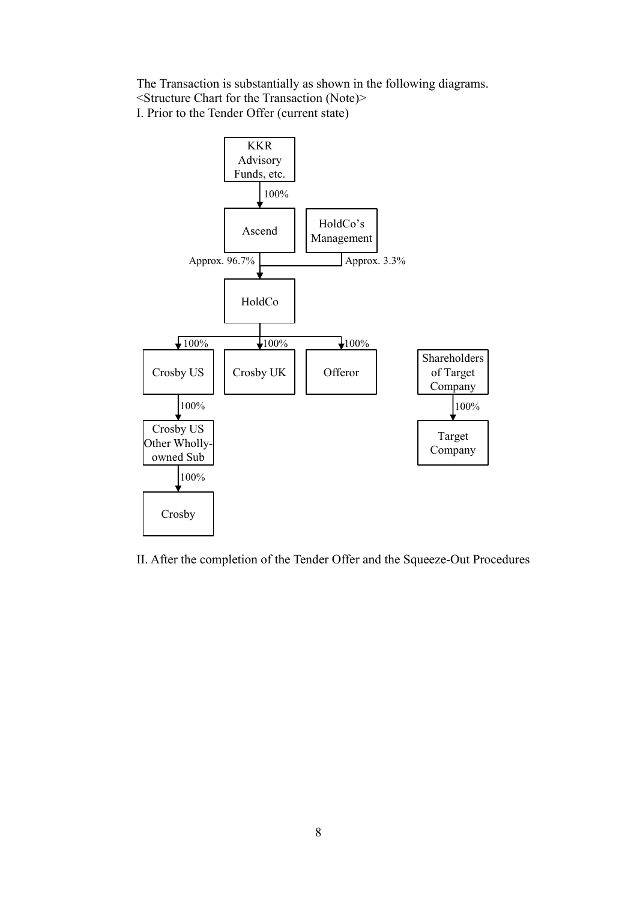The Transaction is substantially as shown in the following diagrams.

<Structure Chart for the Transaction (Note)>

I. Prior to the Tender Offer (current state)

KKR Advisory Funds, etc.

100%

Ascend

HoldCo's Management

Approx. 96.7%

Approx. 3.3%

HoldCo

100%

100%

100%

Crosby US

Crosby UK

Offeror

Shareholders of Target Company

100%

100%

Crosby US Other Wholly-owned Sub

Target Company

100%

Crosby

II. After the completion of the Tender Offer and the Squeeze-Out Procedures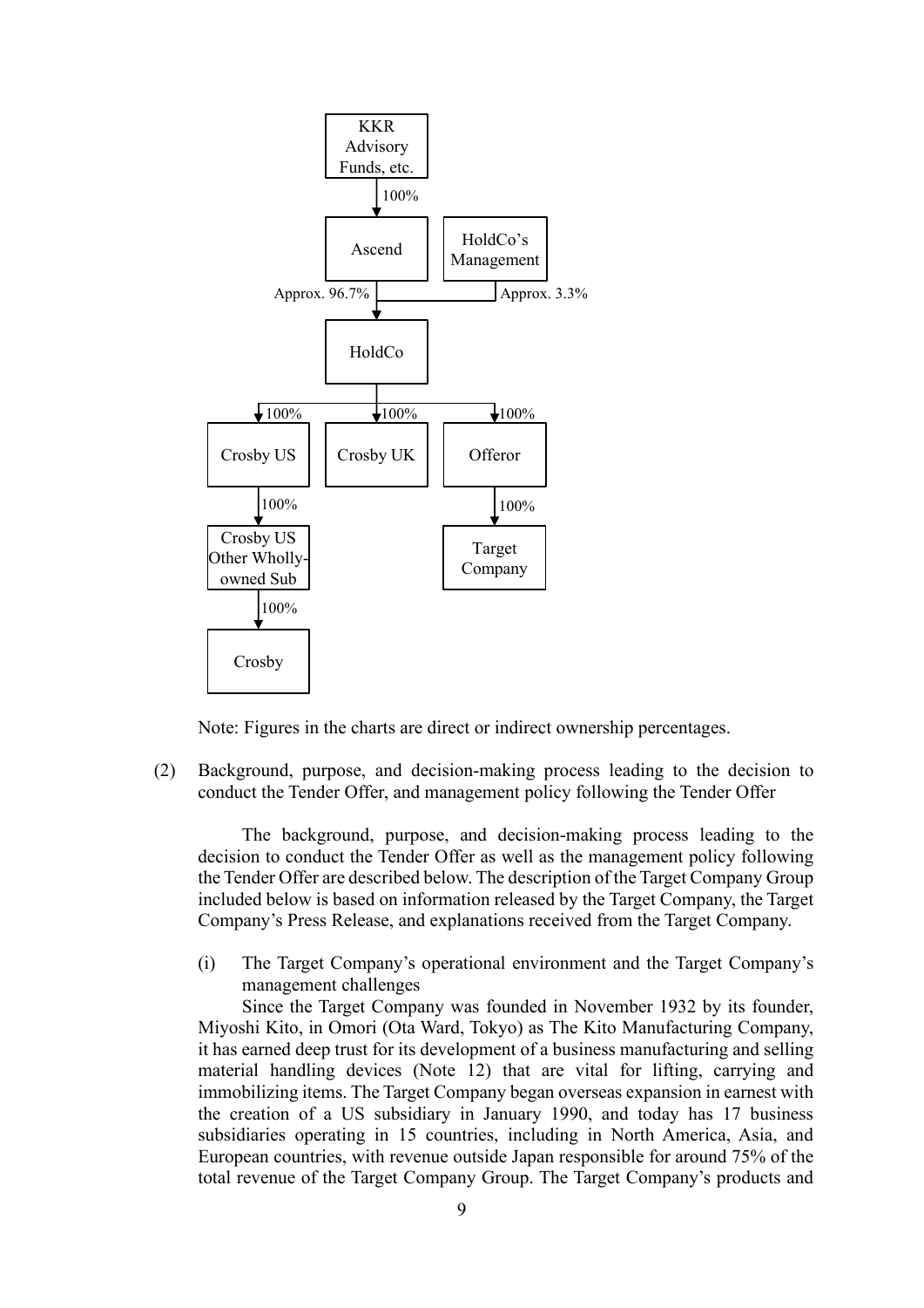```
KKR Advisory Funds, etc.
        │ 100%
        ▼
      Ascend                HoldCo's Management
Approx. 96.7% │                    │ Approx. 3.3%
              └─────────┬──────────┘
                        ▼
                      HoldCo
        ┌───────────────┼───────────────┐
        ▼ 100%          ▼ 100%          ▼ 100%
    Crosby US       Crosby UK        Offeror
        │ 100%                          │ 100%
        ▼                               ▼
Crosby US Other                   Target Company
Wholly-owned Sub
        │ 100%
        ▼
      Crosby
```

Note: Figures in the charts are direct or indirect ownership percentages.

(2) Background, purpose, and decision-making process leading to the decision to conduct the Tender Offer, and management policy following the Tender Offer

The background, purpose, and decision-making process leading to the decision to conduct the Tender Offer as well as the management policy following the Tender Offer are described below. The description of the Target Company Group included below is based on information released by the Target Company, the Target Company's Press Release, and explanations received from the Target Company.

(i) The Target Company's operational environment and the Target Company's management challenges

Since the Target Company was founded in November 1932 by its founder, Miyoshi Kito, in Omori (Ota Ward, Tokyo) as The Kito Manufacturing Company, it has earned deep trust for its development of a business manufacturing and selling material handling devices (Note 12) that are vital for lifting, carrying and immobilizing items. The Target Company began overseas expansion in earnest with the creation of a US subsidiary in January 1990, and today has 17 business subsidiaries operating in 15 countries, including in North America, Asia, and European countries, with revenue outside Japan responsible for around 75% of the total revenue of the Target Company Group. The Target Company's products and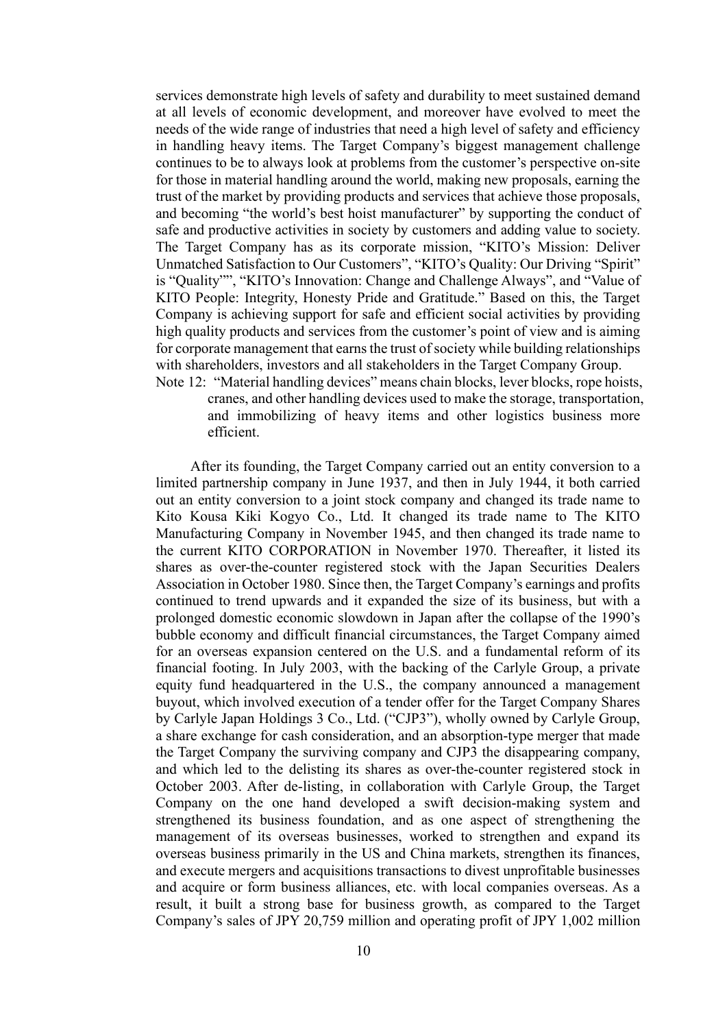services demonstrate high levels of safety and durability to meet sustained demand at all levels of economic development, and moreover have evolved to meet the needs of the wide range of industries that need a high level of safety and efficiency in handling heavy items. The Target Company's biggest management challenge continues to be to always look at problems from the customer's perspective on-site for those in material handling around the world, making new proposals, earning the trust of the market by providing products and services that achieve those proposals, and becoming "the world's best hoist manufacturer" by supporting the conduct of safe and productive activities in society by customers and adding value to society. The Target Company has as its corporate mission, "KITO's Mission: Deliver Unmatched Satisfaction to Our Customers", "KITO's Quality: Our Driving "Spirit" is "Quality"", "KITO's Innovation: Change and Challenge Always", and "Value of KITO People: Integrity, Honesty Pride and Gratitude." Based on this, the Target Company is achieving support for safe and efficient social activities by providing high quality products and services from the customer's point of view and is aiming for corporate management that earns the trust of society while building relationships with shareholders, investors and all stakeholders in the Target Company Group.

Note 12: "Material handling devices" means chain blocks, lever blocks, rope hoists, cranes, and other handling devices used to make the storage, transportation, and immobilizing of heavy items and other logistics business more efficient.

After its founding, the Target Company carried out an entity conversion to a limited partnership company in June 1937, and then in July 1944, it both carried out an entity conversion to a joint stock company and changed its trade name to Kito Kousa Kiki Kogyo Co., Ltd. It changed its trade name to The KITO Manufacturing Company in November 1945, and then changed its trade name to the current KITO CORPORATION in November 1970. Thereafter, it listed its shares as over-the-counter registered stock with the Japan Securities Dealers Association in October 1980. Since then, the Target Company's earnings and profits continued to trend upwards and it expanded the size of its business, but with a prolonged domestic economic slowdown in Japan after the collapse of the 1990's bubble economy and difficult financial circumstances, the Target Company aimed for an overseas expansion centered on the U.S. and a fundamental reform of its financial footing. In July 2003, with the backing of the Carlyle Group, a private equity fund headquartered in the U.S., the company announced a management buyout, which involved execution of a tender offer for the Target Company Shares by Carlyle Japan Holdings 3 Co., Ltd. ("CJP3"), wholly owned by Carlyle Group, a share exchange for cash consideration, and an absorption-type merger that made the Target Company the surviving company and CJP3 the disappearing company, and which led to the delisting its shares as over-the-counter registered stock in October 2003. After de-listing, in collaboration with Carlyle Group, the Target Company on the one hand developed a swift decision-making system and strengthened its business foundation, and as one aspect of strengthening the management of its overseas businesses, worked to strengthen and expand its overseas business primarily in the US and China markets, strengthen its finances, and execute mergers and acquisitions transactions to divest unprofitable businesses and acquire or form business alliances, etc. with local companies overseas. As a result, it built a strong base for business growth, as compared to the Target Company's sales of JPY 20,759 million and operating profit of JPY 1,002 million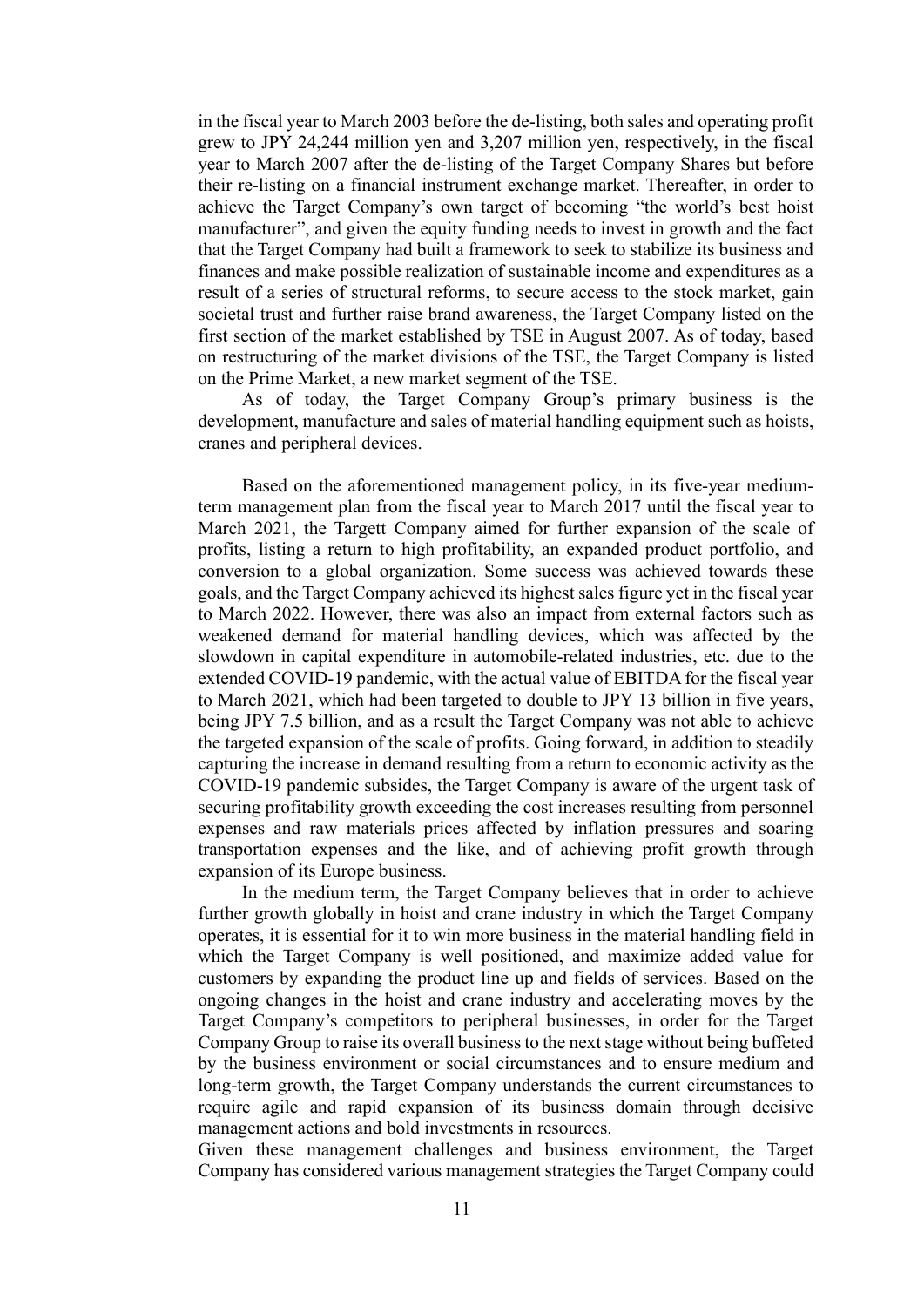in the fiscal year to March 2003 before the de-listing, both sales and operating profit grew to JPY 24,244 million yen and 3,207 million yen, respectively, in the fiscal year to March 2007 after the de-listing of the Target Company Shares but before their re-listing on a financial instrument exchange market. Thereafter, in order to achieve the Target Company's own target of becoming "the world's best hoist manufacturer", and given the equity funding needs to invest in growth and the fact that the Target Company had built a framework to seek to stabilize its business and finances and make possible realization of sustainable income and expenditures as a result of a series of structural reforms, to secure access to the stock market, gain societal trust and further raise brand awareness, the Target Company listed on the first section of the market established by TSE in August 2007. As of today, based on restructuring of the market divisions of the TSE, the Target Company is listed on the Prime Market, a new market segment of the TSE.

As of today, the Target Company Group's primary business is the development, manufacture and sales of material handling equipment such as hoists, cranes and peripheral devices.

Based on the aforementioned management policy, in its five-year medium-term management plan from the fiscal year to March 2017 until the fiscal year to March 2021, the Targett Company aimed for further expansion of the scale of profits, listing a return to high profitability, an expanded product portfolio, and conversion to a global organization. Some success was achieved towards these goals, and the Target Company achieved its highest sales figure yet in the fiscal year to March 2022. However, there was also an impact from external factors such as weakened demand for material handling devices, which was affected by the slowdown in capital expenditure in automobile-related industries, etc. due to the extended COVID-19 pandemic, with the actual value of EBITDA for the fiscal year to March 2021, which had been targeted to double to JPY 13 billion in five years, being JPY 7.5 billion, and as a result the Target Company was not able to achieve the targeted expansion of the scale of profits. Going forward, in addition to steadily capturing the increase in demand resulting from a return to economic activity as the COVID-19 pandemic subsides, the Target Company is aware of the urgent task of securing profitability growth exceeding the cost increases resulting from personnel expenses and raw materials prices affected by inflation pressures and soaring transportation expenses and the like, and of achieving profit growth through expansion of its Europe business.

In the medium term, the Target Company believes that in order to achieve further growth globally in hoist and crane industry in which the Target Company operates, it is essential for it to win more business in the material handling field in which the Target Company is well positioned, and maximize added value for customers by expanding the product line up and fields of services. Based on the ongoing changes in the hoist and crane industry and accelerating moves by the Target Company's competitors to peripheral businesses, in order for the Target Company Group to raise its overall business to the next stage without being buffeted by the business environment or social circumstances and to ensure medium and long-term growth, the Target Company understands the current circumstances to require agile and rapid expansion of its business domain through decisive management actions and bold investments in resources.

Given these management challenges and business environment, the Target Company has considered various management strategies the Target Company could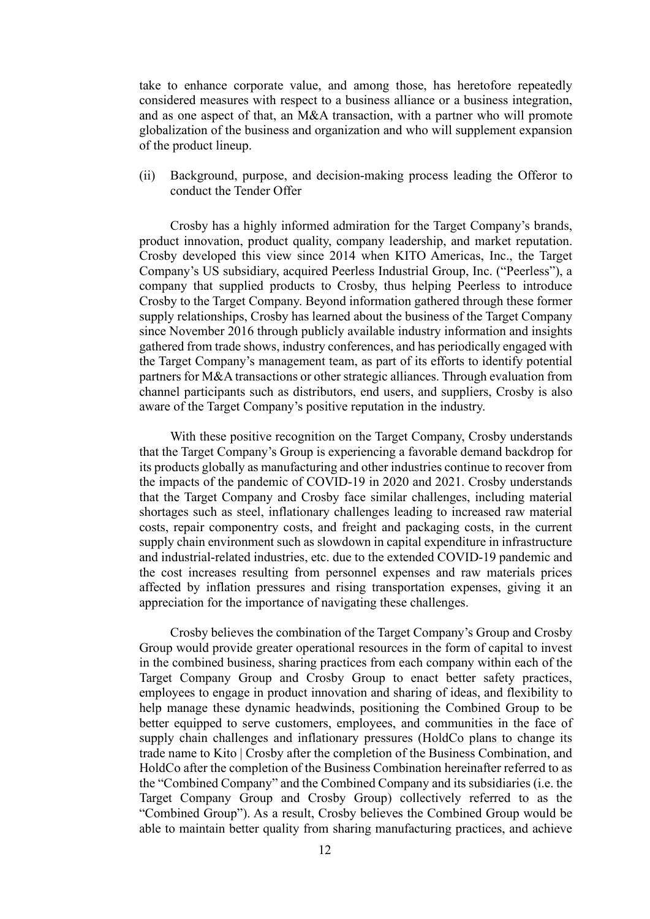take to enhance corporate value, and among those, has heretofore repeatedly considered measures with respect to a business alliance or a business integration, and as one aspect of that, an M&A transaction, with a partner who will promote globalization of the business and organization and who will supplement expansion of the product lineup.

(ii) Background, purpose, and decision-making process leading the Offeror to conduct the Tender Offer

Crosby has a highly informed admiration for the Target Company's brands, product innovation, product quality, company leadership, and market reputation. Crosby developed this view since 2014 when KITO Americas, Inc., the Target Company's US subsidiary, acquired Peerless Industrial Group, Inc. ("Peerless"), a company that supplied products to Crosby, thus helping Peerless to introduce Crosby to the Target Company. Beyond information gathered through these former supply relationships, Crosby has learned about the business of the Target Company since November 2016 through publicly available industry information and insights gathered from trade shows, industry conferences, and has periodically engaged with the Target Company's management team, as part of its efforts to identify potential partners for M&A transactions or other strategic alliances. Through evaluation from channel participants such as distributors, end users, and suppliers, Crosby is also aware of the Target Company's positive reputation in the industry.

With these positive recognition on the Target Company, Crosby understands that the Target Company's Group is experiencing a favorable demand backdrop for its products globally as manufacturing and other industries continue to recover from the impacts of the pandemic of COVID-19 in 2020 and 2021. Crosby understands that the Target Company and Crosby face similar challenges, including material shortages such as steel, inflationary challenges leading to increased raw material costs, repair componentry costs, and freight and packaging costs, in the current supply chain environment such as slowdown in capital expenditure in infrastructure and industrial-related industries, etc. due to the extended COVID-19 pandemic and the cost increases resulting from personnel expenses and raw materials prices affected by inflation pressures and rising transportation expenses, giving it an appreciation for the importance of navigating these challenges.

Crosby believes the combination of the Target Company's Group and Crosby Group would provide greater operational resources in the form of capital to invest in the combined business, sharing practices from each company within each of the Target Company Group and Crosby Group to enact better safety practices, employees to engage in product innovation and sharing of ideas, and flexibility to help manage these dynamic headwinds, positioning the Combined Group to be better equipped to serve customers, employees, and communities in the face of supply chain challenges and inflationary pressures (HoldCo plans to change its trade name to Kito | Crosby after the completion of the Business Combination, and HoldCo after the completion of the Business Combination hereinafter referred to as the "Combined Company" and the Combined Company and its subsidiaries (i.e. the Target Company Group and Crosby Group) collectively referred to as the "Combined Group"). As a result, Crosby believes the Combined Group would be able to maintain better quality from sharing manufacturing practices, and achieve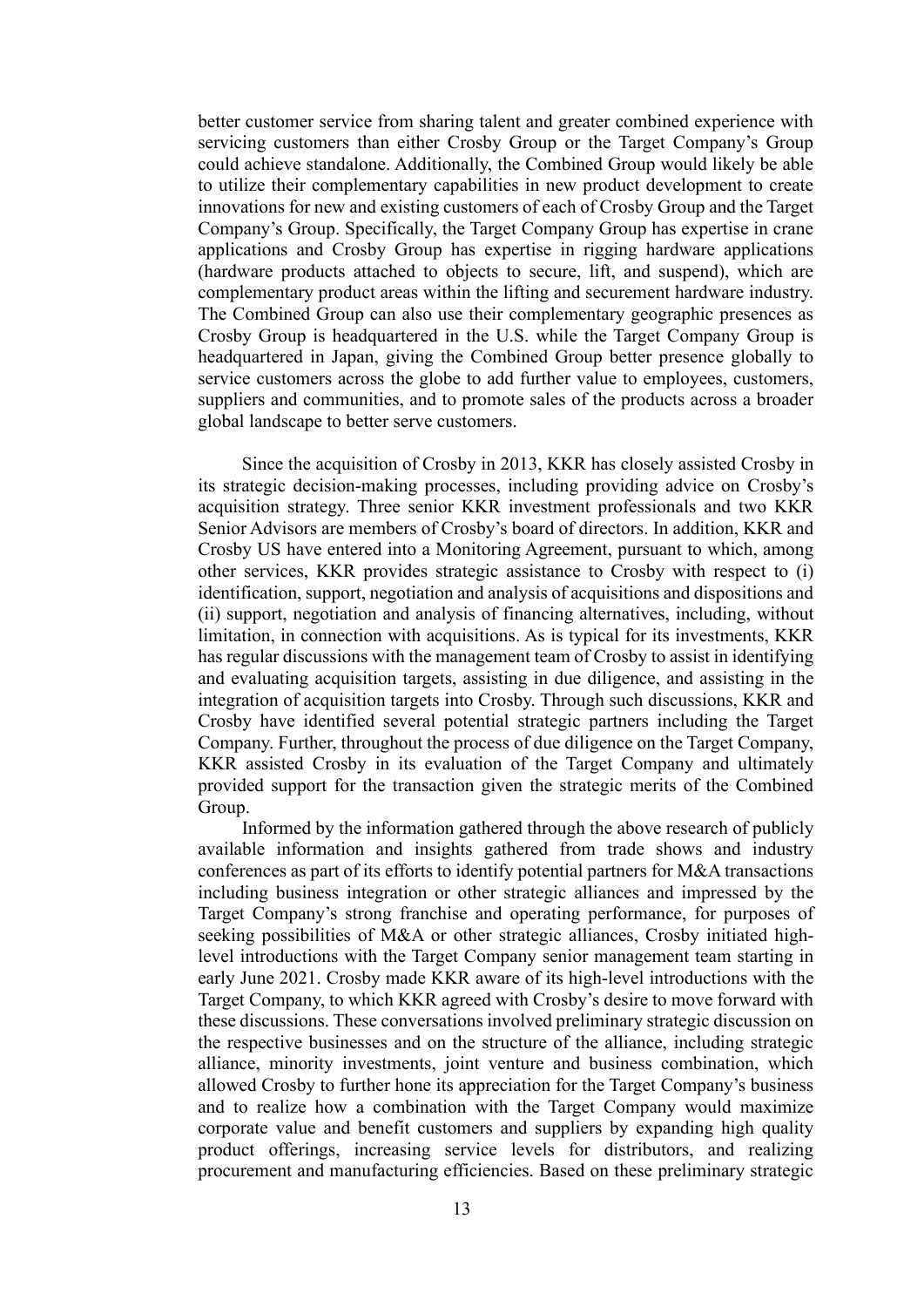better customer service from sharing talent and greater combined experience with servicing customers than either Crosby Group or the Target Company's Group could achieve standalone. Additionally, the Combined Group would likely be able to utilize their complementary capabilities in new product development to create innovations for new and existing customers of each of Crosby Group and the Target Company's Group. Specifically, the Target Company Group has expertise in crane applications and Crosby Group has expertise in rigging hardware applications (hardware products attached to objects to secure, lift, and suspend), which are complementary product areas within the lifting and securement hardware industry. The Combined Group can also use their complementary geographic presences as Crosby Group is headquartered in the U.S. while the Target Company Group is headquartered in Japan, giving the Combined Group better presence globally to service customers across the globe to add further value to employees, customers, suppliers and communities, and to promote sales of the products across a broader global landscape to better serve customers.

Since the acquisition of Crosby in 2013, KKR has closely assisted Crosby in its strategic decision-making processes, including providing advice on Crosby's acquisition strategy. Three senior KKR investment professionals and two KKR Senior Advisors are members of Crosby's board of directors. In addition, KKR and Crosby US have entered into a Monitoring Agreement, pursuant to which, among other services, KKR provides strategic assistance to Crosby with respect to (i) identification, support, negotiation and analysis of acquisitions and dispositions and (ii) support, negotiation and analysis of financing alternatives, including, without limitation, in connection with acquisitions. As is typical for its investments, KKR has regular discussions with the management team of Crosby to assist in identifying and evaluating acquisition targets, assisting in due diligence, and assisting in the integration of acquisition targets into Crosby. Through such discussions, KKR and Crosby have identified several potential strategic partners including the Target Company. Further, throughout the process of due diligence on the Target Company, KKR assisted Crosby in its evaluation of the Target Company and ultimately provided support for the transaction given the strategic merits of the Combined Group.

Informed by the information gathered through the above research of publicly available information and insights gathered from trade shows and industry conferences as part of its efforts to identify potential partners for M&A transactions including business integration or other strategic alliances and impressed by the Target Company's strong franchise and operating performance, for purposes of seeking possibilities of M&A or other strategic alliances, Crosby initiated high-level introductions with the Target Company senior management team starting in early June 2021. Crosby made KKR aware of its high-level introductions with the Target Company, to which KKR agreed with Crosby's desire to move forward with these discussions. These conversations involved preliminary strategic discussion on the respective businesses and on the structure of the alliance, including strategic alliance, minority investments, joint venture and business combination, which allowed Crosby to further hone its appreciation for the Target Company's business and to realize how a combination with the Target Company would maximize corporate value and benefit customers and suppliers by expanding high quality product offerings, increasing service levels for distributors, and realizing procurement and manufacturing efficiencies. Based on these preliminary strategic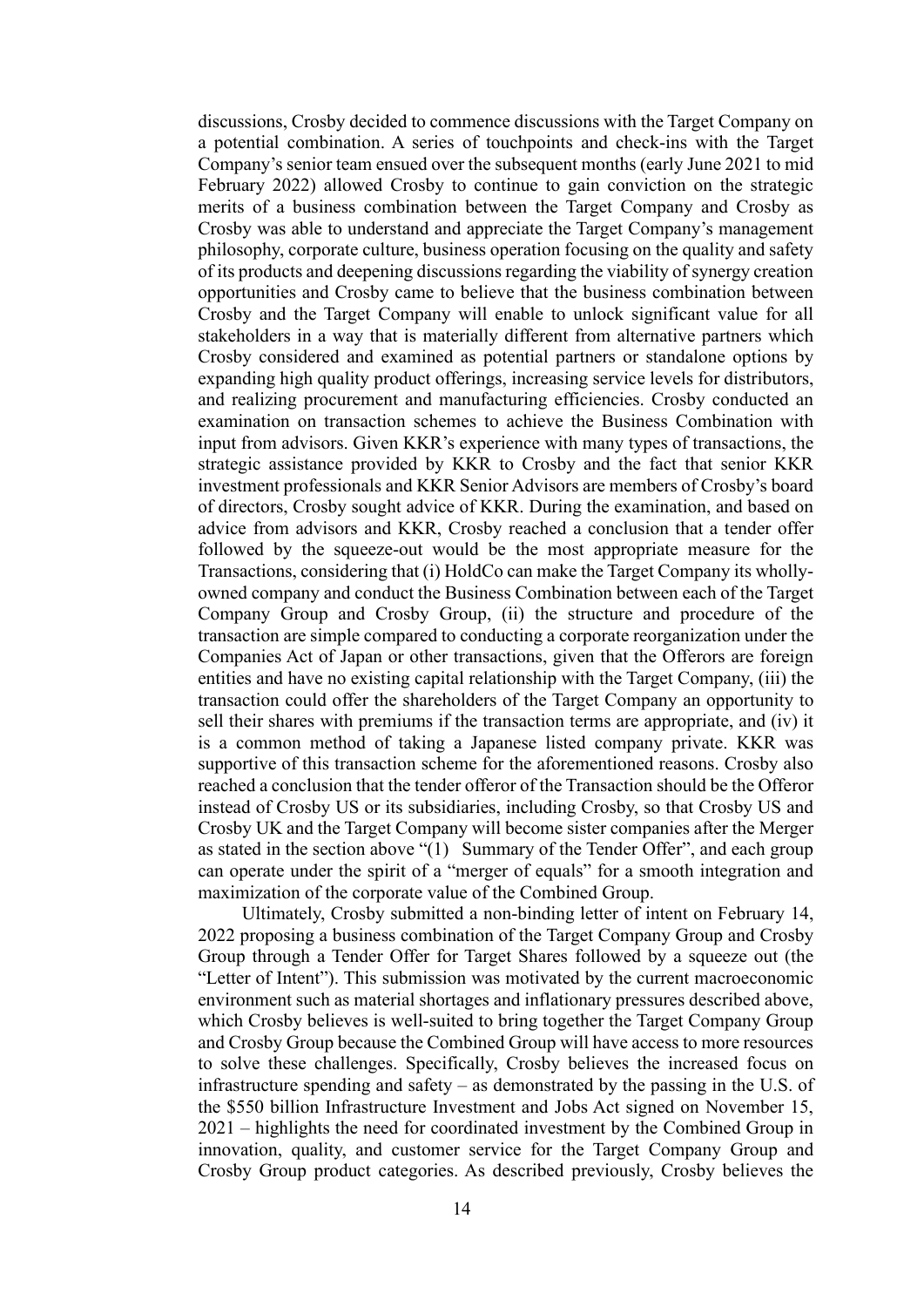discussions, Crosby decided to commence discussions with the Target Company on a potential combination. A series of touchpoints and check-ins with the Target Company's senior team ensued over the subsequent months (early June 2021 to mid February 2022) allowed Crosby to continue to gain conviction on the strategic merits of a business combination between the Target Company and Crosby as Crosby was able to understand and appreciate the Target Company's management philosophy, corporate culture, business operation focusing on the quality and safety of its products and deepening discussions regarding the viability of synergy creation opportunities and Crosby came to believe that the business combination between Crosby and the Target Company will enable to unlock significant value for all stakeholders in a way that is materially different from alternative partners which Crosby considered and examined as potential partners or standalone options by expanding high quality product offerings, increasing service levels for distributors, and realizing procurement and manufacturing efficiencies. Crosby conducted an examination on transaction schemes to achieve the Business Combination with input from advisors. Given KKR's experience with many types of transactions, the strategic assistance provided by KKR to Crosby and the fact that senior KKR investment professionals and KKR Senior Advisors are members of Crosby's board of directors, Crosby sought advice of KKR. During the examination, and based on advice from advisors and KKR, Crosby reached a conclusion that a tender offer followed by the squeeze-out would be the most appropriate measure for the Transactions, considering that (i) HoldCo can make the Target Company its wholly-owned company and conduct the Business Combination between each of the Target Company Group and Crosby Group, (ii) the structure and procedure of the transaction are simple compared to conducting a corporate reorganization under the Companies Act of Japan or other transactions, given that the Offerors are foreign entities and have no existing capital relationship with the Target Company, (iii) the transaction could offer the shareholders of the Target Company an opportunity to sell their shares with premiums if the transaction terms are appropriate, and (iv) it is a common method of taking a Japanese listed company private. KKR was supportive of this transaction scheme for the aforementioned reasons. Crosby also reached a conclusion that the tender offeror of the Transaction should be the Offeror instead of Crosby US or its subsidiaries, including Crosby, so that Crosby US and Crosby UK and the Target Company will become sister companies after the Merger as stated in the section above "(1) Summary of the Tender Offer", and each group can operate under the spirit of a "merger of equals" for a smooth integration and maximization of the corporate value of the Combined Group.

Ultimately, Crosby submitted a non-binding letter of intent on February 14, 2022 proposing a business combination of the Target Company Group and Crosby Group through a Tender Offer for Target Shares followed by a squeeze out (the "Letter of Intent"). This submission was motivated by the current macroeconomic environment such as material shortages and inflationary pressures described above, which Crosby believes is well-suited to bring together the Target Company Group and Crosby Group because the Combined Group will have access to more resources to solve these challenges. Specifically, Crosby believes the increased focus on infrastructure spending and safety – as demonstrated by the passing in the U.S. of the $550 billion Infrastructure Investment and Jobs Act signed on November 15, 2021 – highlights the need for coordinated investment by the Combined Group in innovation, quality, and customer service for the Target Company Group and Crosby Group product categories. As described previously, Crosby believes the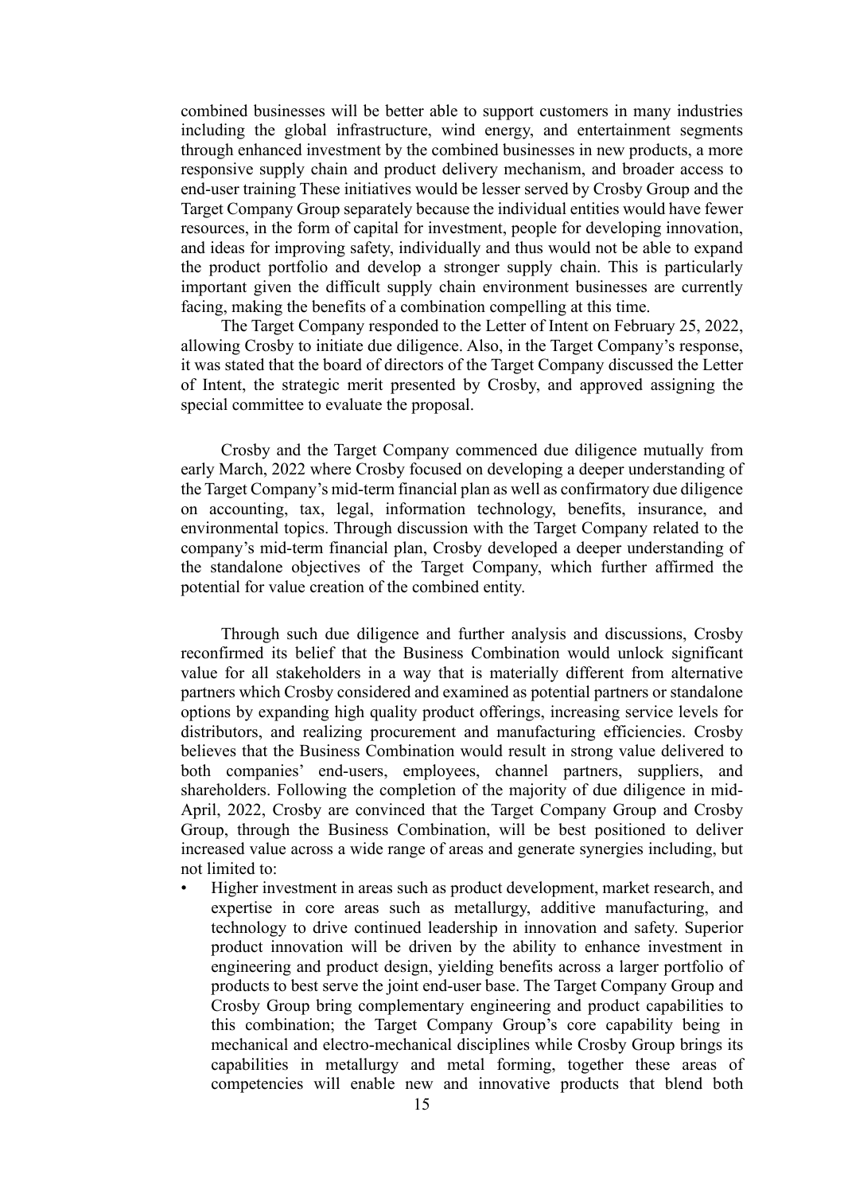combined businesses will be better able to support customers in many industries including the global infrastructure, wind energy, and entertainment segments through enhanced investment by the combined businesses in new products, a more responsive supply chain and product delivery mechanism, and broader access to end-user training These initiatives would be lesser served by Crosby Group and the Target Company Group separately because the individual entities would have fewer resources, in the form of capital for investment, people for developing innovation, and ideas for improving safety, individually and thus would not be able to expand the product portfolio and develop a stronger supply chain. This is particularly important given the difficult supply chain environment businesses are currently facing, making the benefits of a combination compelling at this time.

The Target Company responded to the Letter of Intent on February 25, 2022, allowing Crosby to initiate due diligence. Also, in the Target Company's response, it was stated that the board of directors of the Target Company discussed the Letter of Intent, the strategic merit presented by Crosby, and approved assigning the special committee to evaluate the proposal.

Crosby and the Target Company commenced due diligence mutually from early March, 2022 where Crosby focused on developing a deeper understanding of the Target Company's mid-term financial plan as well as confirmatory due diligence on accounting, tax, legal, information technology, benefits, insurance, and environmental topics. Through discussion with the Target Company related to the company's mid-term financial plan, Crosby developed a deeper understanding of the standalone objectives of the Target Company, which further affirmed the potential for value creation of the combined entity.

Through such due diligence and further analysis and discussions, Crosby reconfirmed its belief that the Business Combination would unlock significant value for all stakeholders in a way that is materially different from alternative partners which Crosby considered and examined as potential partners or standalone options by expanding high quality product offerings, increasing service levels for distributors, and realizing procurement and manufacturing efficiencies. Crosby believes that the Business Combination would result in strong value delivered to both companies' end-users, employees, channel partners, suppliers, and shareholders. Following the completion of the majority of due diligence in mid-April, 2022, Crosby are convinced that the Target Company Group and Crosby Group, through the Business Combination, will be best positioned to deliver increased value across a wide range of areas and generate synergies including, but not limited to:

- Higher investment in areas such as product development, market research, and expertise in core areas such as metallurgy, additive manufacturing, and technology to drive continued leadership in innovation and safety. Superior product innovation will be driven by the ability to enhance investment in engineering and product design, yielding benefits across a larger portfolio of products to best serve the joint end-user base. The Target Company Group and Crosby Group bring complementary engineering and product capabilities to this combination; the Target Company Group's core capability being in mechanical and electro-mechanical disciplines while Crosby Group brings its capabilities in metallurgy and metal forming, together these areas of competencies will enable new and innovative products that blend both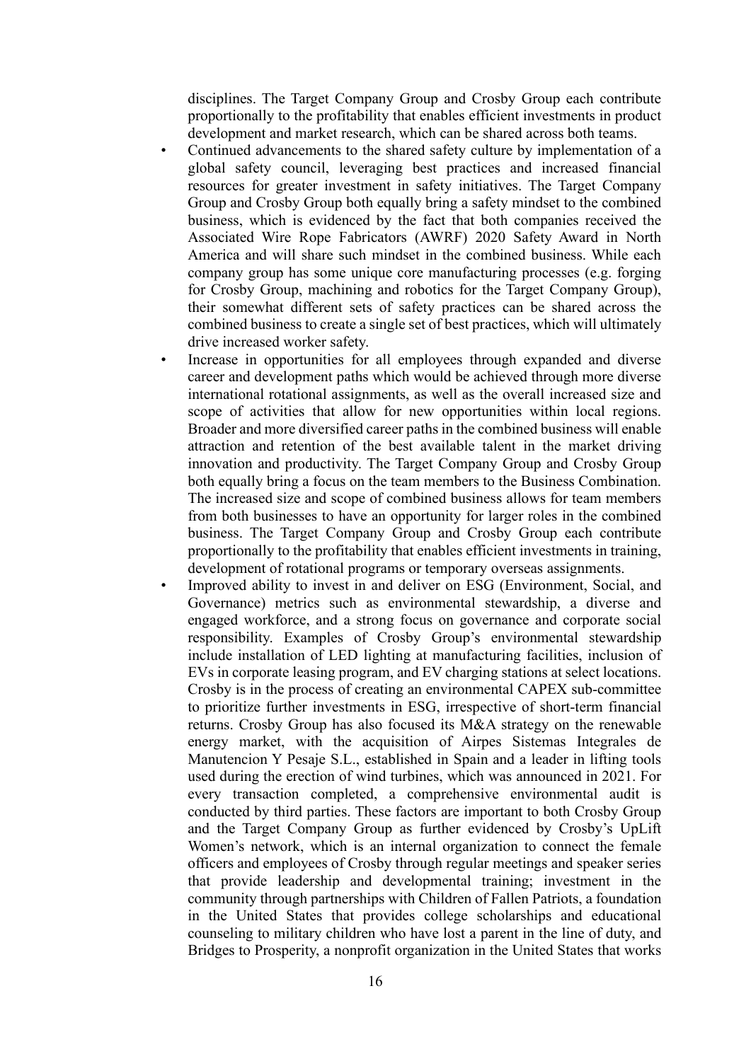disciplines. The Target Company Group and Crosby Group each contribute proportionally to the profitability that enables efficient investments in product development and market research, which can be shared across both teams.

- Continued advancements to the shared safety culture by implementation of a global safety council, leveraging best practices and increased financial resources for greater investment in safety initiatives. The Target Company Group and Crosby Group both equally bring a safety mindset to the combined business, which is evidenced by the fact that both companies received the Associated Wire Rope Fabricators (AWRF) 2020 Safety Award in North America and will share such mindset in the combined business. While each company group has some unique core manufacturing processes (e.g. forging for Crosby Group, machining and robotics for the Target Company Group), their somewhat different sets of safety practices can be shared across the combined business to create a single set of best practices, which will ultimately drive increased worker safety.
- Increase in opportunities for all employees through expanded and diverse career and development paths which would be achieved through more diverse international rotational assignments, as well as the overall increased size and scope of activities that allow for new opportunities within local regions. Broader and more diversified career paths in the combined business will enable attraction and retention of the best available talent in the market driving innovation and productivity. The Target Company Group and Crosby Group both equally bring a focus on the team members to the Business Combination. The increased size and scope of combined business allows for team members from both businesses to have an opportunity for larger roles in the combined business. The Target Company Group and Crosby Group each contribute proportionally to the profitability that enables efficient investments in training, development of rotational programs or temporary overseas assignments.
- Improved ability to invest in and deliver on ESG (Environment, Social, and Governance) metrics such as environmental stewardship, a diverse and engaged workforce, and a strong focus on governance and corporate social responsibility. Examples of Crosby Group's environmental stewardship include installation of LED lighting at manufacturing facilities, inclusion of EVs in corporate leasing program, and EV charging stations at select locations. Crosby is in the process of creating an environmental CAPEX sub-committee to prioritize further investments in ESG, irrespective of short-term financial returns. Crosby Group has also focused its M&A strategy on the renewable energy market, with the acquisition of Airpes Sistemas Integrales de Manutencion Y Pesaje S.L., established in Spain and a leader in lifting tools used during the erection of wind turbines, which was announced in 2021. For every transaction completed, a comprehensive environmental audit is conducted by third parties. These factors are important to both Crosby Group and the Target Company Group as further evidenced by Crosby's UpLift Women's network, which is an internal organization to connect the female officers and employees of Crosby through regular meetings and speaker series that provide leadership and developmental training; investment in the community through partnerships with Children of Fallen Patriots, a foundation in the United States that provides college scholarships and educational counseling to military children who have lost a parent in the line of duty, and Bridges to Prosperity, a nonprofit organization in the United States that works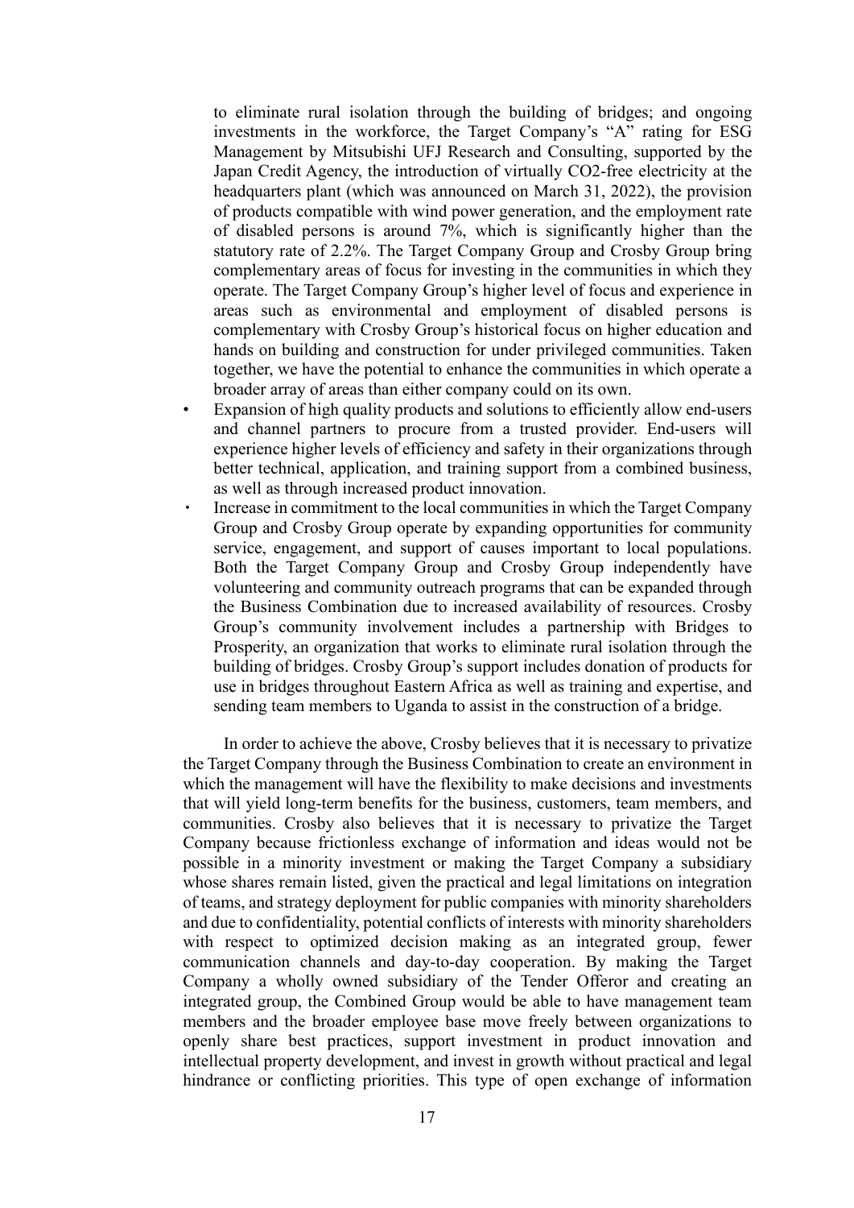to eliminate rural isolation through the building of bridges; and ongoing investments in the workforce, the Target Company's "A" rating for ESG Management by Mitsubishi UFJ Research and Consulting, supported by the Japan Credit Agency, the introduction of virtually CO2-free electricity at the headquarters plant (which was announced on March 31, 2022), the provision of products compatible with wind power generation, and the employment rate of disabled persons is around 7%, which is significantly higher than the statutory rate of 2.2%. The Target Company Group and Crosby Group bring complementary areas of focus for investing in the communities in which they operate. The Target Company Group's higher level of focus and experience in areas such as environmental and employment of disabled persons is complementary with Crosby Group's historical focus on higher education and hands on building and construction for under privileged communities. Taken together, we have the potential to enhance the communities in which operate a broader array of areas than either company could on its own.

- Expansion of high quality products and solutions to efficiently allow end-users and channel partners to procure from a trusted provider. End-users will experience higher levels of efficiency and safety in their organizations through better technical, application, and training support from a combined business, as well as through increased product innovation.
- Increase in commitment to the local communities in which the Target Company Group and Crosby Group operate by expanding opportunities for community service, engagement, and support of causes important to local populations. Both the Target Company Group and Crosby Group independently have volunteering and community outreach programs that can be expanded through the Business Combination due to increased availability of resources. Crosby Group's community involvement includes a partnership with Bridges to Prosperity, an organization that works to eliminate rural isolation through the building of bridges. Crosby Group's support includes donation of products for use in bridges throughout Eastern Africa as well as training and expertise, and sending team members to Uganda to assist in the construction of a bridge.

In order to achieve the above, Crosby believes that it is necessary to privatize the Target Company through the Business Combination to create an environment in which the management will have the flexibility to make decisions and investments that will yield long-term benefits for the business, customers, team members, and communities. Crosby also believes that it is necessary to privatize the Target Company because frictionless exchange of information and ideas would not be possible in a minority investment or making the Target Company a subsidiary whose shares remain listed, given the practical and legal limitations on integration of teams, and strategy deployment for public companies with minority shareholders and due to confidentiality, potential conflicts of interests with minority shareholders with respect to optimized decision making as an integrated group, fewer communication channels and day-to-day cooperation. By making the Target Company a wholly owned subsidiary of the Tender Offeror and creating an integrated group, the Combined Group would be able to have management team members and the broader employee base move freely between organizations to openly share best practices, support investment in product innovation and intellectual property development, and invest in growth without practical and legal hindrance or conflicting priorities. This type of open exchange of information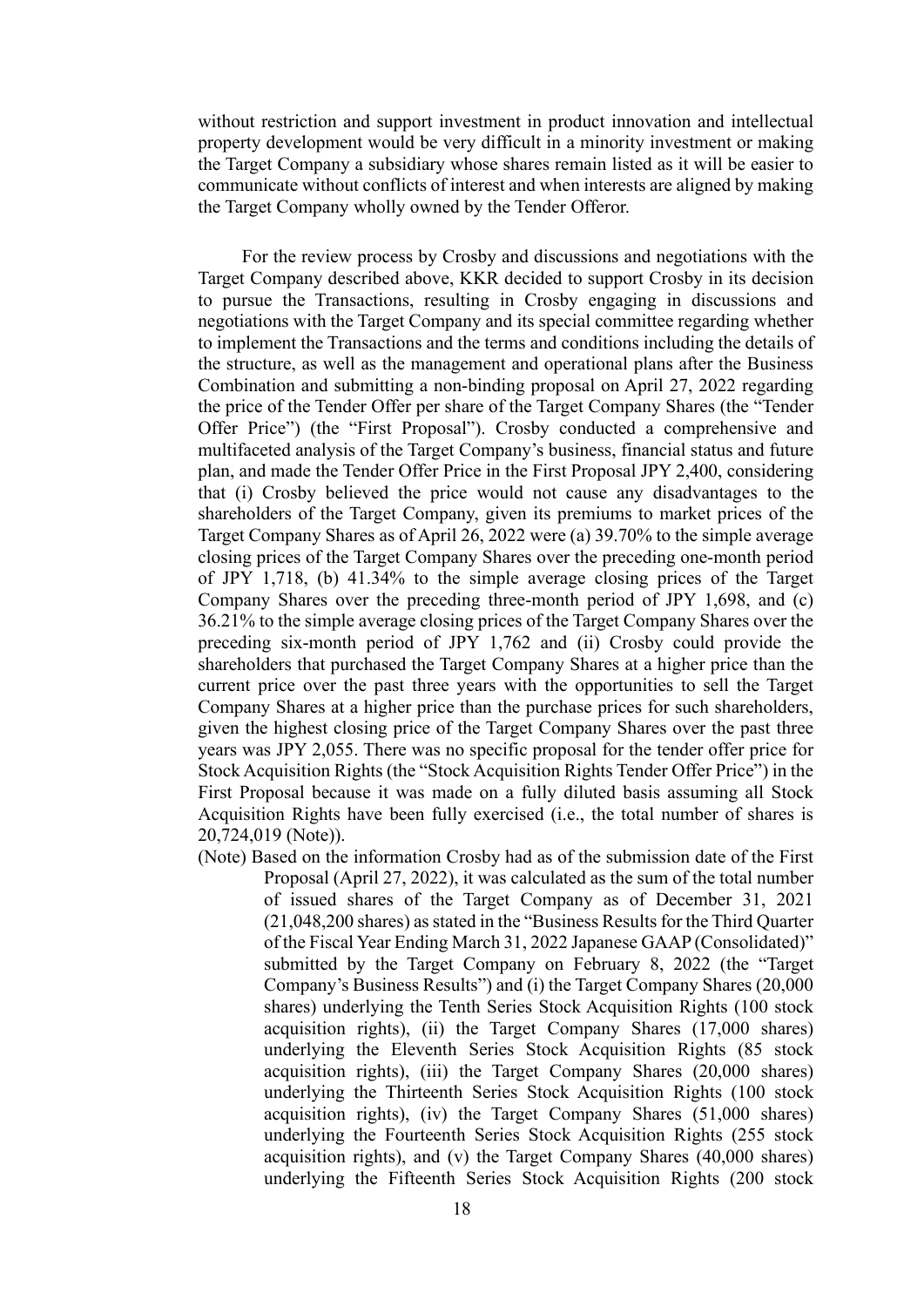without restriction and support investment in product innovation and intellectual property development would be very difficult in a minority investment or making the Target Company a subsidiary whose shares remain listed as it will be easier to communicate without conflicts of interest and when interests are aligned by making the Target Company wholly owned by the Tender Offeror.

For the review process by Crosby and discussions and negotiations with the Target Company described above, KKR decided to support Crosby in its decision to pursue the Transactions, resulting in Crosby engaging in discussions and negotiations with the Target Company and its special committee regarding whether to implement the Transactions and the terms and conditions including the details of the structure, as well as the management and operational plans after the Business Combination and submitting a non-binding proposal on April 27, 2022 regarding the price of the Tender Offer per share of the Target Company Shares (the "Tender Offer Price") (the "First Proposal"). Crosby conducted a comprehensive and multifaceted analysis of the Target Company's business, financial status and future plan, and made the Tender Offer Price in the First Proposal JPY 2,400, considering that (i) Crosby believed the price would not cause any disadvantages to the shareholders of the Target Company, given its premiums to market prices of the Target Company Shares as of April 26, 2022 were (a) 39.70% to the simple average closing prices of the Target Company Shares over the preceding one-month period of JPY 1,718, (b) 41.34% to the simple average closing prices of the Target Company Shares over the preceding three-month period of JPY 1,698, and (c) 36.21% to the simple average closing prices of the Target Company Shares over the preceding six-month period of JPY 1,762 and (ii) Crosby could provide the shareholders that purchased the Target Company Shares at a higher price than the current price over the past three years with the opportunities to sell the Target Company Shares at a higher price than the purchase prices for such shareholders, given the highest closing price of the Target Company Shares over the past three years was JPY 2,055. There was no specific proposal for the tender offer price for Stock Acquisition Rights (the "Stock Acquisition Rights Tender Offer Price") in the First Proposal because it was made on a fully diluted basis assuming all Stock Acquisition Rights have been fully exercised (i.e., the total number of shares is 20,724,019 (Note)).

(Note) Based on the information Crosby had as of the submission date of the First Proposal (April 27, 2022), it was calculated as the sum of the total number of issued shares of the Target Company as of December 31, 2021 (21,048,200 shares) as stated in the "Business Results for the Third Quarter of the Fiscal Year Ending March 31, 2022 Japanese GAAP (Consolidated)" submitted by the Target Company on February 8, 2022 (the "Target Company's Business Results") and (i) the Target Company Shares (20,000 shares) underlying the Tenth Series Stock Acquisition Rights (100 stock acquisition rights), (ii) the Target Company Shares (17,000 shares) underlying the Eleventh Series Stock Acquisition Rights (85 stock acquisition rights), (iii) the Target Company Shares (20,000 shares) underlying the Thirteenth Series Stock Acquisition Rights (100 stock acquisition rights), (iv) the Target Company Shares (51,000 shares) underlying the Fourteenth Series Stock Acquisition Rights (255 stock acquisition rights), and (v) the Target Company Shares (40,000 shares) underlying the Fifteenth Series Stock Acquisition Rights (200 stock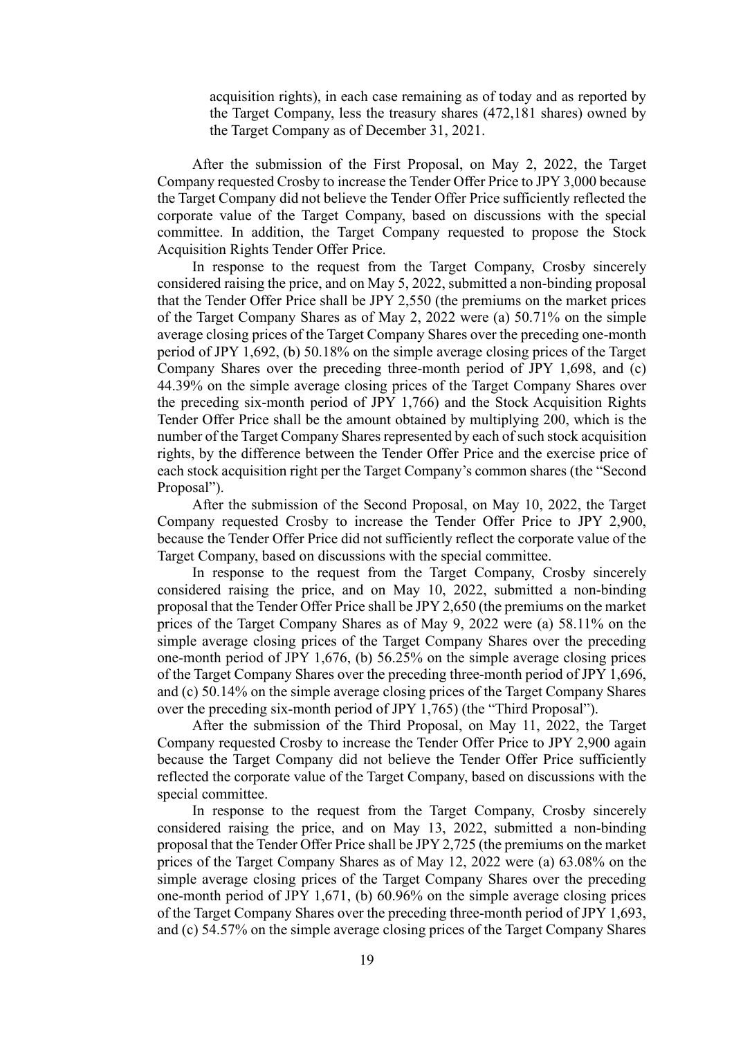acquisition rights), in each case remaining as of today and as reported by the Target Company, less the treasury shares (472,181 shares) owned by the Target Company as of December 31, 2021.

After the submission of the First Proposal, on May 2, 2022, the Target Company requested Crosby to increase the Tender Offer Price to JPY 3,000 because the Target Company did not believe the Tender Offer Price sufficiently reflected the corporate value of the Target Company, based on discussions with the special committee. In addition, the Target Company requested to propose the Stock Acquisition Rights Tender Offer Price.

In response to the request from the Target Company, Crosby sincerely considered raising the price, and on May 5, 2022, submitted a non-binding proposal that the Tender Offer Price shall be JPY 2,550 (the premiums on the market prices of the Target Company Shares as of May 2, 2022 were (a) 50.71% on the simple average closing prices of the Target Company Shares over the preceding one-month period of JPY 1,692, (b) 50.18% on the simple average closing prices of the Target Company Shares over the preceding three-month period of JPY 1,698, and (c) 44.39% on the simple average closing prices of the Target Company Shares over the preceding six-month period of JPY 1,766) and the Stock Acquisition Rights Tender Offer Price shall be the amount obtained by multiplying 200, which is the number of the Target Company Shares represented by each of such stock acquisition rights, by the difference between the Tender Offer Price and the exercise price of each stock acquisition right per the Target Company's common shares (the "Second Proposal").

After the submission of the Second Proposal, on May 10, 2022, the Target Company requested Crosby to increase the Tender Offer Price to JPY 2,900, because the Tender Offer Price did not sufficiently reflect the corporate value of the Target Company, based on discussions with the special committee.

In response to the request from the Target Company, Crosby sincerely considered raising the price, and on May 10, 2022, submitted a non-binding proposal that the Tender Offer Price shall be JPY 2,650 (the premiums on the market prices of the Target Company Shares as of May 9, 2022 were (a) 58.11% on the simple average closing prices of the Target Company Shares over the preceding one-month period of JPY 1,676, (b) 56.25% on the simple average closing prices of the Target Company Shares over the preceding three-month period of JPY 1,696, and (c) 50.14% on the simple average closing prices of the Target Company Shares over the preceding six-month period of JPY 1,765) (the "Third Proposal").

After the submission of the Third Proposal, on May 11, 2022, the Target Company requested Crosby to increase the Tender Offer Price to JPY 2,900 again because the Target Company did not believe the Tender Offer Price sufficiently reflected the corporate value of the Target Company, based on discussions with the special committee.

In response to the request from the Target Company, Crosby sincerely considered raising the price, and on May 13, 2022, submitted a non-binding proposal that the Tender Offer Price shall be JPY 2,725 (the premiums on the market prices of the Target Company Shares as of May 12, 2022 were (a) 63.08% on the simple average closing prices of the Target Company Shares over the preceding one-month period of JPY 1,671, (b) 60.96% on the simple average closing prices of the Target Company Shares over the preceding three-month period of JPY 1,693, and (c) 54.57% on the simple average closing prices of the Target Company Shares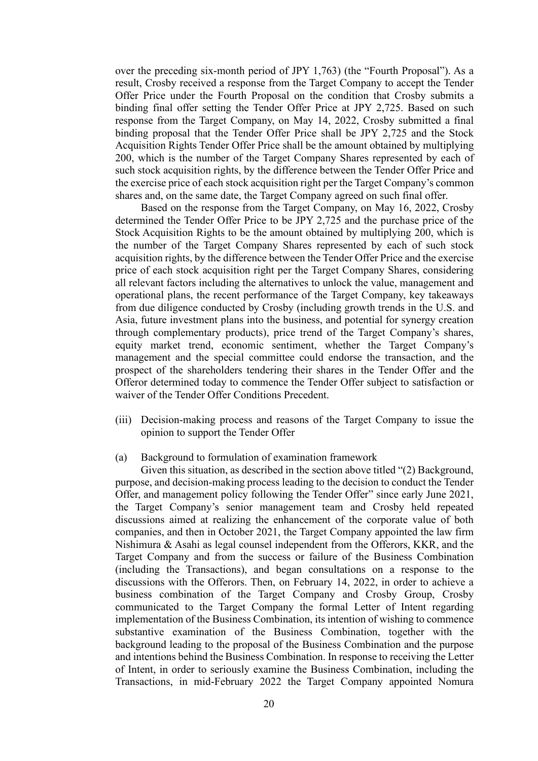over the preceding six-month period of JPY 1,763) (the "Fourth Proposal"). As a result, Crosby received a response from the Target Company to accept the Tender Offer Price under the Fourth Proposal on the condition that Crosby submits a binding final offer setting the Tender Offer Price at JPY 2,725. Based on such response from the Target Company, on May 14, 2022, Crosby submitted a final binding proposal that the Tender Offer Price shall be JPY 2,725 and the Stock Acquisition Rights Tender Offer Price shall be the amount obtained by multiplying 200, which is the number of the Target Company Shares represented by each of such stock acquisition rights, by the difference between the Tender Offer Price and the exercise price of each stock acquisition right per the Target Company's common shares and, on the same date, the Target Company agreed on such final offer.

Based on the response from the Target Company, on May 16, 2022, Crosby determined the Tender Offer Price to be JPY 2,725 and the purchase price of the Stock Acquisition Rights to be the amount obtained by multiplying 200, which is the number of the Target Company Shares represented by each of such stock acquisition rights, by the difference between the Tender Offer Price and the exercise price of each stock acquisition right per the Target Company Shares, considering all relevant factors including the alternatives to unlock the value, management and operational plans, the recent performance of the Target Company, key takeaways from due diligence conducted by Crosby (including growth trends in the U.S. and Asia, future investment plans into the business, and potential for synergy creation through complementary products), price trend of the Target Company's shares, equity market trend, economic sentiment, whether the Target Company's management and the special committee could endorse the transaction, and the prospect of the shareholders tendering their shares in the Tender Offer and the Offeror determined today to commence the Tender Offer subject to satisfaction or waiver of the Tender Offer Conditions Precedent.

(iii) Decision-making process and reasons of the Target Company to issue the opinion to support the Tender Offer

(a) Background to formulation of examination framework

Given this situation, as described in the section above titled "(2) Background, purpose, and decision-making process leading to the decision to conduct the Tender Offer, and management policy following the Tender Offer" since early June 2021, the Target Company's senior management team and Crosby held repeated discussions aimed at realizing the enhancement of the corporate value of both companies, and then in October 2021, the Target Company appointed the law firm Nishimura & Asahi as legal counsel independent from the Offerors, KKR, and the Target Company and from the success or failure of the Business Combination (including the Transactions), and began consultations on a response to the discussions with the Offerors. Then, on February 14, 2022, in order to achieve a business combination of the Target Company and Crosby Group, Crosby communicated to the Target Company the formal Letter of Intent regarding implementation of the Business Combination, its intention of wishing to commence substantive examination of the Business Combination, together with the background leading to the proposal of the Business Combination and the purpose and intentions behind the Business Combination. In response to receiving the Letter of Intent, in order to seriously examine the Business Combination, including the Transactions, in mid-February 2022 the Target Company appointed Nomura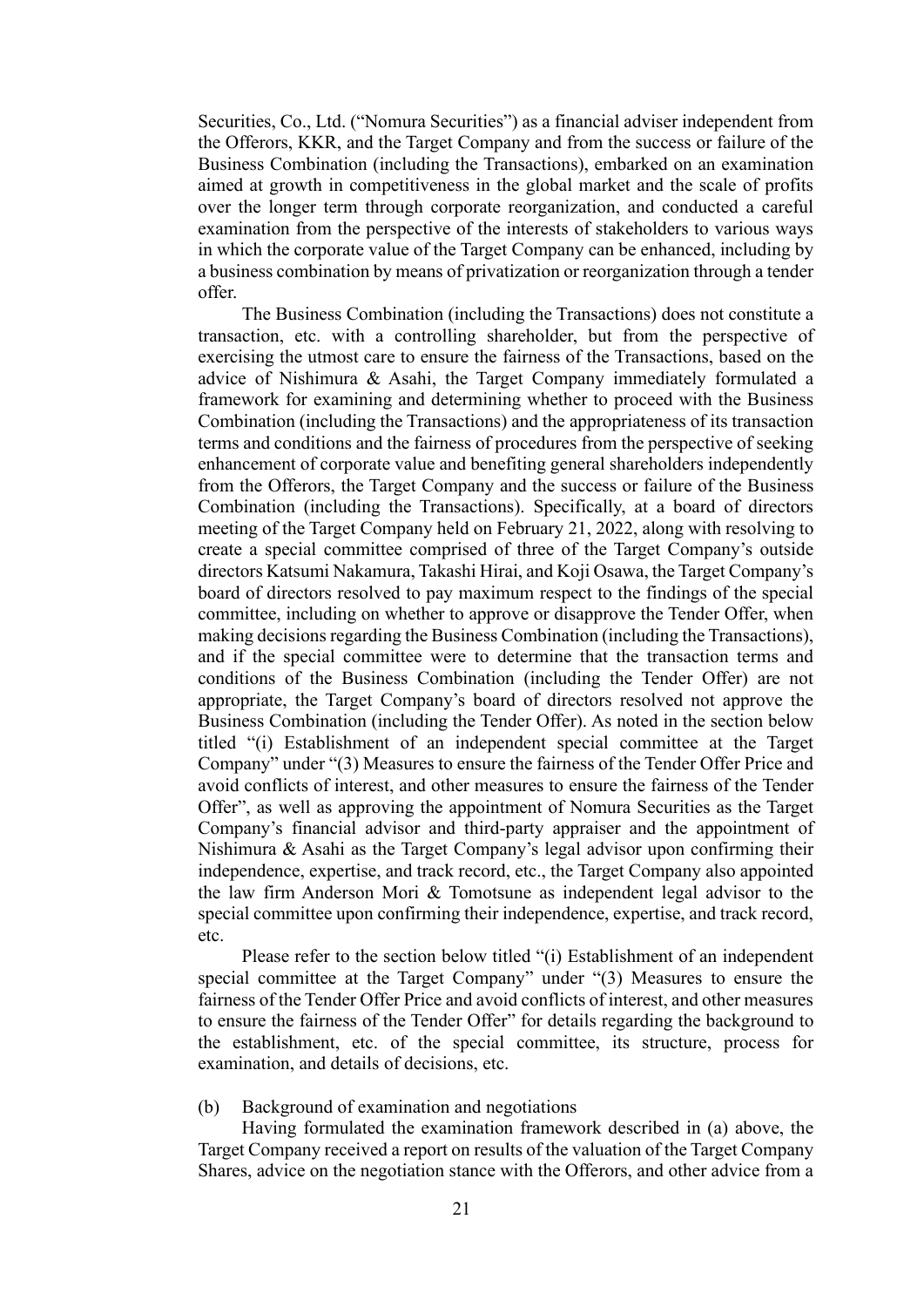Securities, Co., Ltd. ("Nomura Securities") as a financial adviser independent from the Offerors, KKR, and the Target Company and from the success or failure of the Business Combination (including the Transactions), embarked on an examination aimed at growth in competitiveness in the global market and the scale of profits over the longer term through corporate reorganization, and conducted a careful examination from the perspective of the interests of stakeholders to various ways in which the corporate value of the Target Company can be enhanced, including by a business combination by means of privatization or reorganization through a tender offer.

The Business Combination (including the Transactions) does not constitute a transaction, etc. with a controlling shareholder, but from the perspective of exercising the utmost care to ensure the fairness of the Transactions, based on the advice of Nishimura & Asahi, the Target Company immediately formulated a framework for examining and determining whether to proceed with the Business Combination (including the Transactions) and the appropriateness of its transaction terms and conditions and the fairness of procedures from the perspective of seeking enhancement of corporate value and benefiting general shareholders independently from the Offerors, the Target Company and the success or failure of the Business Combination (including the Transactions). Specifically, at a board of directors meeting of the Target Company held on February 21, 2022, along with resolving to create a special committee comprised of three of the Target Company's outside directors Katsumi Nakamura, Takashi Hirai, and Koji Osawa, the Target Company's board of directors resolved to pay maximum respect to the findings of the special committee, including on whether to approve or disapprove the Tender Offer, when making decisions regarding the Business Combination (including the Transactions), and if the special committee were to determine that the transaction terms and conditions of the Business Combination (including the Tender Offer) are not appropriate, the Target Company's board of directors resolved not approve the Business Combination (including the Tender Offer). As noted in the section below titled "(i) Establishment of an independent special committee at the Target Company" under "(3) Measures to ensure the fairness of the Tender Offer Price and avoid conflicts of interest, and other measures to ensure the fairness of the Tender Offer", as well as approving the appointment of Nomura Securities as the Target Company's financial advisor and third-party appraiser and the appointment of Nishimura & Asahi as the Target Company's legal advisor upon confirming their independence, expertise, and track record, etc., the Target Company also appointed the law firm Anderson Mori & Tomotsune as independent legal advisor to the special committee upon confirming their independence, expertise, and track record, etc.

Please refer to the section below titled "(i) Establishment of an independent special committee at the Target Company" under "(3) Measures to ensure the fairness of the Tender Offer Price and avoid conflicts of interest, and other measures to ensure the fairness of the Tender Offer" for details regarding the background to the establishment, etc. of the special committee, its structure, process for examination, and details of decisions, etc.

(b) Background of examination and negotiations

Having formulated the examination framework described in (a) above, the Target Company received a report on results of the valuation of the Target Company Shares, advice on the negotiation stance with the Offerors, and other advice from a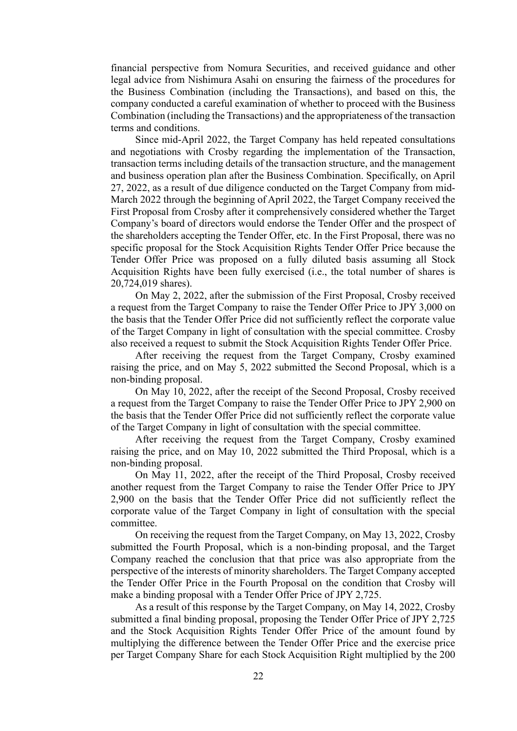financial perspective from Nomura Securities, and received guidance and other legal advice from Nishimura Asahi on ensuring the fairness of the procedures for the Business Combination (including the Transactions), and based on this, the company conducted a careful examination of whether to proceed with the Business Combination (including the Transactions) and the appropriateness of the transaction terms and conditions.

Since mid-April 2022, the Target Company has held repeated consultations and negotiations with Crosby regarding the implementation of the Transaction, transaction terms including details of the transaction structure, and the management and business operation plan after the Business Combination. Specifically, on April 27, 2022, as a result of due diligence conducted on the Target Company from mid-March 2022 through the beginning of April 2022, the Target Company received the First Proposal from Crosby after it comprehensively considered whether the Target Company's board of directors would endorse the Tender Offer and the prospect of the shareholders accepting the Tender Offer, etc. In the First Proposal, there was no specific proposal for the Stock Acquisition Rights Tender Offer Price because the Tender Offer Price was proposed on a fully diluted basis assuming all Stock Acquisition Rights have been fully exercised (i.e., the total number of shares is 20,724,019 shares).

On May 2, 2022, after the submission of the First Proposal, Crosby received a request from the Target Company to raise the Tender Offer Price to JPY 3,000 on the basis that the Tender Offer Price did not sufficiently reflect the corporate value of the Target Company in light of consultation with the special committee. Crosby also received a request to submit the Stock Acquisition Rights Tender Offer Price.

After receiving the request from the Target Company, Crosby examined raising the price, and on May 5, 2022 submitted the Second Proposal, which is a non-binding proposal.

On May 10, 2022, after the receipt of the Second Proposal, Crosby received a request from the Target Company to raise the Tender Offer Price to JPY 2,900 on the basis that the Tender Offer Price did not sufficiently reflect the corporate value of the Target Company in light of consultation with the special committee.

After receiving the request from the Target Company, Crosby examined raising the price, and on May 10, 2022 submitted the Third Proposal, which is a non-binding proposal.

On May 11, 2022, after the receipt of the Third Proposal, Crosby received another request from the Target Company to raise the Tender Offer Price to JPY 2,900 on the basis that the Tender Offer Price did not sufficiently reflect the corporate value of the Target Company in light of consultation with the special committee.

On receiving the request from the Target Company, on May 13, 2022, Crosby submitted the Fourth Proposal, which is a non-binding proposal, and the Target Company reached the conclusion that that price was also appropriate from the perspective of the interests of minority shareholders. The Target Company accepted the Tender Offer Price in the Fourth Proposal on the condition that Crosby will make a binding proposal with a Tender Offer Price of JPY 2,725.

As a result of this response by the Target Company, on May 14, 2022, Crosby submitted a final binding proposal, proposing the Tender Offer Price of JPY 2,725 and the Stock Acquisition Rights Tender Offer Price of the amount found by multiplying the difference between the Tender Offer Price and the exercise price per Target Company Share for each Stock Acquisition Right multiplied by the 200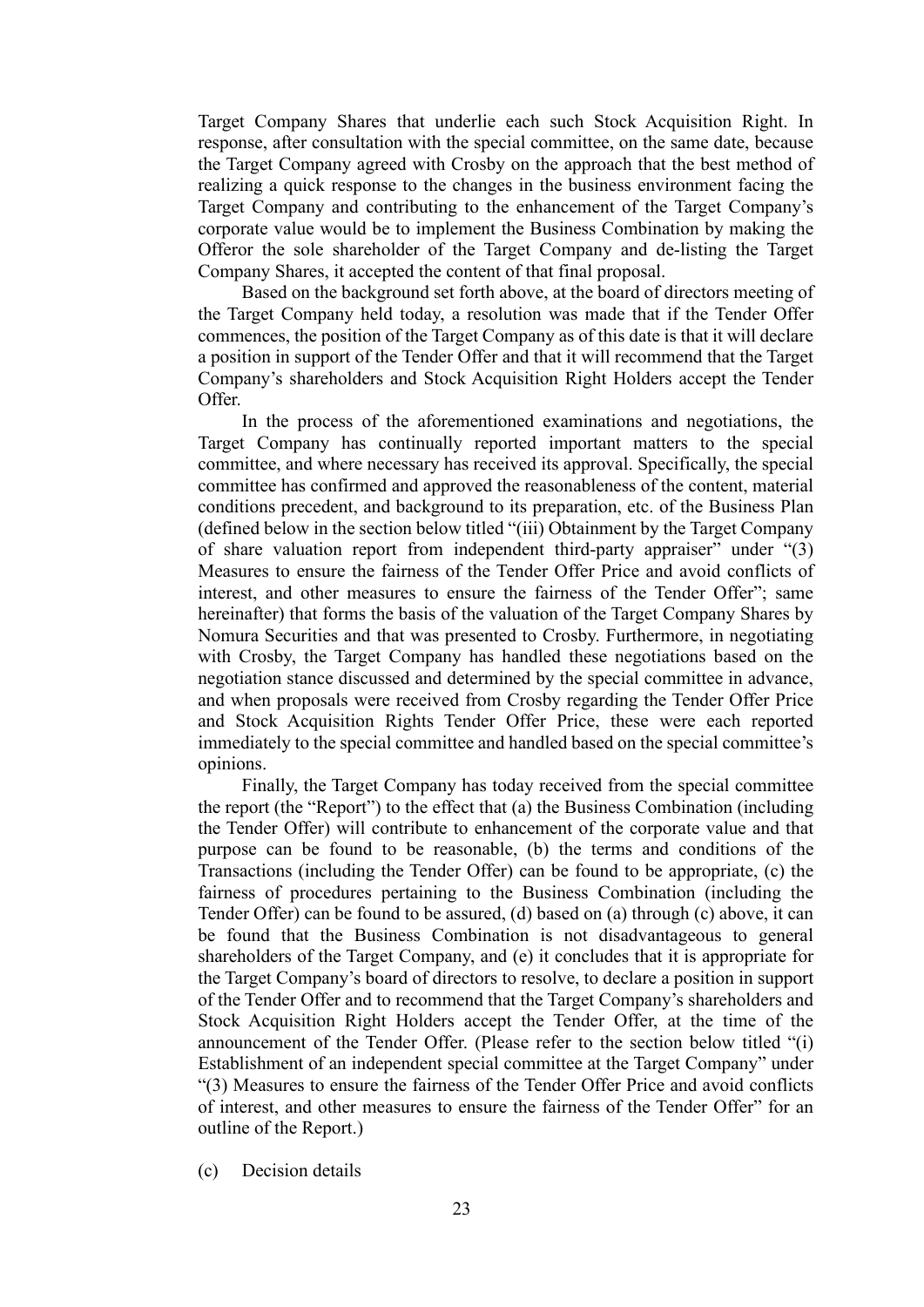Target Company Shares that underlie each such Stock Acquisition Right. In response, after consultation with the special committee, on the same date, because the Target Company agreed with Crosby on the approach that the best method of realizing a quick response to the changes in the business environment facing the Target Company and contributing to the enhancement of the Target Company's corporate value would be to implement the Business Combination by making the Offeror the sole shareholder of the Target Company and de-listing the Target Company Shares, it accepted the content of that final proposal.

Based on the background set forth above, at the board of directors meeting of the Target Company held today, a resolution was made that if the Tender Offer commences, the position of the Target Company as of this date is that it will declare a position in support of the Tender Offer and that it will recommend that the Target Company's shareholders and Stock Acquisition Right Holders accept the Tender Offer.

In the process of the aforementioned examinations and negotiations, the Target Company has continually reported important matters to the special committee, and where necessary has received its approval. Specifically, the special committee has confirmed and approved the reasonableness of the content, material conditions precedent, and background to its preparation, etc. of the Business Plan (defined below in the section below titled "(iii) Obtainment by the Target Company of share valuation report from independent third-party appraiser" under "(3) Measures to ensure the fairness of the Tender Offer Price and avoid conflicts of interest, and other measures to ensure the fairness of the Tender Offer"; same hereinafter) that forms the basis of the valuation of the Target Company Shares by Nomura Securities and that was presented to Crosby. Furthermore, in negotiating with Crosby, the Target Company has handled these negotiations based on the negotiation stance discussed and determined by the special committee in advance, and when proposals were received from Crosby regarding the Tender Offer Price and Stock Acquisition Rights Tender Offer Price, these were each reported immediately to the special committee and handled based on the special committee's opinions.

Finally, the Target Company has today received from the special committee the report (the "Report") to the effect that (a) the Business Combination (including the Tender Offer) will contribute to enhancement of the corporate value and that purpose can be found to be reasonable, (b) the terms and conditions of the Transactions (including the Tender Offer) can be found to be appropriate, (c) the fairness of procedures pertaining to the Business Combination (including the Tender Offer) can be found to be assured, (d) based on (a) through (c) above, it can be found that the Business Combination is not disadvantageous to general shareholders of the Target Company, and (e) it concludes that it is appropriate for the Target Company's board of directors to resolve, to declare a position in support of the Tender Offer and to recommend that the Target Company's shareholders and Stock Acquisition Right Holders accept the Tender Offer, at the time of the announcement of the Tender Offer. (Please refer to the section below titled "(i) Establishment of an independent special committee at the Target Company" under "(3) Measures to ensure the fairness of the Tender Offer Price and avoid conflicts of interest, and other measures to ensure the fairness of the Tender Offer" for an outline of the Report.)

(c) Decision details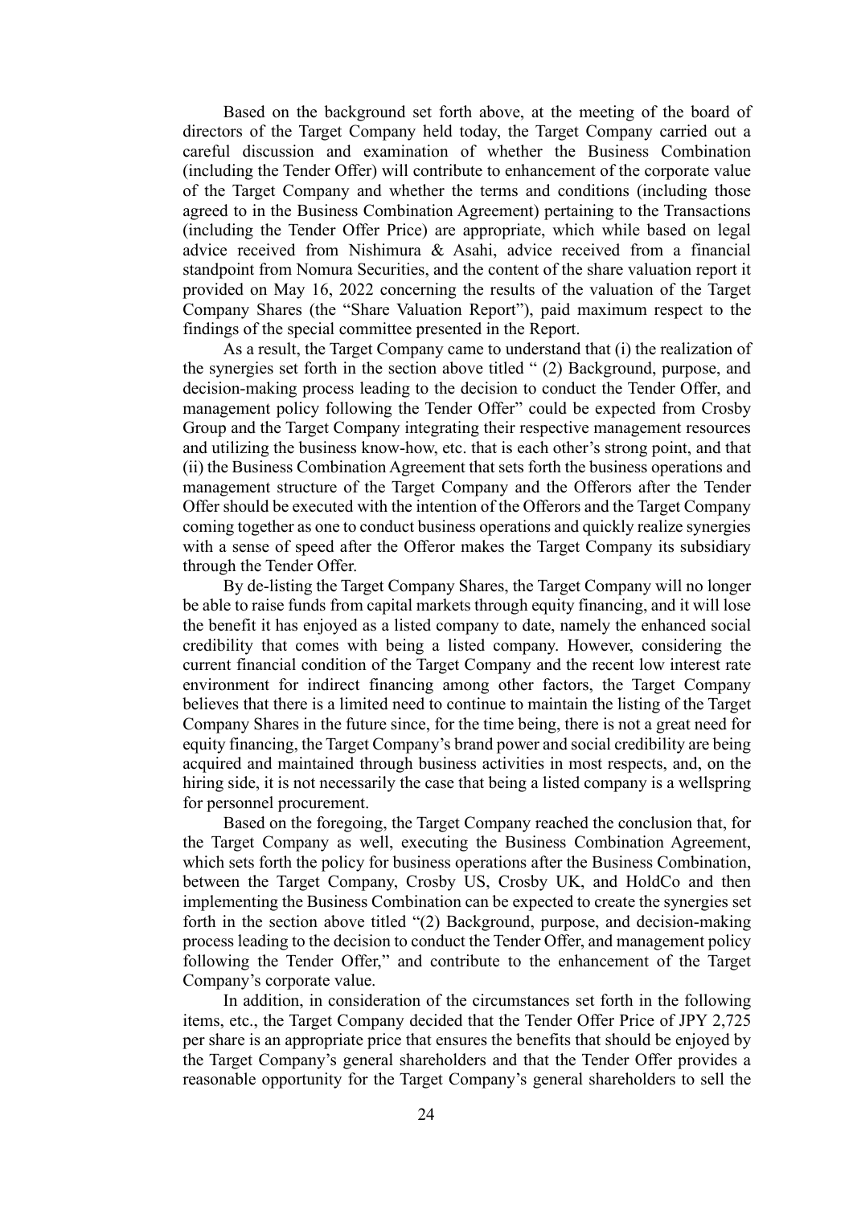Based on the background set forth above, at the meeting of the board of directors of the Target Company held today, the Target Company carried out a careful discussion and examination of whether the Business Combination (including the Tender Offer) will contribute to enhancement of the corporate value of the Target Company and whether the terms and conditions (including those agreed to in the Business Combination Agreement) pertaining to the Transactions (including the Tender Offer Price) are appropriate, which while based on legal advice received from Nishimura & Asahi, advice received from a financial standpoint from Nomura Securities, and the content of the share valuation report it provided on May 16, 2022 concerning the results of the valuation of the Target Company Shares (the "Share Valuation Report"), paid maximum respect to the findings of the special committee presented in the Report.

As a result, the Target Company came to understand that (i) the realization of the synergies set forth in the section above titled " (2) Background, purpose, and decision-making process leading to the decision to conduct the Tender Offer, and management policy following the Tender Offer" could be expected from Crosby Group and the Target Company integrating their respective management resources and utilizing the business know-how, etc. that is each other's strong point, and that (ii) the Business Combination Agreement that sets forth the business operations and management structure of the Target Company and the Offerors after the Tender Offer should be executed with the intention of the Offerors and the Target Company coming together as one to conduct business operations and quickly realize synergies with a sense of speed after the Offeror makes the Target Company its subsidiary through the Tender Offer.

By de-listing the Target Company Shares, the Target Company will no longer be able to raise funds from capital markets through equity financing, and it will lose the benefit it has enjoyed as a listed company to date, namely the enhanced social credibility that comes with being a listed company. However, considering the current financial condition of the Target Company and the recent low interest rate environment for indirect financing among other factors, the Target Company believes that there is a limited need to continue to maintain the listing of the Target Company Shares in the future since, for the time being, there is not a great need for equity financing, the Target Company's brand power and social credibility are being acquired and maintained through business activities in most respects, and, on the hiring side, it is not necessarily the case that being a listed company is a wellspring for personnel procurement.

Based on the foregoing, the Target Company reached the conclusion that, for the Target Company as well, executing the Business Combination Agreement, which sets forth the policy for business operations after the Business Combination, between the Target Company, Crosby US, Crosby UK, and HoldCo and then implementing the Business Combination can be expected to create the synergies set forth in the section above titled "(2) Background, purpose, and decision-making process leading to the decision to conduct the Tender Offer, and management policy following the Tender Offer," and contribute to the enhancement of the Target Company's corporate value.

In addition, in consideration of the circumstances set forth in the following items, etc., the Target Company decided that the Tender Offer Price of JPY 2,725 per share is an appropriate price that ensures the benefits that should be enjoyed by the Target Company's general shareholders and that the Tender Offer provides a reasonable opportunity for the Target Company's general shareholders to sell the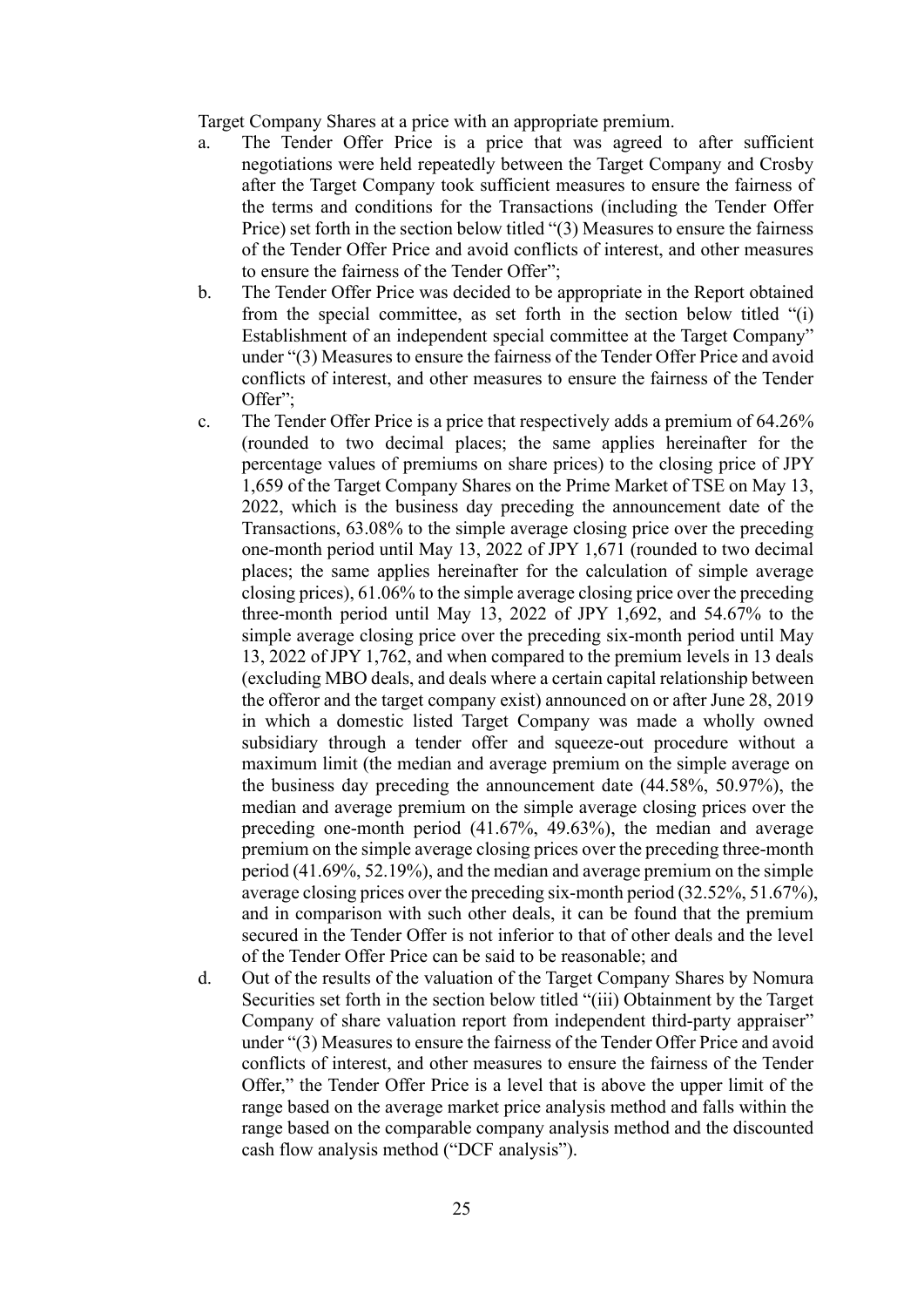Target Company Shares at a price with an appropriate premium.

a. The Tender Offer Price is a price that was agreed to after sufficient negotiations were held repeatedly between the Target Company and Crosby after the Target Company took sufficient measures to ensure the fairness of the terms and conditions for the Transactions (including the Tender Offer Price) set forth in the section below titled "(3) Measures to ensure the fairness of the Tender Offer Price and avoid conflicts of interest, and other measures to ensure the fairness of the Tender Offer";

b. The Tender Offer Price was decided to be appropriate in the Report obtained from the special committee, as set forth in the section below titled "(i) Establishment of an independent special committee at the Target Company" under "(3) Measures to ensure the fairness of the Tender Offer Price and avoid conflicts of interest, and other measures to ensure the fairness of the Tender Offer";

c. The Tender Offer Price is a price that respectively adds a premium of 64.26% (rounded to two decimal places; the same applies hereinafter for the percentage values of premiums on share prices) to the closing price of JPY 1,659 of the Target Company Shares on the Prime Market of TSE on May 13, 2022, which is the business day preceding the announcement date of the Transactions, 63.08% to the simple average closing price over the preceding one-month period until May 13, 2022 of JPY 1,671 (rounded to two decimal places; the same applies hereinafter for the calculation of simple average closing prices), 61.06% to the simple average closing price over the preceding three-month period until May 13, 2022 of JPY 1,692, and 54.67% to the simple average closing price over the preceding six-month period until May 13, 2022 of JPY 1,762, and when compared to the premium levels in 13 deals (excluding MBO deals, and deals where a certain capital relationship between the offeror and the target company exist) announced on or after June 28, 2019 in which a domestic listed Target Company was made a wholly owned subsidiary through a tender offer and squeeze-out procedure without a maximum limit (the median and average premium on the simple average on the business day preceding the announcement date (44.58%, 50.97%), the median and average premium on the simple average closing prices over the preceding one-month period (41.67%, 49.63%), the median and average premium on the simple average closing prices over the preceding three-month period (41.69%, 52.19%), and the median and average premium on the simple average closing prices over the preceding six-month period (32.52%, 51.67%), and in comparison with such other deals, it can be found that the premium secured in the Tender Offer is not inferior to that of other deals and the level of the Tender Offer Price can be said to be reasonable; and

d. Out of the results of the valuation of the Target Company Shares by Nomura Securities set forth in the section below titled "(iii) Obtainment by the Target Company of share valuation report from independent third-party appraiser" under "(3) Measures to ensure the fairness of the Tender Offer Price and avoid conflicts of interest, and other measures to ensure the fairness of the Tender Offer," the Tender Offer Price is a level that is above the upper limit of the range based on the average market price analysis method and falls within the range based on the comparable company analysis method and the discounted cash flow analysis method ("DCF analysis").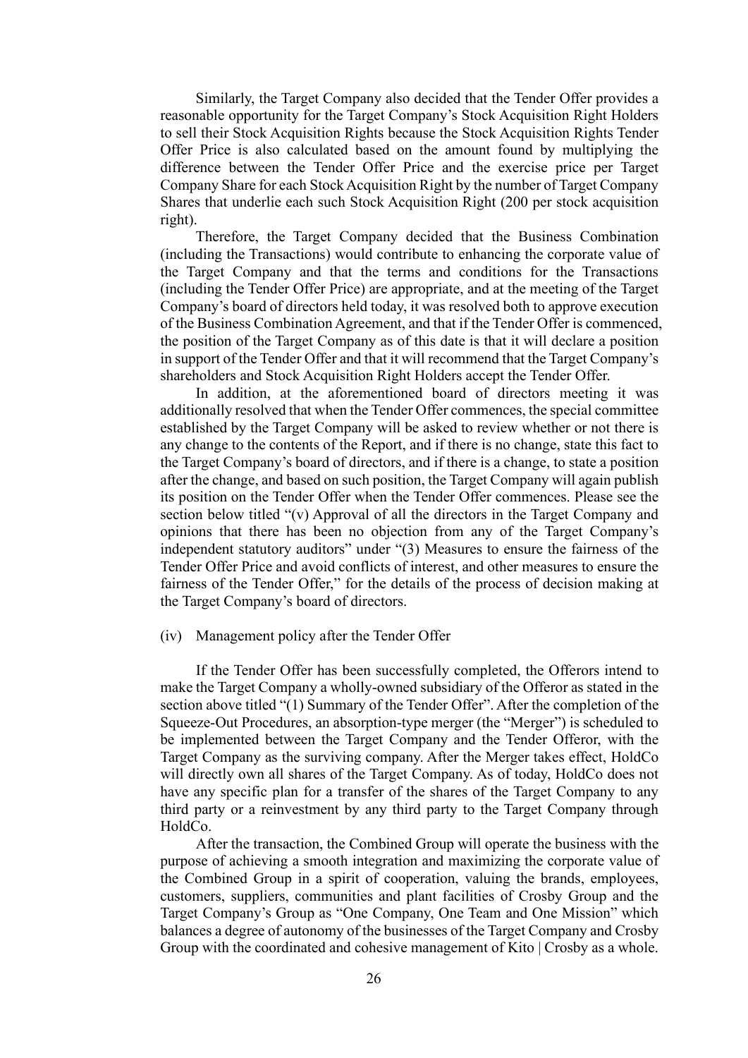Similarly, the Target Company also decided that the Tender Offer provides a reasonable opportunity for the Target Company's Stock Acquisition Right Holders to sell their Stock Acquisition Rights because the Stock Acquisition Rights Tender Offer Price is also calculated based on the amount found by multiplying the difference between the Tender Offer Price and the exercise price per Target Company Share for each Stock Acquisition Right by the number of Target Company Shares that underlie each such Stock Acquisition Right (200 per stock acquisition right).

Therefore, the Target Company decided that the Business Combination (including the Transactions) would contribute to enhancing the corporate value of the Target Company and that the terms and conditions for the Transactions (including the Tender Offer Price) are appropriate, and at the meeting of the Target Company's board of directors held today, it was resolved both to approve execution of the Business Combination Agreement, and that if the Tender Offer is commenced, the position of the Target Company as of this date is that it will declare a position in support of the Tender Offer and that it will recommend that the Target Company's shareholders and Stock Acquisition Right Holders accept the Tender Offer.

In addition, at the aforementioned board of directors meeting it was additionally resolved that when the Tender Offer commences, the special committee established by the Target Company will be asked to review whether or not there is any change to the contents of the Report, and if there is no change, state this fact to the Target Company's board of directors, and if there is a change, to state a position after the change, and based on such position, the Target Company will again publish its position on the Tender Offer when the Tender Offer commences. Please see the section below titled "(v) Approval of all the directors in the Target Company and opinions that there has been no objection from any of the Target Company's independent statutory auditors" under "(3) Measures to ensure the fairness of the Tender Offer Price and avoid conflicts of interest, and other measures to ensure the fairness of the Tender Offer," for the details of the process of decision making at the Target Company's board of directors.

(iv) Management policy after the Tender Offer

If the Tender Offer has been successfully completed, the Offerors intend to make the Target Company a wholly-owned subsidiary of the Offeror as stated in the section above titled "(1) Summary of the Tender Offer". After the completion of the Squeeze-Out Procedures, an absorption-type merger (the "Merger") is scheduled to be implemented between the Target Company and the Tender Offeror, with the Target Company as the surviving company. After the Merger takes effect, HoldCo will directly own all shares of the Target Company. As of today, HoldCo does not have any specific plan for a transfer of the shares of the Target Company to any third party or a reinvestment by any third party to the Target Company through HoldCo.

After the transaction, the Combined Group will operate the business with the purpose of achieving a smooth integration and maximizing the corporate value of the Combined Group in a spirit of cooperation, valuing the brands, employees, customers, suppliers, communities and plant facilities of Crosby Group and the Target Company's Group as "One Company, One Team and One Mission" which balances a degree of autonomy of the businesses of the Target Company and Crosby Group with the coordinated and cohesive management of Kito | Crosby as a whole.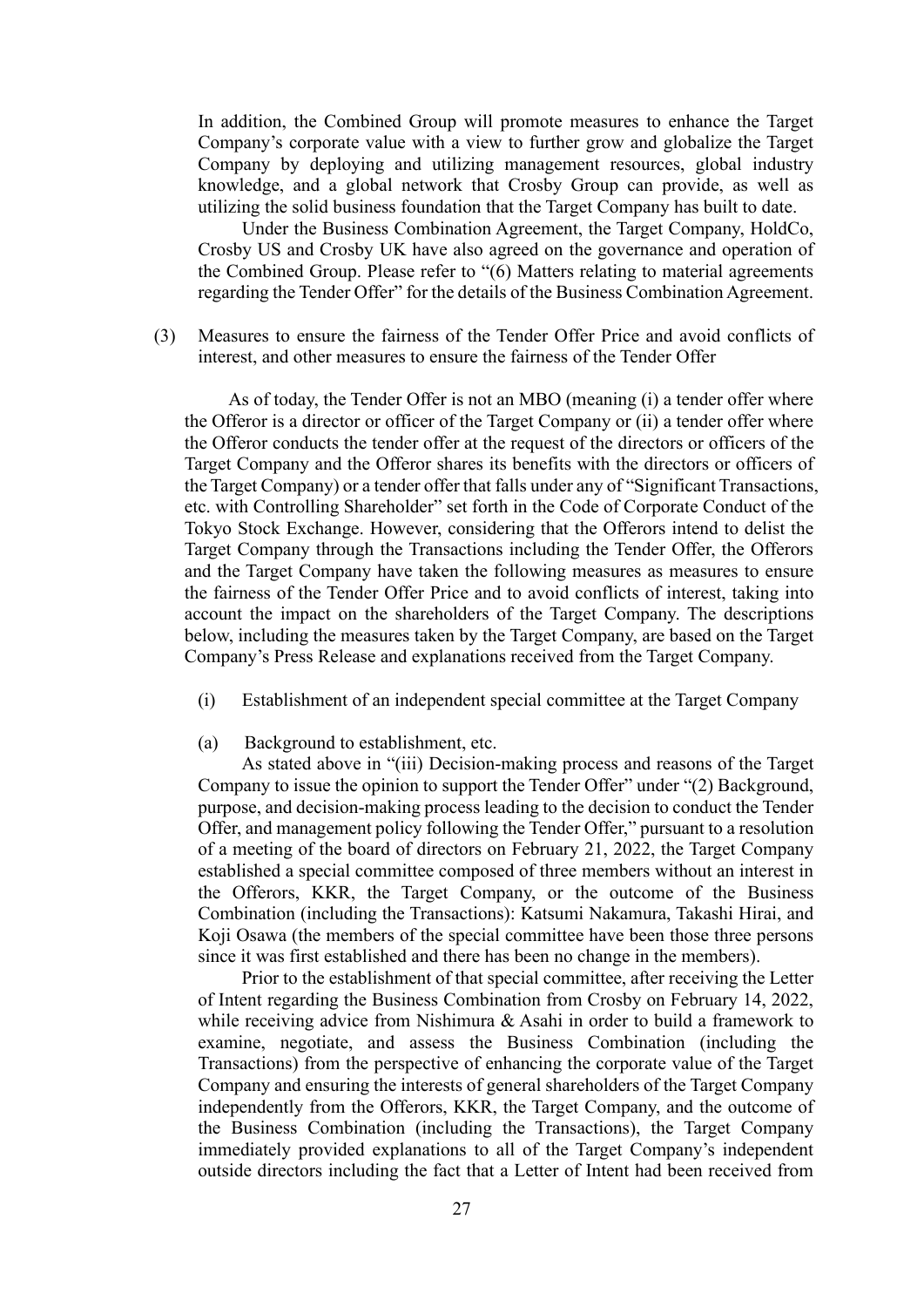In addition, the Combined Group will promote measures to enhance the Target Company's corporate value with a view to further grow and globalize the Target Company by deploying and utilizing management resources, global industry knowledge, and a global network that Crosby Group can provide, as well as utilizing the solid business foundation that the Target Company has built to date.

Under the Business Combination Agreement, the Target Company, HoldCo, Crosby US and Crosby UK have also agreed on the governance and operation of the Combined Group. Please refer to "(6) Matters relating to material agreements regarding the Tender Offer" for the details of the Business Combination Agreement.

(3) Measures to ensure the fairness of the Tender Offer Price and avoid conflicts of interest, and other measures to ensure the fairness of the Tender Offer

As of today, the Tender Offer is not an MBO (meaning (i) a tender offer where the Offeror is a director or officer of the Target Company or (ii) a tender offer where the Offeror conducts the tender offer at the request of the directors or officers of the Target Company and the Offeror shares its benefits with the directors or officers of the Target Company) or a tender offer that falls under any of "Significant Transactions, etc. with Controlling Shareholder" set forth in the Code of Corporate Conduct of the Tokyo Stock Exchange. However, considering that the Offerors intend to delist the Target Company through the Transactions including the Tender Offer, the Offerors and the Target Company have taken the following measures as measures to ensure the fairness of the Tender Offer Price and to avoid conflicts of interest, taking into account the impact on the shareholders of the Target Company. The descriptions below, including the measures taken by the Target Company, are based on the Target Company's Press Release and explanations received from the Target Company.

(i) Establishment of an independent special committee at the Target Company

(a) Background to establishment, etc.

As stated above in "(iii) Decision-making process and reasons of the Target Company to issue the opinion to support the Tender Offer" under "(2) Background, purpose, and decision-making process leading to the decision to conduct the Tender Offer, and management policy following the Tender Offer," pursuant to a resolution of a meeting of the board of directors on February 21, 2022, the Target Company established a special committee composed of three members without an interest in the Offerors, KKR, the Target Company, or the outcome of the Business Combination (including the Transactions): Katsumi Nakamura, Takashi Hirai, and Koji Osawa (the members of the special committee have been those three persons since it was first established and there has been no change in the members).

Prior to the establishment of that special committee, after receiving the Letter of Intent regarding the Business Combination from Crosby on February 14, 2022, while receiving advice from Nishimura & Asahi in order to build a framework to examine, negotiate, and assess the Business Combination (including the Transactions) from the perspective of enhancing the corporate value of the Target Company and ensuring the interests of general shareholders of the Target Company independently from the Offerors, KKR, the Target Company, and the outcome of the Business Combination (including the Transactions), the Target Company immediately provided explanations to all of the Target Company's independent outside directors including the fact that a Letter of Intent had been received from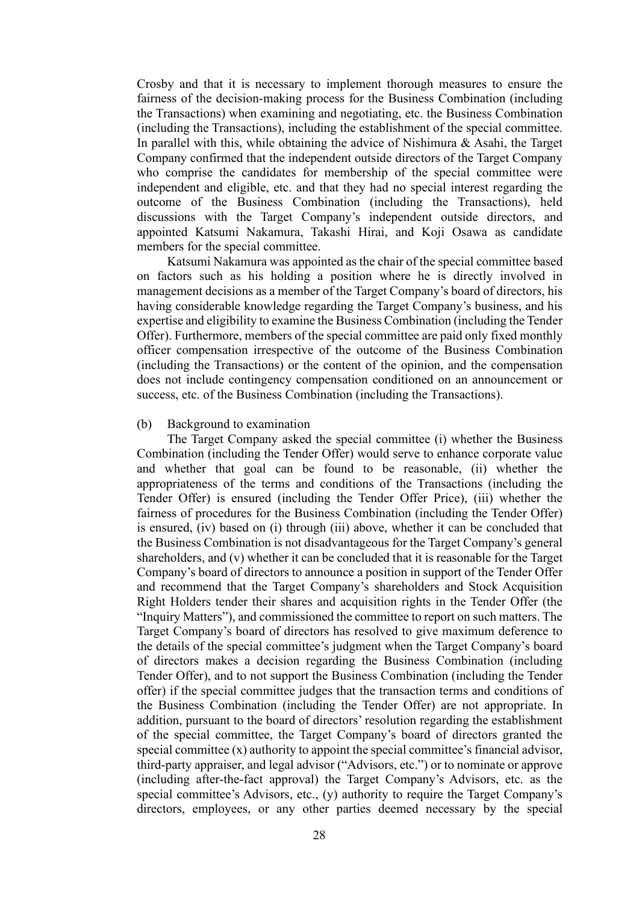Crosby and that it is necessary to implement thorough measures to ensure the fairness of the decision-making process for the Business Combination (including the Transactions) when examining and negotiating, etc. the Business Combination (including the Transactions), including the establishment of the special committee. In parallel with this, while obtaining the advice of Nishimura & Asahi, the Target Company confirmed that the independent outside directors of the Target Company who comprise the candidates for membership of the special committee were independent and eligible, etc. and that they had no special interest regarding the outcome of the Business Combination (including the Transactions), held discussions with the Target Company's independent outside directors, and appointed Katsumi Nakamura, Takashi Hirai, and Koji Osawa as candidate members for the special committee.

Katsumi Nakamura was appointed as the chair of the special committee based on factors such as his holding a position where he is directly involved in management decisions as a member of the Target Company's board of directors, his having considerable knowledge regarding the Target Company's business, and his expertise and eligibility to examine the Business Combination (including the Tender Offer). Furthermore, members of the special committee are paid only fixed monthly officer compensation irrespective of the outcome of the Business Combination (including the Transactions) or the content of the opinion, and the compensation does not include contingency compensation conditioned on an announcement or success, etc. of the Business Combination (including the Transactions).

(b) Background to examination

The Target Company asked the special committee (i) whether the Business Combination (including the Tender Offer) would serve to enhance corporate value and whether that goal can be found to be reasonable, (ii) whether the appropriateness of the terms and conditions of the Transactions (including the Tender Offer) is ensured (including the Tender Offer Price), (iii) whether the fairness of procedures for the Business Combination (including the Tender Offer) is ensured, (iv) based on (i) through (iii) above, whether it can be concluded that the Business Combination is not disadvantageous for the Target Company's general shareholders, and (v) whether it can be concluded that it is reasonable for the Target Company's board of directors to announce a position in support of the Tender Offer and recommend that the Target Company's shareholders and Stock Acquisition Right Holders tender their shares and acquisition rights in the Tender Offer (the "Inquiry Matters"), and commissioned the committee to report on such matters. The Target Company's board of directors has resolved to give maximum deference to the details of the special committee's judgment when the Target Company's board of directors makes a decision regarding the Business Combination (including Tender Offer), and to not support the Business Combination (including the Tender offer) if the special committee judges that the transaction terms and conditions of the Business Combination (including the Tender Offer) are not appropriate. In addition, pursuant to the board of directors' resolution regarding the establishment of the special committee, the Target Company's board of directors granted the special committee (x) authority to appoint the special committee's financial advisor, third-party appraiser, and legal advisor ("Advisors, etc.") or to nominate or approve (including after-the-fact approval) the Target Company's Advisors, etc. as the special committee's Advisors, etc., (y) authority to require the Target Company's directors, employees, or any other parties deemed necessary by the special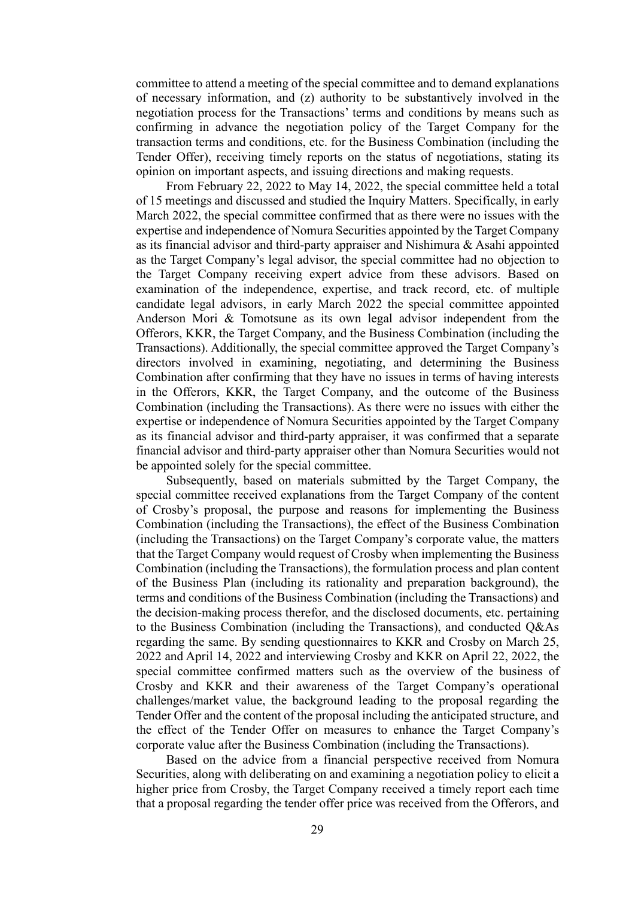committee to attend a meeting of the special committee and to demand explanations of necessary information, and (z) authority to be substantively involved in the negotiation process for the Transactions' terms and conditions by means such as confirming in advance the negotiation policy of the Target Company for the transaction terms and conditions, etc. for the Business Combination (including the Tender Offer), receiving timely reports on the status of negotiations, stating its opinion on important aspects, and issuing directions and making requests.

From February 22, 2022 to May 14, 2022, the special committee held a total of 15 meetings and discussed and studied the Inquiry Matters. Specifically, in early March 2022, the special committee confirmed that as there were no issues with the expertise and independence of Nomura Securities appointed by the Target Company as its financial advisor and third-party appraiser and Nishimura & Asahi appointed as the Target Company's legal advisor, the special committee had no objection to the Target Company receiving expert advice from these advisors. Based on examination of the independence, expertise, and track record, etc. of multiple candidate legal advisors, in early March 2022 the special committee appointed Anderson Mori & Tomotsune as its own legal advisor independent from the Offerors, KKR, the Target Company, and the Business Combination (including the Transactions). Additionally, the special committee approved the Target Company's directors involved in examining, negotiating, and determining the Business Combination after confirming that they have no issues in terms of having interests in the Offerors, KKR, the Target Company, and the outcome of the Business Combination (including the Transactions). As there were no issues with either the expertise or independence of Nomura Securities appointed by the Target Company as its financial advisor and third-party appraiser, it was confirmed that a separate financial advisor and third-party appraiser other than Nomura Securities would not be appointed solely for the special committee.

Subsequently, based on materials submitted by the Target Company, the special committee received explanations from the Target Company of the content of Crosby's proposal, the purpose and reasons for implementing the Business Combination (including the Transactions), the effect of the Business Combination (including the Transactions) on the Target Company's corporate value, the matters that the Target Company would request of Crosby when implementing the Business Combination (including the Transactions), the formulation process and plan content of the Business Plan (including its rationality and preparation background), the terms and conditions of the Business Combination (including the Transactions) and the decision-making process therefor, and the disclosed documents, etc. pertaining to the Business Combination (including the Transactions), and conducted Q&As regarding the same. By sending questionnaires to KKR and Crosby on March 25, 2022 and April 14, 2022 and interviewing Crosby and KKR on April 22, 2022, the special committee confirmed matters such as the overview of the business of Crosby and KKR and their awareness of the Target Company's operational challenges/market value, the background leading to the proposal regarding the Tender Offer and the content of the proposal including the anticipated structure, and the effect of the Tender Offer on measures to enhance the Target Company's corporate value after the Business Combination (including the Transactions).

Based on the advice from a financial perspective received from Nomura Securities, along with deliberating on and examining a negotiation policy to elicit a higher price from Crosby, the Target Company received a timely report each time that a proposal regarding the tender offer price was received from the Offerors, and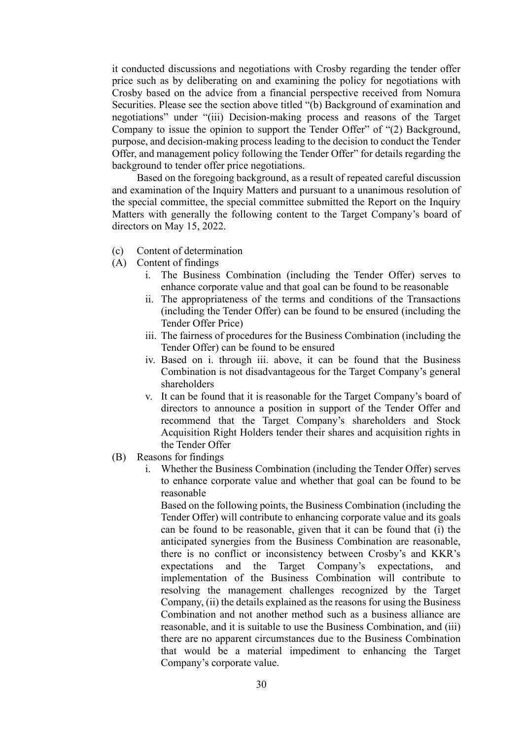it conducted discussions and negotiations with Crosby regarding the tender offer price such as by deliberating on and examining the policy for negotiations with Crosby based on the advice from a financial perspective received from Nomura Securities. Please see the section above titled "(b) Background of examination and negotiations" under "(iii) Decision-making process and reasons of the Target Company to issue the opinion to support the Tender Offer" of "(2) Background, purpose, and decision-making process leading to the decision to conduct the Tender Offer, and management policy following the Tender Offer" for details regarding the background to tender offer price negotiations.

Based on the foregoing background, as a result of repeated careful discussion and examination of the Inquiry Matters and pursuant to a unanimous resolution of the special committee, the special committee submitted the Report on the Inquiry Matters with generally the following content to the Target Company's board of directors on May 15, 2022.

(c) Content of determination

(A) Content of findings

i. The Business Combination (including the Tender Offer) serves to enhance corporate value and that goal can be found to be reasonable

ii. The appropriateness of the terms and conditions of the Transactions (including the Tender Offer) can be found to be ensured (including the Tender Offer Price)

iii. The fairness of procedures for the Business Combination (including the Tender Offer) can be found to be ensured

iv. Based on i. through iii. above, it can be found that the Business Combination is not disadvantageous for the Target Company's general shareholders

v. It can be found that it is reasonable for the Target Company's board of directors to announce a position in support of the Tender Offer and recommend that the Target Company's shareholders and Stock Acquisition Right Holders tender their shares and acquisition rights in the Tender Offer

(B) Reasons for findings

i. Whether the Business Combination (including the Tender Offer) serves to enhance corporate value and whether that goal can be found to be reasonable

Based on the following points, the Business Combination (including the Tender Offer) will contribute to enhancing corporate value and its goals can be found to be reasonable, given that it can be found that (i) the anticipated synergies from the Business Combination are reasonable, there is no conflict or inconsistency between Crosby's and KKR's expectations and the Target Company's expectations, and implementation of the Business Combination will contribute to resolving the management challenges recognized by the Target Company, (ii) the details explained as the reasons for using the Business Combination and not another method such as a business alliance are reasonable, and it is suitable to use the Business Combination, and (iii) there are no apparent circumstances due to the Business Combination that would be a material impediment to enhancing the Target Company's corporate value.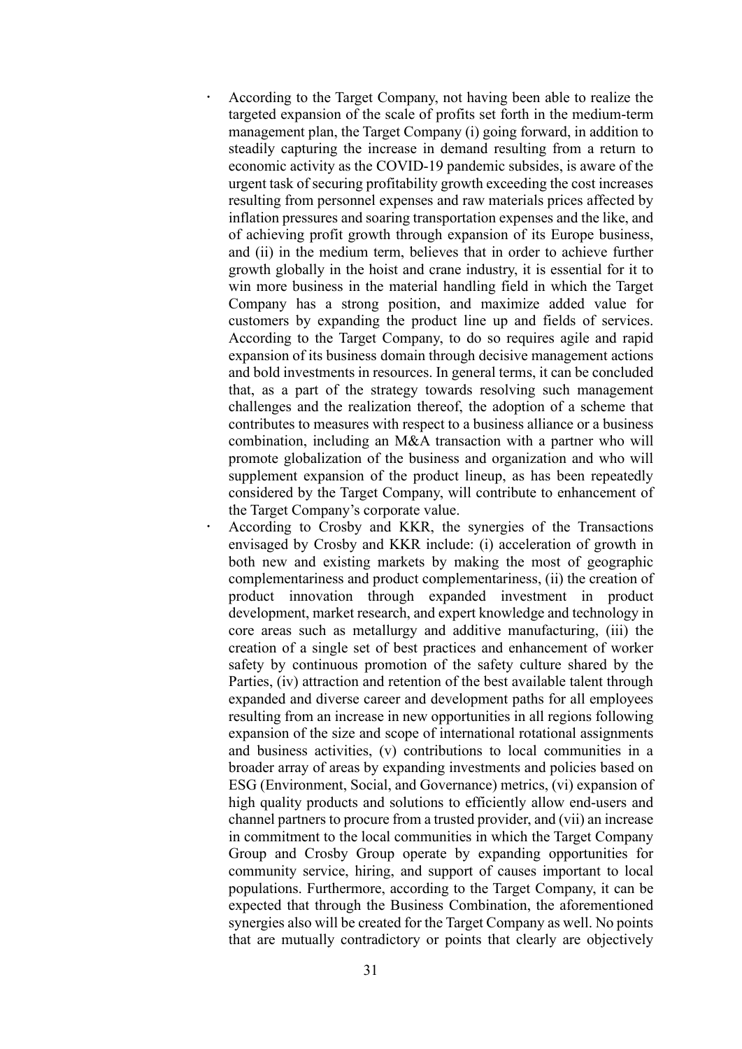- According to the Target Company, not having been able to realize the targeted expansion of the scale of profits set forth in the medium-term management plan, the Target Company (i) going forward, in addition to steadily capturing the increase in demand resulting from a return to economic activity as the COVID-19 pandemic subsides, is aware of the urgent task of securing profitability growth exceeding the cost increases resulting from personnel expenses and raw materials prices affected by inflation pressures and soaring transportation expenses and the like, and of achieving profit growth through expansion of its Europe business, and (ii) in the medium term, believes that in order to achieve further growth globally in the hoist and crane industry, it is essential for it to win more business in the material handling field in which the Target Company has a strong position, and maximize added value for customers by expanding the product line up and fields of services. According to the Target Company, to do so requires agile and rapid expansion of its business domain through decisive management actions and bold investments in resources. In general terms, it can be concluded that, as a part of the strategy towards resolving such management challenges and the realization thereof, the adoption of a scheme that contributes to measures with respect to a business alliance or a business combination, including an M&A transaction with a partner who will promote globalization of the business and organization and who will supplement expansion of the product lineup, as has been repeatedly considered by the Target Company, will contribute to enhancement of the Target Company's corporate value.
- According to Crosby and KKR, the synergies of the Transactions envisaged by Crosby and KKR include: (i) acceleration of growth in both new and existing markets by making the most of geographic complementariness and product complementariness, (ii) the creation of product innovation through expanded investment in product development, market research, and expert knowledge and technology in core areas such as metallurgy and additive manufacturing, (iii) the creation of a single set of best practices and enhancement of worker safety by continuous promotion of the safety culture shared by the Parties, (iv) attraction and retention of the best available talent through expanded and diverse career and development paths for all employees resulting from an increase in new opportunities in all regions following expansion of the size and scope of international rotational assignments and business activities, (v) contributions to local communities in a broader array of areas by expanding investments and policies based on ESG (Environment, Social, and Governance) metrics, (vi) expansion of high quality products and solutions to efficiently allow end-users and channel partners to procure from a trusted provider, and (vii) an increase in commitment to the local communities in which the Target Company Group and Crosby Group operate by expanding opportunities for community service, hiring, and support of causes important to local populations. Furthermore, according to the Target Company, it can be expected that through the Business Combination, the aforementioned synergies also will be created for the Target Company as well. No points that are mutually contradictory or points that clearly are objectively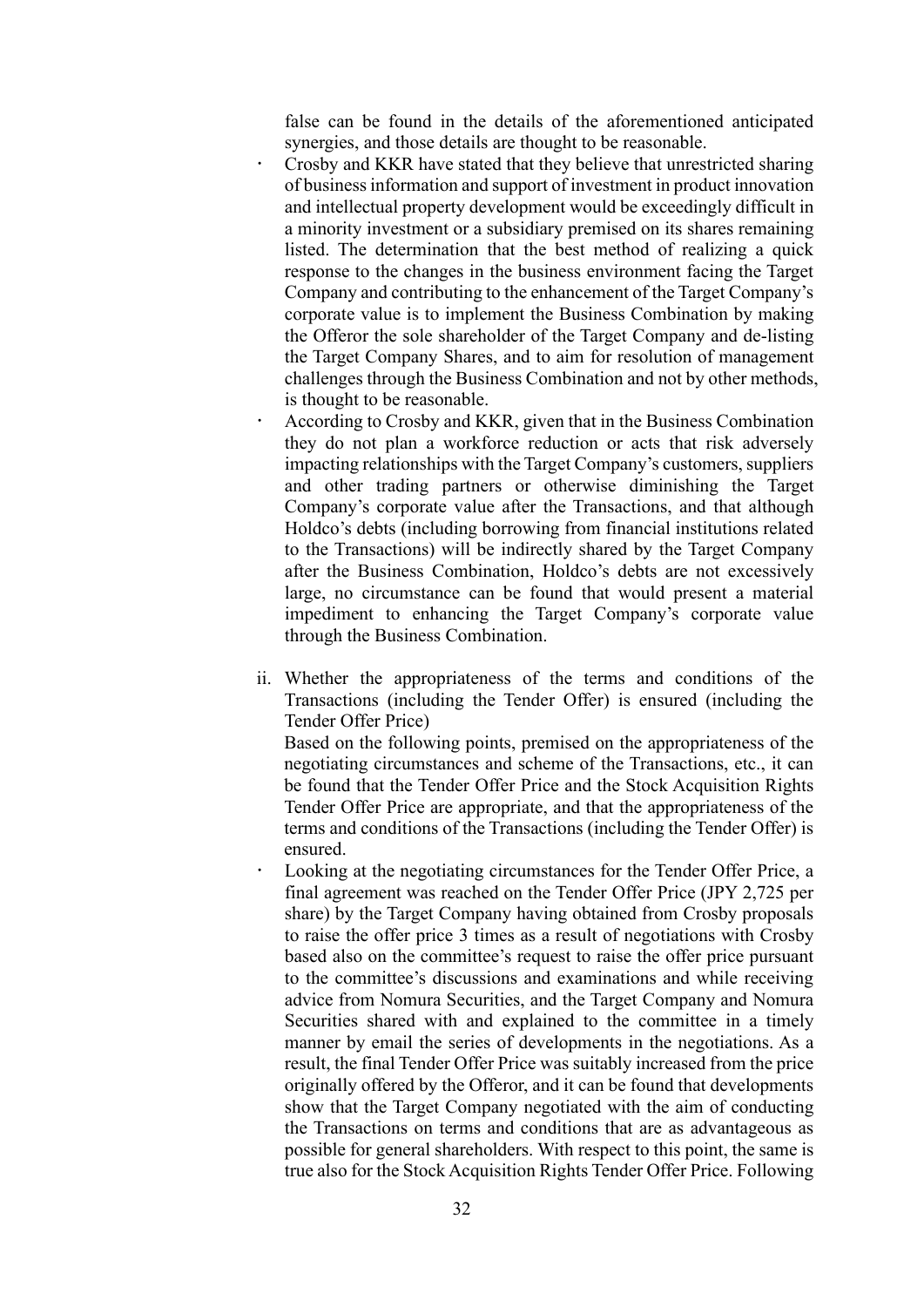false can be found in the details of the aforementioned anticipated synergies, and those details are thought to be reasonable.

- Crosby and KKR have stated that they believe that unrestricted sharing of business information and support of investment in product innovation and intellectual property development would be exceedingly difficult in a minority investment or a subsidiary premised on its shares remaining listed. The determination that the best method of realizing a quick response to the changes in the business environment facing the Target Company and contributing to the enhancement of the Target Company's corporate value is to implement the Business Combination by making the Offeror the sole shareholder of the Target Company and de-listing the Target Company Shares, and to aim for resolution of management challenges through the Business Combination and not by other methods, is thought to be reasonable.
- According to Crosby and KKR, given that in the Business Combination they do not plan a workforce reduction or acts that risk adversely impacting relationships with the Target Company's customers, suppliers and other trading partners or otherwise diminishing the Target Company's corporate value after the Transactions, and that although Holdco's debts (including borrowing from financial institutions related to the Transactions) will be indirectly shared by the Target Company after the Business Combination, Holdco's debts are not excessively large, no circumstance can be found that would present a material impediment to enhancing the Target Company's corporate value through the Business Combination.

ii. Whether the appropriateness of the terms and conditions of the Transactions (including the Tender Offer) is ensured (including the Tender Offer Price)

Based on the following points, premised on the appropriateness of the negotiating circumstances and scheme of the Transactions, etc., it can be found that the Tender Offer Price and the Stock Acquisition Rights Tender Offer Price are appropriate, and that the appropriateness of the terms and conditions of the Transactions (including the Tender Offer) is ensured.

- Looking at the negotiating circumstances for the Tender Offer Price, a final agreement was reached on the Tender Offer Price (JPY 2,725 per share) by the Target Company having obtained from Crosby proposals to raise the offer price 3 times as a result of negotiations with Crosby based also on the committee's request to raise the offer price pursuant to the committee's discussions and examinations and while receiving advice from Nomura Securities, and the Target Company and Nomura Securities shared with and explained to the committee in a timely manner by email the series of developments in the negotiations. As a result, the final Tender Offer Price was suitably increased from the price originally offered by the Offeror, and it can be found that developments show that the Target Company negotiated with the aim of conducting the Transactions on terms and conditions that are as advantageous as possible for general shareholders. With respect to this point, the same is true also for the Stock Acquisition Rights Tender Offer Price. Following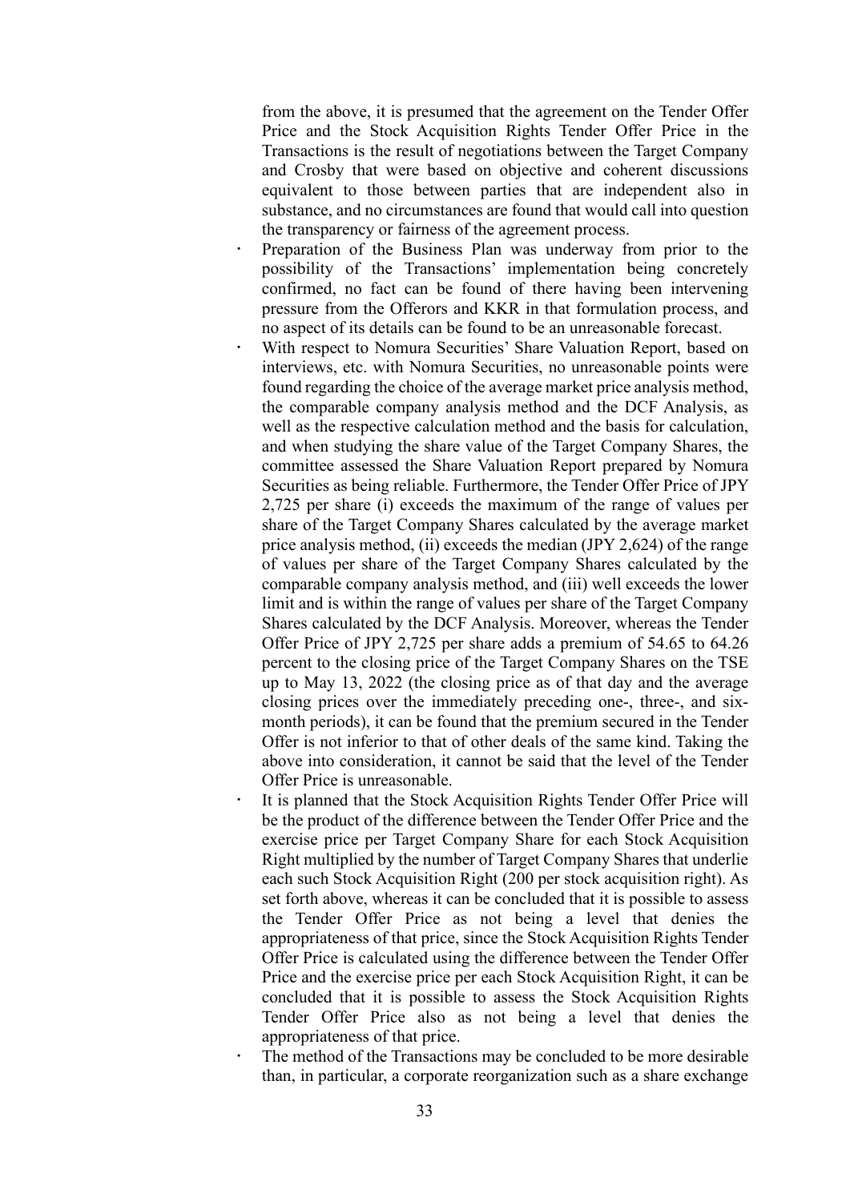from the above, it is presumed that the agreement on the Tender Offer Price and the Stock Acquisition Rights Tender Offer Price in the Transactions is the result of negotiations between the Target Company and Crosby that were based on objective and coherent discussions equivalent to those between parties that are independent also in substance, and no circumstances are found that would call into question the transparency or fairness of the agreement process.

- Preparation of the Business Plan was underway from prior to the possibility of the Transactions' implementation being concretely confirmed, no fact can be found of there having been intervening pressure from the Offerors and KKR in that formulation process, and no aspect of its details can be found to be an unreasonable forecast.
- With respect to Nomura Securities' Share Valuation Report, based on interviews, etc. with Nomura Securities, no unreasonable points were found regarding the choice of the average market price analysis method, the comparable company analysis method and the DCF Analysis, as well as the respective calculation method and the basis for calculation, and when studying the share value of the Target Company Shares, the committee assessed the Share Valuation Report prepared by Nomura Securities as being reliable. Furthermore, the Tender Offer Price of JPY 2,725 per share (i) exceeds the maximum of the range of values per share of the Target Company Shares calculated by the average market price analysis method, (ii) exceeds the median (JPY 2,624) of the range of values per share of the Target Company Shares calculated by the comparable company analysis method, and (iii) well exceeds the lower limit and is within the range of values per share of the Target Company Shares calculated by the DCF Analysis. Moreover, whereas the Tender Offer Price of JPY 2,725 per share adds a premium of 54.65 to 64.26 percent to the closing price of the Target Company Shares on the TSE up to May 13, 2022 (the closing price as of that day and the average closing prices over the immediately preceding one-, three-, and six-month periods), it can be found that the premium secured in the Tender Offer is not inferior to that of other deals of the same kind. Taking the above into consideration, it cannot be said that the level of the Tender Offer Price is unreasonable.
- It is planned that the Stock Acquisition Rights Tender Offer Price will be the product of the difference between the Tender Offer Price and the exercise price per Target Company Share for each Stock Acquisition Right multiplied by the number of Target Company Shares that underlie each such Stock Acquisition Right (200 per stock acquisition right). As set forth above, whereas it can be concluded that it is possible to assess the Tender Offer Price as not being a level that denies the appropriateness of that price, since the Stock Acquisition Rights Tender Offer Price is calculated using the difference between the Tender Offer Price and the exercise price per each Stock Acquisition Right, it can be concluded that it is possible to assess the Stock Acquisition Rights Tender Offer Price also as not being a level that denies the appropriateness of that price.
- The method of the Transactions may be concluded to be more desirable than, in particular, a corporate reorganization such as a share exchange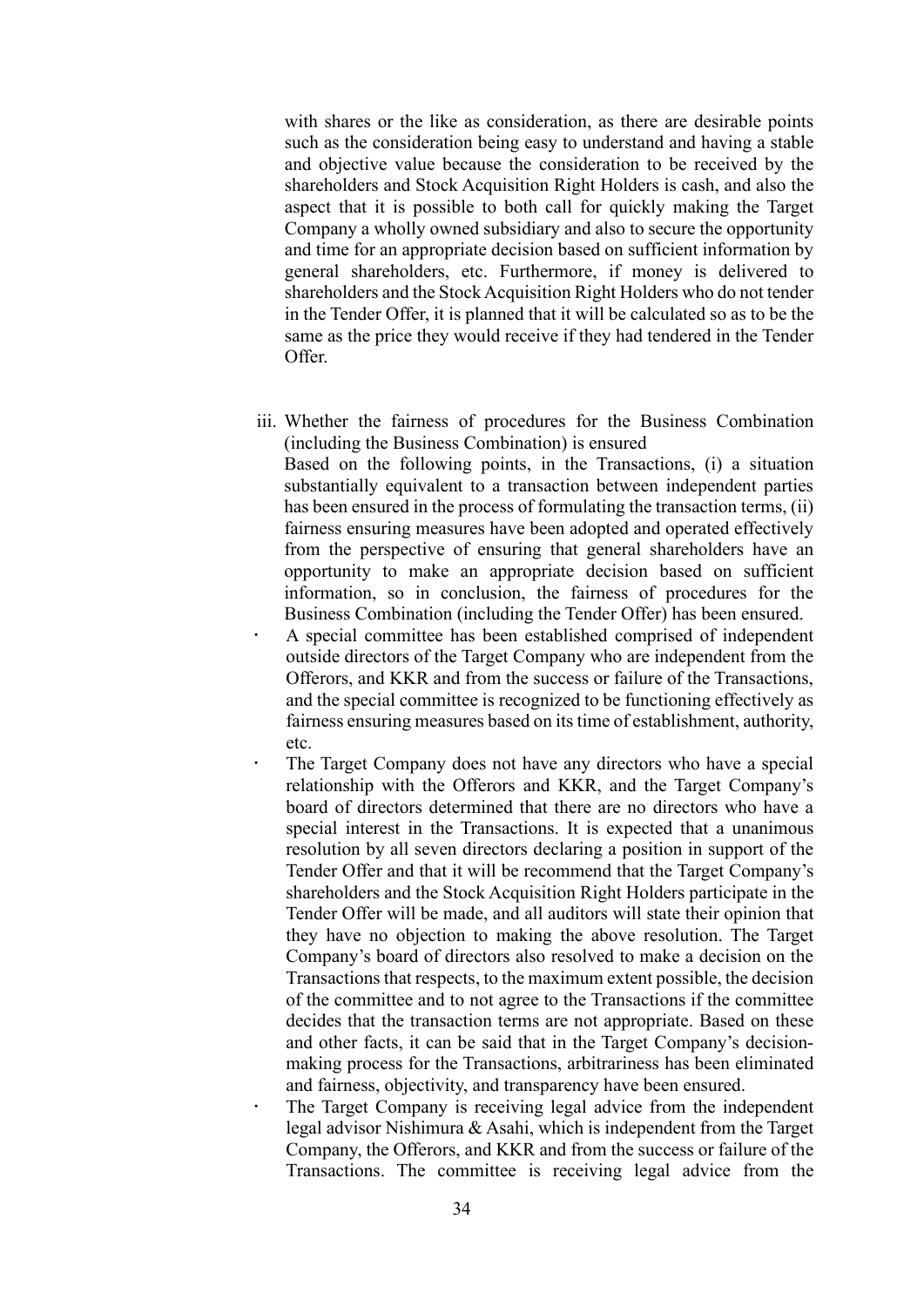with shares or the like as consideration, as there are desirable points such as the consideration being easy to understand and having a stable and objective value because the consideration to be received by the shareholders and Stock Acquisition Right Holders is cash, and also the aspect that it is possible to both call for quickly making the Target Company a wholly owned subsidiary and also to secure the opportunity and time for an appropriate decision based on sufficient information by general shareholders, etc. Furthermore, if money is delivered to shareholders and the Stock Acquisition Right Holders who do not tender in the Tender Offer, it is planned that it will be calculated so as to be the same as the price they would receive if they had tendered in the Tender Offer.

iii. Whether the fairness of procedures for the Business Combination (including the Business Combination) is ensured

Based on the following points, in the Transactions, (i) a situation substantially equivalent to a transaction between independent parties has been ensured in the process of formulating the transaction terms, (ii) fairness ensuring measures have been adopted and operated effectively from the perspective of ensuring that general shareholders have an opportunity to make an appropriate decision based on sufficient information, so in conclusion, the fairness of procedures for the Business Combination (including the Tender Offer) has been ensured.

- A special committee has been established comprised of independent outside directors of the Target Company who are independent from the Offerors, and KKR and from the success or failure of the Transactions, and the special committee is recognized to be functioning effectively as fairness ensuring measures based on its time of establishment, authority, etc.
- The Target Company does not have any directors who have a special relationship with the Offerors and KKR, and the Target Company's board of directors determined that there are no directors who have a special interest in the Transactions. It is expected that a unanimous resolution by all seven directors declaring a position in support of the Tender Offer and that it will be recommend that the Target Company's shareholders and the Stock Acquisition Right Holders participate in the Tender Offer will be made, and all auditors will state their opinion that they have no objection to making the above resolution. The Target Company's board of directors also resolved to make a decision on the Transactions that respects, to the maximum extent possible, the decision of the committee and to not agree to the Transactions if the committee decides that the transaction terms are not appropriate. Based on these and other facts, it can be said that in the Target Company's decision-making process for the Transactions, arbitrariness has been eliminated and fairness, objectivity, and transparency have been ensured.
- The Target Company is receiving legal advice from the independent legal advisor Nishimura & Asahi, which is independent from the Target Company, the Offerors, and KKR and from the success or failure of the Transactions. The committee is receiving legal advice from the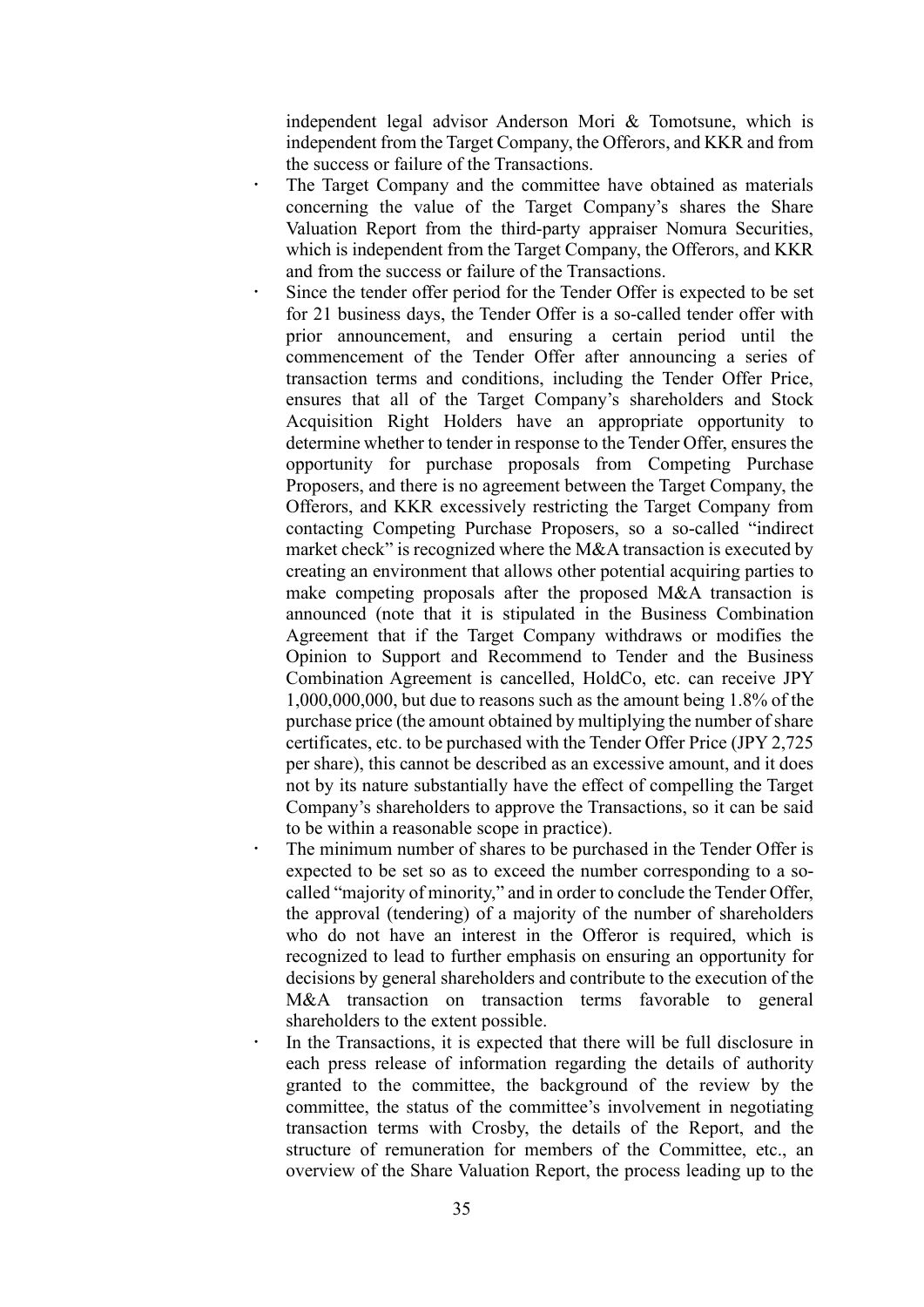independent legal advisor Anderson Mori & Tomotsune, which is independent from the Target Company, the Offerors, and KKR and from the success or failure of the Transactions.

- The Target Company and the committee have obtained as materials concerning the value of the Target Company's shares the Share Valuation Report from the third-party appraiser Nomura Securities, which is independent from the Target Company, the Offerors, and KKR and from the success or failure of the Transactions.
- Since the tender offer period for the Tender Offer is expected to be set for 21 business days, the Tender Offer is a so-called tender offer with prior announcement, and ensuring a certain period until the commencement of the Tender Offer after announcing a series of transaction terms and conditions, including the Tender Offer Price, ensures that all of the Target Company's shareholders and Stock Acquisition Right Holders have an appropriate opportunity to determine whether to tender in response to the Tender Offer, ensures the opportunity for purchase proposals from Competing Purchase Proposers, and there is no agreement between the Target Company, the Offerors, and KKR excessively restricting the Target Company from contacting Competing Purchase Proposers, so a so-called "indirect market check" is recognized where the M&A transaction is executed by creating an environment that allows other potential acquiring parties to make competing proposals after the proposed M&A transaction is announced (note that it is stipulated in the Business Combination Agreement that if the Target Company withdraws or modifies the Opinion to Support and Recommend to Tender and the Business Combination Agreement is cancelled, HoldCo, etc. can receive JPY 1,000,000,000, but due to reasons such as the amount being 1.8% of the purchase price (the amount obtained by multiplying the number of share certificates, etc. to be purchased with the Tender Offer Price (JPY 2,725 per share), this cannot be described as an excessive amount, and it does not by its nature substantially have the effect of compelling the Target Company's shareholders to approve the Transactions, so it can be said to be within a reasonable scope in practice).
- The minimum number of shares to be purchased in the Tender Offer is expected to be set so as to exceed the number corresponding to a so-called "majority of minority," and in order to conclude the Tender Offer, the approval (tendering) of a majority of the number of shareholders who do not have an interest in the Offeror is required, which is recognized to lead to further emphasis on ensuring an opportunity for decisions by general shareholders and contribute to the execution of the M&A transaction on transaction terms favorable to general shareholders to the extent possible.
- In the Transactions, it is expected that there will be full disclosure in each press release of information regarding the details of authority granted to the committee, the background of the review by the committee, the status of the committee's involvement in negotiating transaction terms with Crosby, the details of the Report, and the structure of remuneration for members of the Committee, etc., an overview of the Share Valuation Report, the process leading up to the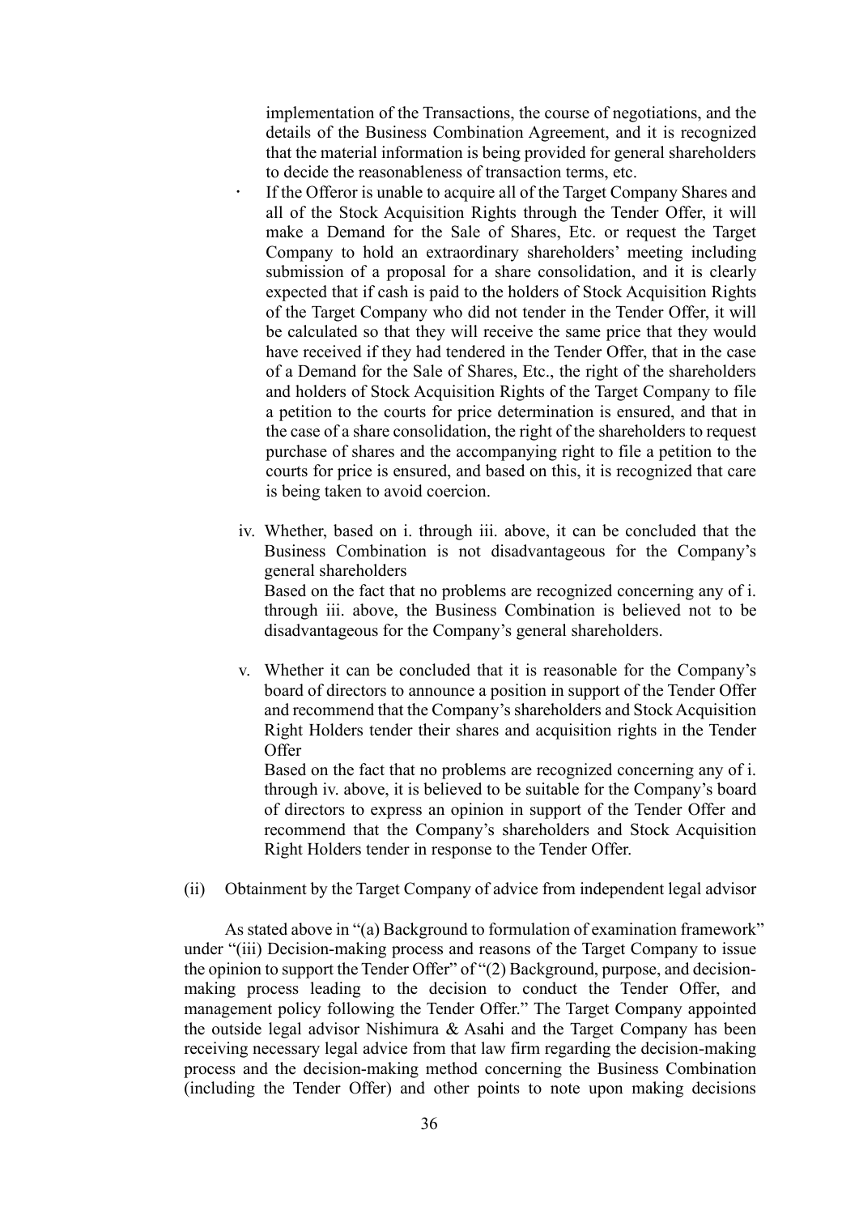implementation of the Transactions, the course of negotiations, and the details of the Business Combination Agreement, and it is recognized that the material information is being provided for general shareholders to decide the reasonableness of transaction terms, etc.

- If the Offeror is unable to acquire all of the Target Company Shares and all of the Stock Acquisition Rights through the Tender Offer, it will make a Demand for the Sale of Shares, Etc. or request the Target Company to hold an extraordinary shareholders' meeting including submission of a proposal for a share consolidation, and it is clearly expected that if cash is paid to the holders of Stock Acquisition Rights of the Target Company who did not tender in the Tender Offer, it will be calculated so that they will receive the same price that they would have received if they had tendered in the Tender Offer, that in the case of a Demand for the Sale of Shares, Etc., the right of the shareholders and holders of Stock Acquisition Rights of the Target Company to file a petition to the courts for price determination is ensured, and that in the case of a share consolidation, the right of the shareholders to request purchase of shares and the accompanying right to file a petition to the courts for price is ensured, and based on this, it is recognized that care is being taken to avoid coercion.

iv. Whether, based on i. through iii. above, it can be concluded that the Business Combination is not disadvantageous for the Company's general shareholders

Based on the fact that no problems are recognized concerning any of i. through iii. above, the Business Combination is believed not to be disadvantageous for the Company's general shareholders.

v. Whether it can be concluded that it is reasonable for the Company's board of directors to announce a position in support of the Tender Offer and recommend that the Company's shareholders and Stock Acquisition Right Holders tender their shares and acquisition rights in the Tender Offer

Based on the fact that no problems are recognized concerning any of i. through iv. above, it is believed to be suitable for the Company's board of directors to express an opinion in support of the Tender Offer and recommend that the Company's shareholders and Stock Acquisition Right Holders tender in response to the Tender Offer.

(ii) Obtainment by the Target Company of advice from independent legal advisor

As stated above in "(a) Background to formulation of examination framework" under "(iii) Decision-making process and reasons of the Target Company to issue the opinion to support the Tender Offer" of "(2) Background, purpose, and decision-making process leading to the decision to conduct the Tender Offer, and management policy following the Tender Offer." The Target Company appointed the outside legal advisor Nishimura & Asahi and the Target Company has been receiving necessary legal advice from that law firm regarding the decision-making process and the decision-making method concerning the Business Combination (including the Tender Offer) and other points to note upon making decisions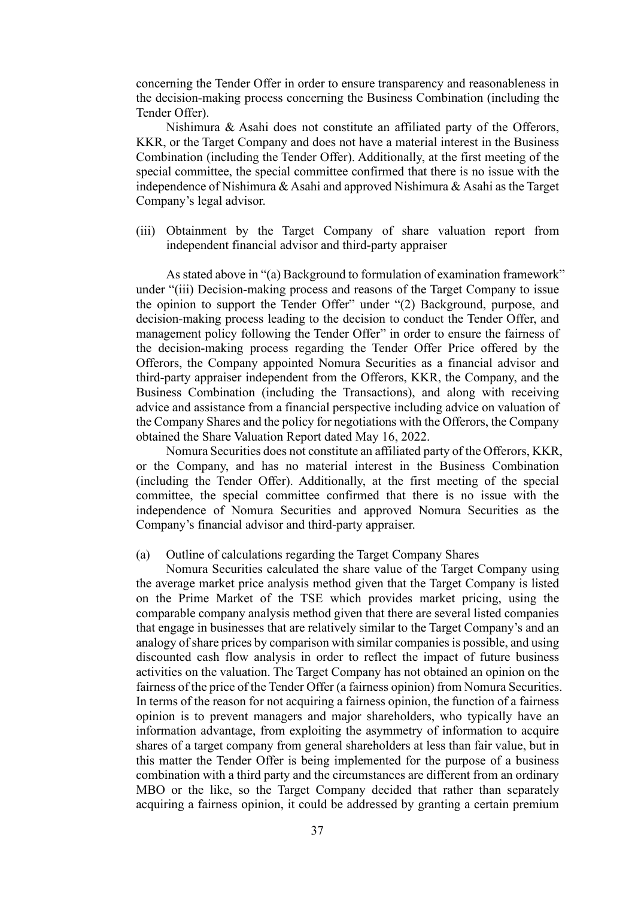concerning the Tender Offer in order to ensure transparency and reasonableness in the decision-making process concerning the Business Combination (including the Tender Offer).

Nishimura & Asahi does not constitute an affiliated party of the Offerors, KKR, or the Target Company and does not have a material interest in the Business Combination (including the Tender Offer). Additionally, at the first meeting of the special committee, the special committee confirmed that there is no issue with the independence of Nishimura & Asahi and approved Nishimura & Asahi as the Target Company's legal advisor.

(iii) Obtainment by the Target Company of share valuation report from independent financial advisor and third-party appraiser

As stated above in "(a) Background to formulation of examination framework" under "(iii) Decision-making process and reasons of the Target Company to issue the opinion to support the Tender Offer" under "(2) Background, purpose, and decision-making process leading to the decision to conduct the Tender Offer, and management policy following the Tender Offer" in order to ensure the fairness of the decision-making process regarding the Tender Offer Price offered by the Offerors, the Company appointed Nomura Securities as a financial advisor and third-party appraiser independent from the Offerors, KKR, the Company, and the Business Combination (including the Transactions), and along with receiving advice and assistance from a financial perspective including advice on valuation of the Company Shares and the policy for negotiations with the Offerors, the Company obtained the Share Valuation Report dated May 16, 2022.

Nomura Securities does not constitute an affiliated party of the Offerors, KKR, or the Company, and has no material interest in the Business Combination (including the Tender Offer). Additionally, at the first meeting of the special committee, the special committee confirmed that there is no issue with the independence of Nomura Securities and approved Nomura Securities as the Company's financial advisor and third-party appraiser.

(a) Outline of calculations regarding the Target Company Shares

Nomura Securities calculated the share value of the Target Company using the average market price analysis method given that the Target Company is listed on the Prime Market of the TSE which provides market pricing, using the comparable company analysis method given that there are several listed companies that engage in businesses that are relatively similar to the Target Company's and an analogy of share prices by comparison with similar companies is possible, and using discounted cash flow analysis in order to reflect the impact of future business activities on the valuation. The Target Company has not obtained an opinion on the fairness of the price of the Tender Offer (a fairness opinion) from Nomura Securities. In terms of the reason for not acquiring a fairness opinion, the function of a fairness opinion is to prevent managers and major shareholders, who typically have an information advantage, from exploiting the asymmetry of information to acquire shares of a target company from general shareholders at less than fair value, but in this matter the Tender Offer is being implemented for the purpose of a business combination with a third party and the circumstances are different from an ordinary MBO or the like, so the Target Company decided that rather than separately acquiring a fairness opinion, it could be addressed by granting a certain premium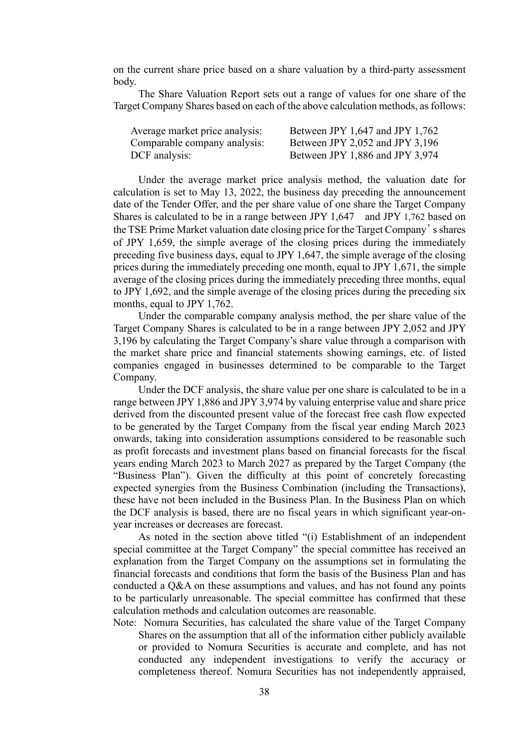on the current share price based on a share valuation by a third-party assessment body.

The Share Valuation Report sets out a range of values for one share of the Target Company Shares based on each of the above calculation methods, as follows:

| | |
|---|---|
| Average market price analysis: | Between JPY 1,647 and JPY 1,762 |
| Comparable company analysis: | Between JPY 2,052 and JPY 3,196 |
| DCF analysis: | Between JPY 1,886 and JPY 3,974 |

Under the average market price analysis method, the valuation date for calculation is set to May 13, 2022, the business day preceding the announcement date of the Tender Offer, and the per share value of one share the Target Company Shares is calculated to be in a range between JPY 1,647 and JPY 1,762 based on the TSE Prime Market valuation date closing price for the Target Company's shares of JPY 1,659, the simple average of the closing prices during the immediately preceding five business days, equal to JPY 1,647, the simple average of the closing prices during the immediately preceding one month, equal to JPY 1,671, the simple average of the closing prices during the immediately preceding three months, equal to JPY 1,692, and the simple average of the closing prices during the preceding six months, equal to JPY 1,762.

Under the comparable company analysis method, the per share value of the Target Company Shares is calculated to be in a range between JPY 2,052 and JPY 3,196 by calculating the Target Company's share value through a comparison with the market share price and financial statements showing earnings, etc. of listed companies engaged in businesses determined to be comparable to the Target Company.

Under the DCF analysis, the share value per one share is calculated to be in a range between JPY 1,886 and JPY 3,974 by valuing enterprise value and share price derived from the discounted present value of the forecast free cash flow expected to be generated by the Target Company from the fiscal year ending March 2023 onwards, taking into consideration assumptions considered to be reasonable such as profit forecasts and investment plans based on financial forecasts for the fiscal years ending March 2023 to March 2027 as prepared by the Target Company (the "Business Plan"). Given the difficulty at this point of concretely forecasting expected synergies from the Business Combination (including the Transactions), these have not been included in the Business Plan. In the Business Plan on which the DCF analysis is based, there are no fiscal years in which significant year-on-year increases or decreases are forecast.

As noted in the section above titled "(i) Establishment of an independent special committee at the Target Company" the special committee has received an explanation from the Target Company on the assumptions set in formulating the financial forecasts and conditions that form the basis of the Business Plan and has conducted a Q&A on these assumptions and values, and has not found any points to be particularly unreasonable. The special committee has confirmed that these calculation methods and calculation outcomes are reasonable.

Note: Nomura Securities, has calculated the share value of the Target Company Shares on the assumption that all of the information either publicly available or provided to Nomura Securities is accurate and complete, and has not conducted any independent investigations to verify the accuracy or completeness thereof. Nomura Securities has not independently appraised,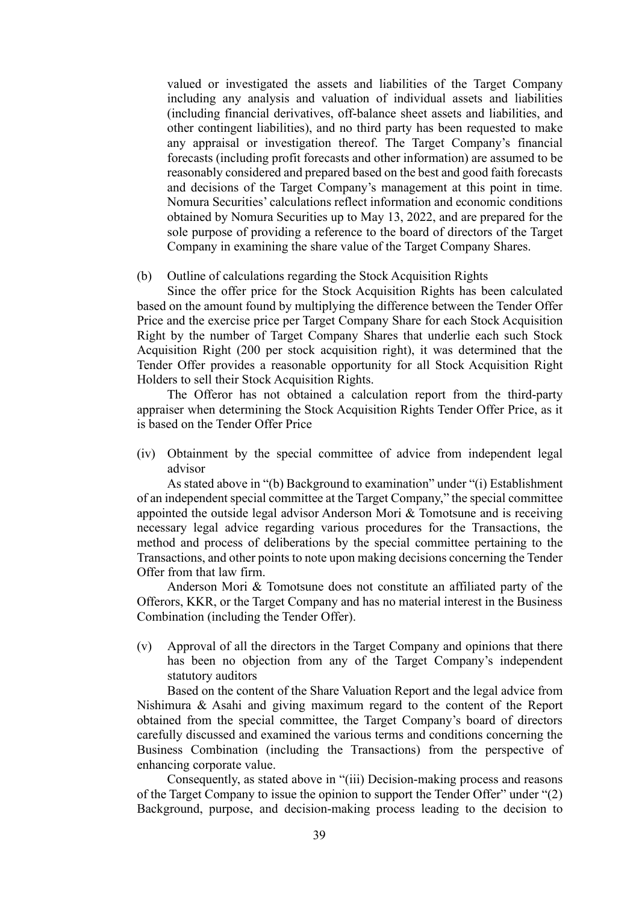valued or investigated the assets and liabilities of the Target Company including any analysis and valuation of individual assets and liabilities (including financial derivatives, off-balance sheet assets and liabilities, and other contingent liabilities), and no third party has been requested to make any appraisal or investigation thereof. The Target Company's financial forecasts (including profit forecasts and other information) are assumed to be reasonably considered and prepared based on the best and good faith forecasts and decisions of the Target Company's management at this point in time. Nomura Securities' calculations reflect information and economic conditions obtained by Nomura Securities up to May 13, 2022, and are prepared for the sole purpose of providing a reference to the board of directors of the Target Company in examining the share value of the Target Company Shares.

(b) Outline of calculations regarding the Stock Acquisition Rights

Since the offer price for the Stock Acquisition Rights has been calculated based on the amount found by multiplying the difference between the Tender Offer Price and the exercise price per Target Company Share for each Stock Acquisition Right by the number of Target Company Shares that underlie each such Stock Acquisition Right (200 per stock acquisition right), it was determined that the Tender Offer provides a reasonable opportunity for all Stock Acquisition Right Holders to sell their Stock Acquisition Rights.

The Offeror has not obtained a calculation report from the third-party appraiser when determining the Stock Acquisition Rights Tender Offer Price, as it is based on the Tender Offer Price

(iv) Obtainment by the special committee of advice from independent legal advisor

As stated above in "(b) Background to examination" under "(i) Establishment of an independent special committee at the Target Company," the special committee appointed the outside legal advisor Anderson Mori & Tomotsune and is receiving necessary legal advice regarding various procedures for the Transactions, the method and process of deliberations by the special committee pertaining to the Transactions, and other points to note upon making decisions concerning the Tender Offer from that law firm.

Anderson Mori & Tomotsune does not constitute an affiliated party of the Offerors, KKR, or the Target Company and has no material interest in the Business Combination (including the Tender Offer).

(v) Approval of all the directors in the Target Company and opinions that there has been no objection from any of the Target Company's independent statutory auditors

Based on the content of the Share Valuation Report and the legal advice from Nishimura & Asahi and giving maximum regard to the content of the Report obtained from the special committee, the Target Company's board of directors carefully discussed and examined the various terms and conditions concerning the Business Combination (including the Transactions) from the perspective of enhancing corporate value.

Consequently, as stated above in "(iii) Decision-making process and reasons of the Target Company to issue the opinion to support the Tender Offer" under "(2) Background, purpose, and decision-making process leading to the decision to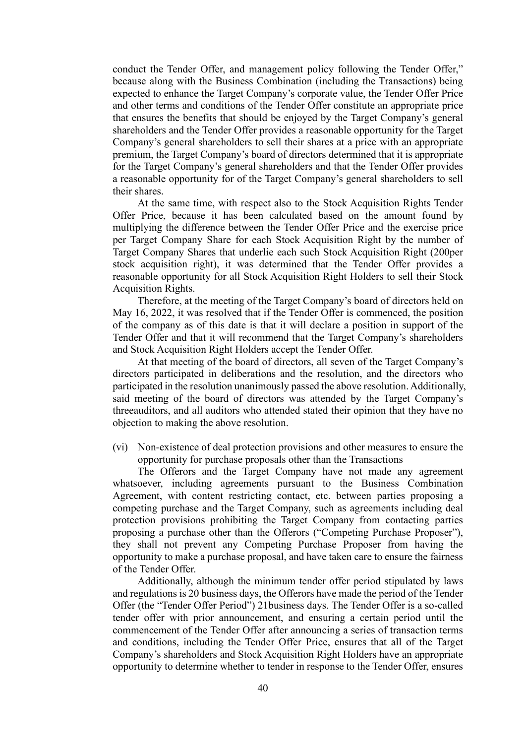conduct the Tender Offer, and management policy following the Tender Offer," because along with the Business Combination (including the Transactions) being expected to enhance the Target Company's corporate value, the Tender Offer Price and other terms and conditions of the Tender Offer constitute an appropriate price that ensures the benefits that should be enjoyed by the Target Company's general shareholders and the Tender Offer provides a reasonable opportunity for the Target Company's general shareholders to sell their shares at a price with an appropriate premium, the Target Company's board of directors determined that it is appropriate for the Target Company's general shareholders and that the Tender Offer provides a reasonable opportunity for of the Target Company's general shareholders to sell their shares.

At the same time, with respect also to the Stock Acquisition Rights Tender Offer Price, because it has been calculated based on the amount found by multiplying the difference between the Tender Offer Price and the exercise price per Target Company Share for each Stock Acquisition Right by the number of Target Company Shares that underlie each such Stock Acquisition Right (200per stock acquisition right), it was determined that the Tender Offer provides a reasonable opportunity for all Stock Acquisition Right Holders to sell their Stock Acquisition Rights.

Therefore, at the meeting of the Target Company's board of directors held on May 16, 2022, it was resolved that if the Tender Offer is commenced, the position of the company as of this date is that it will declare a position in support of the Tender Offer and that it will recommend that the Target Company's shareholders and Stock Acquisition Right Holders accept the Tender Offer.

At that meeting of the board of directors, all seven of the Target Company's directors participated in deliberations and the resolution, and the directors who participated in the resolution unanimously passed the above resolution. Additionally, said meeting of the board of directors was attended by the Target Company's threeauditors, and all auditors who attended stated their opinion that they have no objection to making the above resolution.

(vi) Non-existence of deal protection provisions and other measures to ensure the opportunity for purchase proposals other than the Transactions

The Offerors and the Target Company have not made any agreement whatsoever, including agreements pursuant to the Business Combination Agreement, with content restricting contact, etc. between parties proposing a competing purchase and the Target Company, such as agreements including deal protection provisions prohibiting the Target Company from contacting parties proposing a purchase other than the Offerors ("Competing Purchase Proposer"), they shall not prevent any Competing Purchase Proposer from having the opportunity to make a purchase proposal, and have taken care to ensure the fairness of the Tender Offer.

Additionally, although the minimum tender offer period stipulated by laws and regulations is 20 business days, the Offerors have made the period of the Tender Offer (the "Tender Offer Period") 21business days. The Tender Offer is a so-called tender offer with prior announcement, and ensuring a certain period until the commencement of the Tender Offer after announcing a series of transaction terms and conditions, including the Tender Offer Price, ensures that all of the Target Company's shareholders and Stock Acquisition Right Holders have an appropriate opportunity to determine whether to tender in response to the Tender Offer, ensures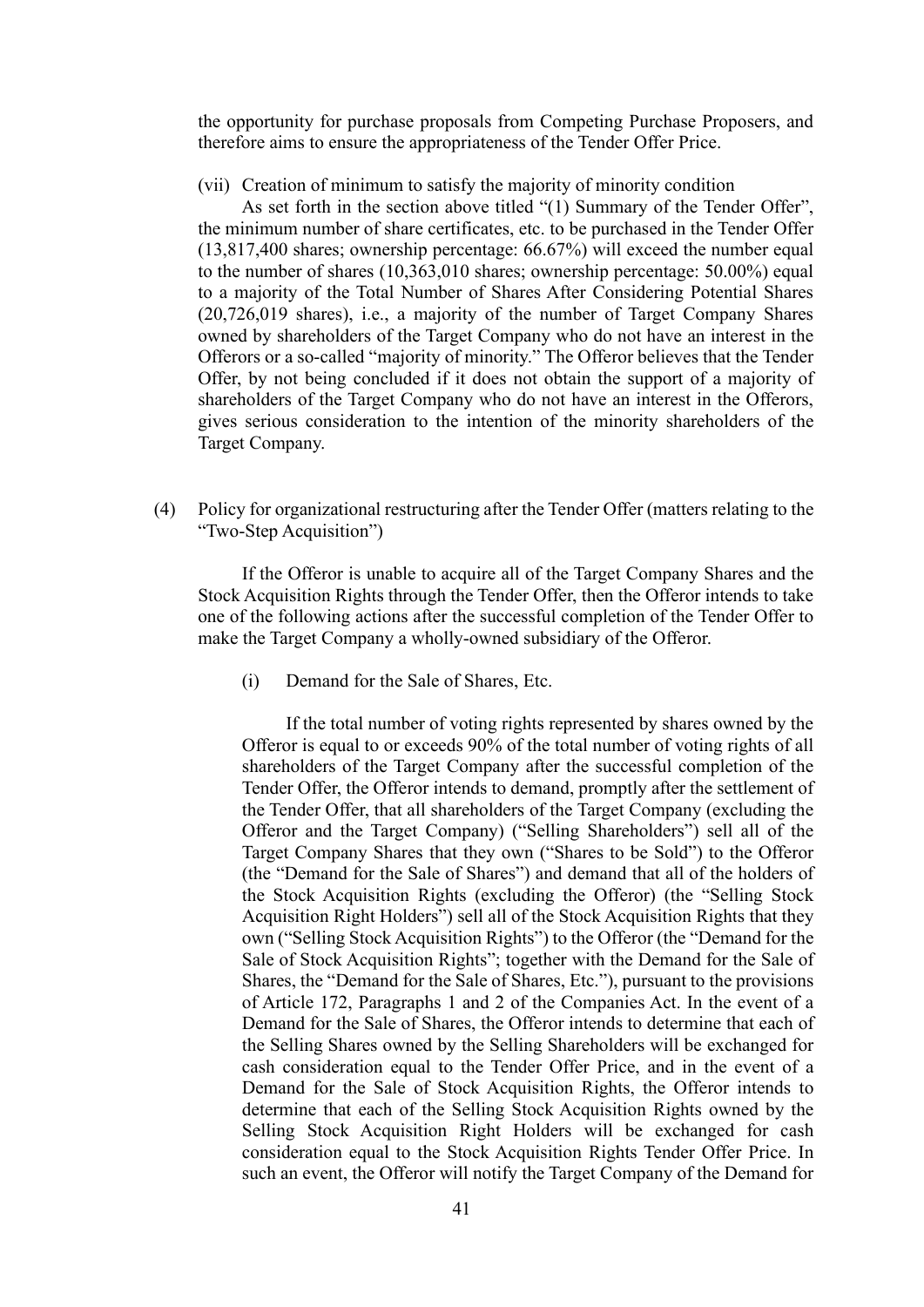the opportunity for purchase proposals from Competing Purchase Proposers, and therefore aims to ensure the appropriateness of the Tender Offer Price.

(vii) Creation of minimum to satisfy the majority of minority condition

As set forth in the section above titled "(1) Summary of the Tender Offer", the minimum number of share certificates, etc. to be purchased in the Tender Offer (13,817,400 shares; ownership percentage: 66.67%) will exceed the number equal to the number of shares (10,363,010 shares; ownership percentage: 50.00%) equal to a majority of the Total Number of Shares After Considering Potential Shares (20,726,019 shares), i.e., a majority of the number of Target Company Shares owned by shareholders of the Target Company who do not have an interest in the Offerors or a so-called "majority of minority." The Offeror believes that the Tender Offer, by not being concluded if it does not obtain the support of a majority of shareholders of the Target Company who do not have an interest in the Offerors, gives serious consideration to the intention of the minority shareholders of the Target Company.

(4) Policy for organizational restructuring after the Tender Offer (matters relating to the "Two-Step Acquisition")

If the Offeror is unable to acquire all of the Target Company Shares and the Stock Acquisition Rights through the Tender Offer, then the Offeror intends to take one of the following actions after the successful completion of the Tender Offer to make the Target Company a wholly-owned subsidiary of the Offeror.

(i) Demand for the Sale of Shares, Etc.

If the total number of voting rights represented by shares owned by the Offeror is equal to or exceeds 90% of the total number of voting rights of all shareholders of the Target Company after the successful completion of the Tender Offer, the Offeror intends to demand, promptly after the settlement of the Tender Offer, that all shareholders of the Target Company (excluding the Offeror and the Target Company) ("Selling Shareholders") sell all of the Target Company Shares that they own ("Shares to be Sold") to the Offeror (the "Demand for the Sale of Shares") and demand that all of the holders of the Stock Acquisition Rights (excluding the Offeror) (the "Selling Stock Acquisition Right Holders") sell all of the Stock Acquisition Rights that they own ("Selling Stock Acquisition Rights") to the Offeror (the "Demand for the Sale of Stock Acquisition Rights"; together with the Demand for the Sale of Shares, the "Demand for the Sale of Shares, Etc."), pursuant to the provisions of Article 172, Paragraphs 1 and 2 of the Companies Act. In the event of a Demand for the Sale of Shares, the Offeror intends to determine that each of the Selling Shares owned by the Selling Shareholders will be exchanged for cash consideration equal to the Tender Offer Price, and in the event of a Demand for the Sale of Stock Acquisition Rights, the Offeror intends to determine that each of the Selling Stock Acquisition Rights owned by the Selling Stock Acquisition Right Holders will be exchanged for cash consideration equal to the Stock Acquisition Rights Tender Offer Price. In such an event, the Offeror will notify the Target Company of the Demand for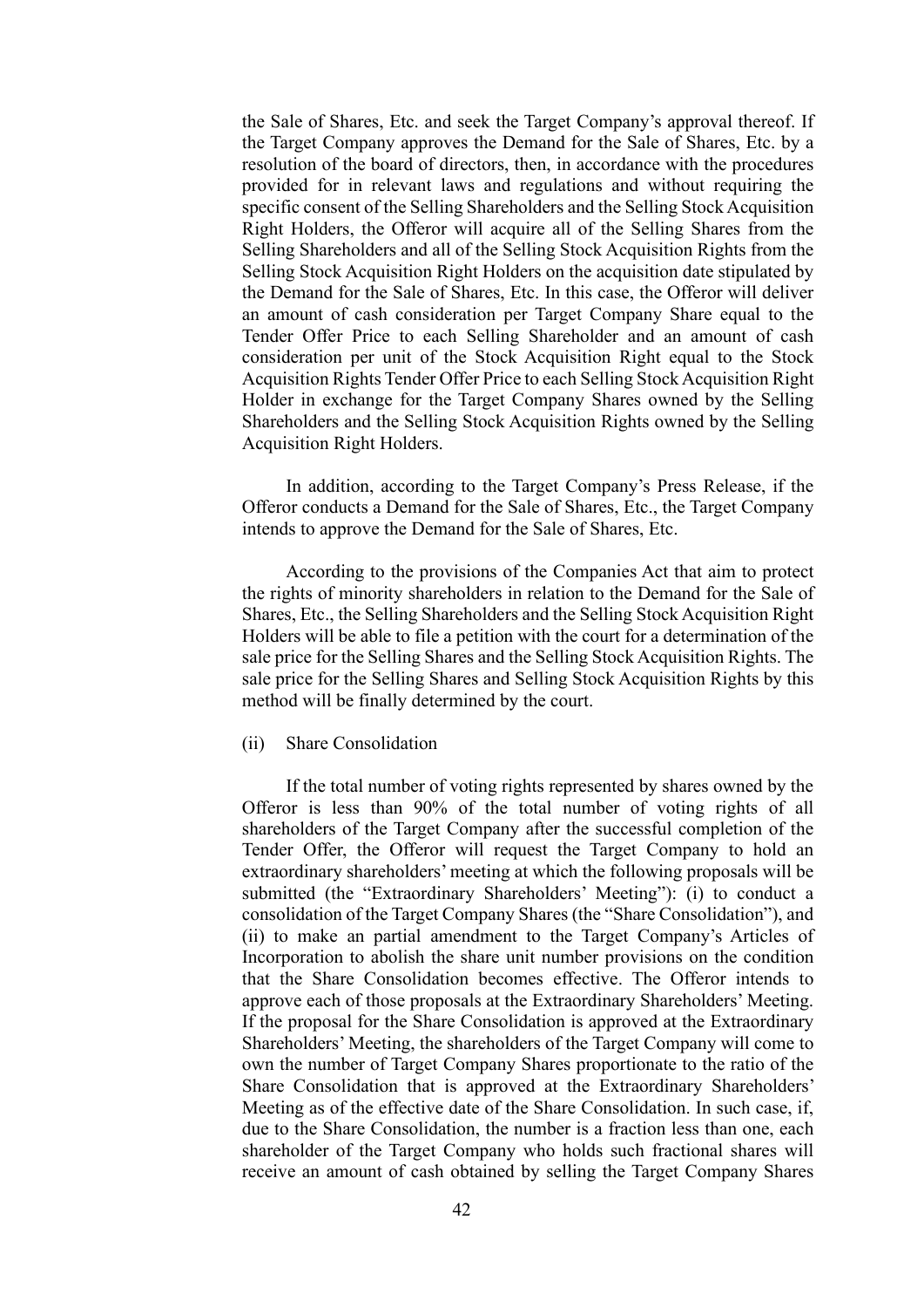the Sale of Shares, Etc. and seek the Target Company's approval thereof. If the Target Company approves the Demand for the Sale of Shares, Etc. by a resolution of the board of directors, then, in accordance with the procedures provided for in relevant laws and regulations and without requiring the specific consent of the Selling Shareholders and the Selling Stock Acquisition Right Holders, the Offeror will acquire all of the Selling Shares from the Selling Shareholders and all of the Selling Stock Acquisition Rights from the Selling Stock Acquisition Right Holders on the acquisition date stipulated by the Demand for the Sale of Shares, Etc. In this case, the Offeror will deliver an amount of cash consideration per Target Company Share equal to the Tender Offer Price to each Selling Shareholder and an amount of cash consideration per unit of the Stock Acquisition Right equal to the Stock Acquisition Rights Tender Offer Price to each Selling Stock Acquisition Right Holder in exchange for the Target Company Shares owned by the Selling Shareholders and the Selling Stock Acquisition Rights owned by the Selling Acquisition Right Holders.

In addition, according to the Target Company's Press Release, if the Offeror conducts a Demand for the Sale of Shares, Etc., the Target Company intends to approve the Demand for the Sale of Shares, Etc.

According to the provisions of the Companies Act that aim to protect the rights of minority shareholders in relation to the Demand for the Sale of Shares, Etc., the Selling Shareholders and the Selling Stock Acquisition Right Holders will be able to file a petition with the court for a determination of the sale price for the Selling Shares and the Selling Stock Acquisition Rights. The sale price for the Selling Shares and Selling Stock Acquisition Rights by this method will be finally determined by the court.

(ii) Share Consolidation

If the total number of voting rights represented by shares owned by the Offeror is less than 90% of the total number of voting rights of all shareholders of the Target Company after the successful completion of the Tender Offer, the Offeror will request the Target Company to hold an extraordinary shareholders' meeting at which the following proposals will be submitted (the "Extraordinary Shareholders' Meeting"): (i) to conduct a consolidation of the Target Company Shares (the "Share Consolidation"), and (ii) to make an partial amendment to the Target Company's Articles of Incorporation to abolish the share unit number provisions on the condition that the Share Consolidation becomes effective. The Offeror intends to approve each of those proposals at the Extraordinary Shareholders' Meeting. If the proposal for the Share Consolidation is approved at the Extraordinary Shareholders' Meeting, the shareholders of the Target Company will come to own the number of Target Company Shares proportionate to the ratio of the Share Consolidation that is approved at the Extraordinary Shareholders' Meeting as of the effective date of the Share Consolidation. In such case, if, due to the Share Consolidation, the number is a fraction less than one, each shareholder of the Target Company who holds such fractional shares will receive an amount of cash obtained by selling the Target Company Shares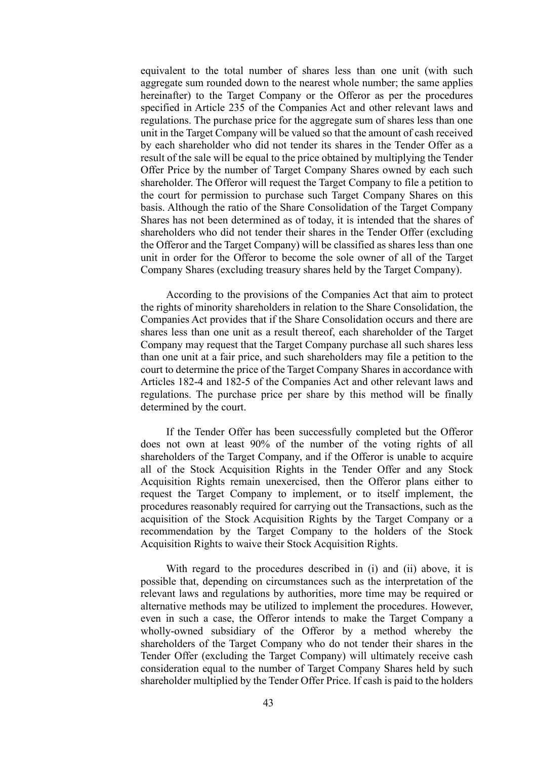equivalent to the total number of shares less than one unit (with such aggregate sum rounded down to the nearest whole number; the same applies hereinafter) to the Target Company or the Offeror as per the procedures specified in Article 235 of the Companies Act and other relevant laws and regulations. The purchase price for the aggregate sum of shares less than one unit in the Target Company will be valued so that the amount of cash received by each shareholder who did not tender its shares in the Tender Offer as a result of the sale will be equal to the price obtained by multiplying the Tender Offer Price by the number of Target Company Shares owned by each such shareholder. The Offeror will request the Target Company to file a petition to the court for permission to purchase such Target Company Shares on this basis. Although the ratio of the Share Consolidation of the Target Company Shares has not been determined as of today, it is intended that the shares of shareholders who did not tender their shares in the Tender Offer (excluding the Offeror and the Target Company) will be classified as shares less than one unit in order for the Offeror to become the sole owner of all of the Target Company Shares (excluding treasury shares held by the Target Company).

According to the provisions of the Companies Act that aim to protect the rights of minority shareholders in relation to the Share Consolidation, the Companies Act provides that if the Share Consolidation occurs and there are shares less than one unit as a result thereof, each shareholder of the Target Company may request that the Target Company purchase all such shares less than one unit at a fair price, and such shareholders may file a petition to the court to determine the price of the Target Company Shares in accordance with Articles 182-4 and 182-5 of the Companies Act and other relevant laws and regulations. The purchase price per share by this method will be finally determined by the court.

If the Tender Offer has been successfully completed but the Offeror does not own at least 90% of the number of the voting rights of all shareholders of the Target Company, and if the Offeror is unable to acquire all of the Stock Acquisition Rights in the Tender Offer and any Stock Acquisition Rights remain unexercised, then the Offeror plans either to request the Target Company to implement, or to itself implement, the procedures reasonably required for carrying out the Transactions, such as the acquisition of the Stock Acquisition Rights by the Target Company or a recommendation by the Target Company to the holders of the Stock Acquisition Rights to waive their Stock Acquisition Rights.

With regard to the procedures described in (i) and (ii) above, it is possible that, depending on circumstances such as the interpretation of the relevant laws and regulations by authorities, more time may be required or alternative methods may be utilized to implement the procedures. However, even in such a case, the Offeror intends to make the Target Company a wholly-owned subsidiary of the Offeror by a method whereby the shareholders of the Target Company who do not tender their shares in the Tender Offer (excluding the Target Company) will ultimately receive cash consideration equal to the number of Target Company Shares held by such shareholder multiplied by the Tender Offer Price. If cash is paid to the holders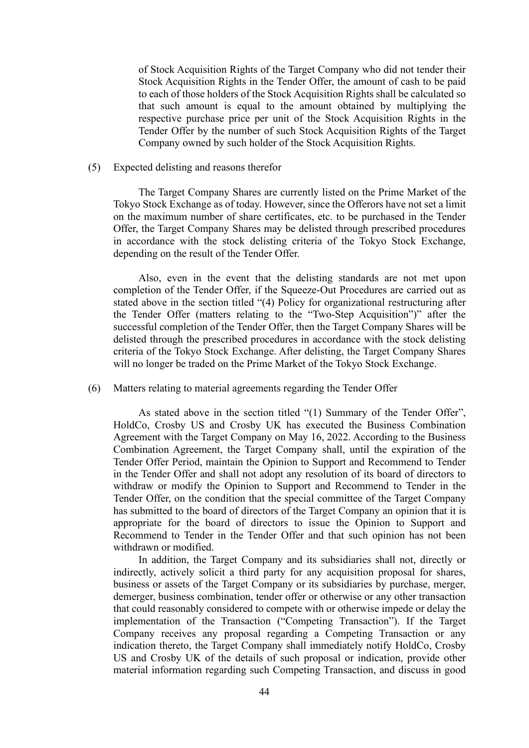of Stock Acquisition Rights of the Target Company who did not tender their Stock Acquisition Rights in the Tender Offer, the amount of cash to be paid to each of those holders of the Stock Acquisition Rights shall be calculated so that such amount is equal to the amount obtained by multiplying the respective purchase price per unit of the Stock Acquisition Rights in the Tender Offer by the number of such Stock Acquisition Rights of the Target Company owned by such holder of the Stock Acquisition Rights.

(5) Expected delisting and reasons therefor

The Target Company Shares are currently listed on the Prime Market of the Tokyo Stock Exchange as of today. However, since the Offerors have not set a limit on the maximum number of share certificates, etc. to be purchased in the Tender Offer, the Target Company Shares may be delisted through prescribed procedures in accordance with the stock delisting criteria of the Tokyo Stock Exchange, depending on the result of the Tender Offer.

Also, even in the event that the delisting standards are not met upon completion of the Tender Offer, if the Squeeze-Out Procedures are carried out as stated above in the section titled "(4) Policy for organizational restructuring after the Tender Offer (matters relating to the "Two-Step Acquisition")" after the successful completion of the Tender Offer, then the Target Company Shares will be delisted through the prescribed procedures in accordance with the stock delisting criteria of the Tokyo Stock Exchange. After delisting, the Target Company Shares will no longer be traded on the Prime Market of the Tokyo Stock Exchange.

(6) Matters relating to material agreements regarding the Tender Offer

As stated above in the section titled "(1) Summary of the Tender Offer", HoldCo, Crosby US and Crosby UK has executed the Business Combination Agreement with the Target Company on May 16, 2022. According to the Business Combination Agreement, the Target Company shall, until the expiration of the Tender Offer Period, maintain the Opinion to Support and Recommend to Tender in the Tender Offer and shall not adopt any resolution of its board of directors to withdraw or modify the Opinion to Support and Recommend to Tender in the Tender Offer, on the condition that the special committee of the Target Company has submitted to the board of directors of the Target Company an opinion that it is appropriate for the board of directors to issue the Opinion to Support and Recommend to Tender in the Tender Offer and that such opinion has not been withdrawn or modified.

In addition, the Target Company and its subsidiaries shall not, directly or indirectly, actively solicit a third party for any acquisition proposal for shares, business or assets of the Target Company or its subsidiaries by purchase, merger, demerger, business combination, tender offer or otherwise or any other transaction that could reasonably considered to compete with or otherwise impede or delay the implementation of the Transaction ("Competing Transaction"). If the Target Company receives any proposal regarding a Competing Transaction or any indication thereto, the Target Company shall immediately notify HoldCo, Crosby US and Crosby UK of the details of such proposal or indication, provide other material information regarding such Competing Transaction, and discuss in good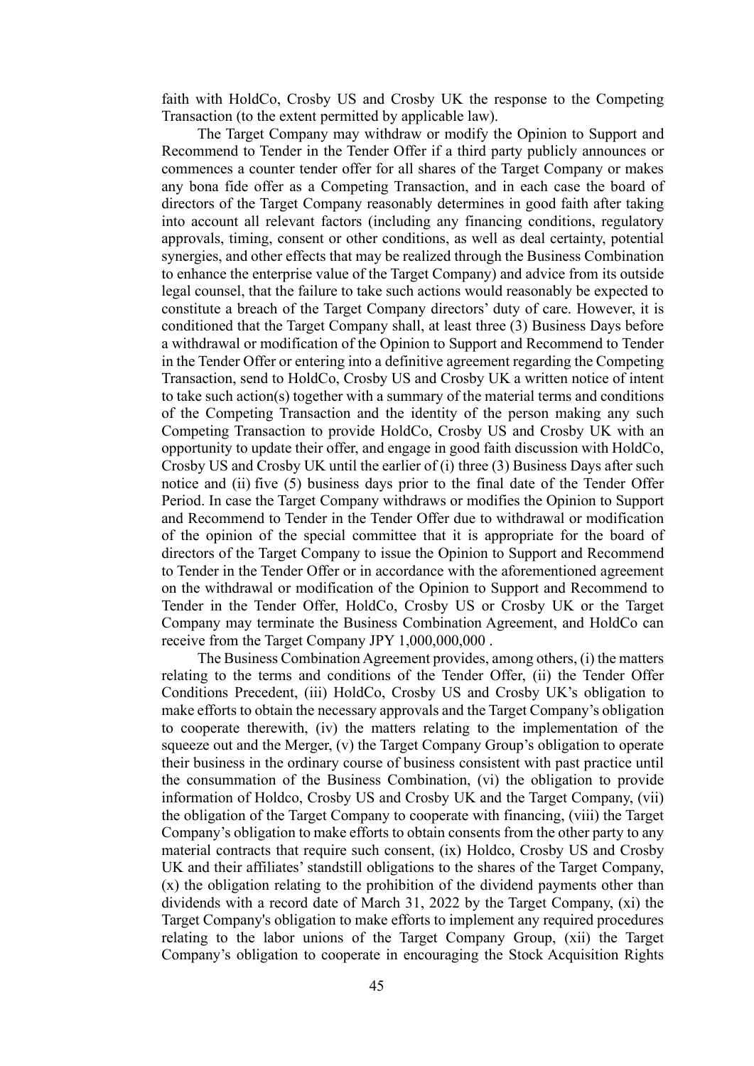faith with HoldCo, Crosby US and Crosby UK the response to the Competing Transaction (to the extent permitted by applicable law).

The Target Company may withdraw or modify the Opinion to Support and Recommend to Tender in the Tender Offer if a third party publicly announces or commences a counter tender offer for all shares of the Target Company or makes any bona fide offer as a Competing Transaction, and in each case the board of directors of the Target Company reasonably determines in good faith after taking into account all relevant factors (including any financing conditions, regulatory approvals, timing, consent or other conditions, as well as deal certainty, potential synergies, and other effects that may be realized through the Business Combination to enhance the enterprise value of the Target Company) and advice from its outside legal counsel, that the failure to take such actions would reasonably be expected to constitute a breach of the Target Company directors' duty of care. However, it is conditioned that the Target Company shall, at least three (3) Business Days before a withdrawal or modification of the Opinion to Support and Recommend to Tender in the Tender Offer or entering into a definitive agreement regarding the Competing Transaction, send to HoldCo, Crosby US and Crosby UK a written notice of intent to take such action(s) together with a summary of the material terms and conditions of the Competing Transaction and the identity of the person making any such Competing Transaction to provide HoldCo, Crosby US and Crosby UK with an opportunity to update their offer, and engage in good faith discussion with HoldCo, Crosby US and Crosby UK until the earlier of (i) three (3) Business Days after such notice and (ii) five (5) business days prior to the final date of the Tender Offer Period. In case the Target Company withdraws or modifies the Opinion to Support and Recommend to Tender in the Tender Offer due to withdrawal or modification of the opinion of the special committee that it is appropriate for the board of directors of the Target Company to issue the Opinion to Support and Recommend to Tender in the Tender Offer or in accordance with the aforementioned agreement on the withdrawal or modification of the Opinion to Support and Recommend to Tender in the Tender Offer, HoldCo, Crosby US or Crosby UK or the Target Company may terminate the Business Combination Agreement, and HoldCo can receive from the Target Company JPY 1,000,000,000 .

The Business Combination Agreement provides, among others, (i) the matters relating to the terms and conditions of the Tender Offer, (ii) the Tender Offer Conditions Precedent, (iii) HoldCo, Crosby US and Crosby UK's obligation to make efforts to obtain the necessary approvals and the Target Company's obligation to cooperate therewith, (iv) the matters relating to the implementation of the squeeze out and the Merger, (v) the Target Company Group's obligation to operate their business in the ordinary course of business consistent with past practice until the consummation of the Business Combination, (vi) the obligation to provide information of Holdco, Crosby US and Crosby UK and the Target Company, (vii) the obligation of the Target Company to cooperate with financing, (viii) the Target Company's obligation to make efforts to obtain consents from the other party to any material contracts that require such consent, (ix) Holdco, Crosby US and Crosby UK and their affiliates' standstill obligations to the shares of the Target Company, (x) the obligation relating to the prohibition of the dividend payments other than dividends with a record date of March 31, 2022 by the Target Company, (xi) the Target Company's obligation to make efforts to implement any required procedures relating to the labor unions of the Target Company Group, (xii) the Target Company's obligation to cooperate in encouraging the Stock Acquisition Rights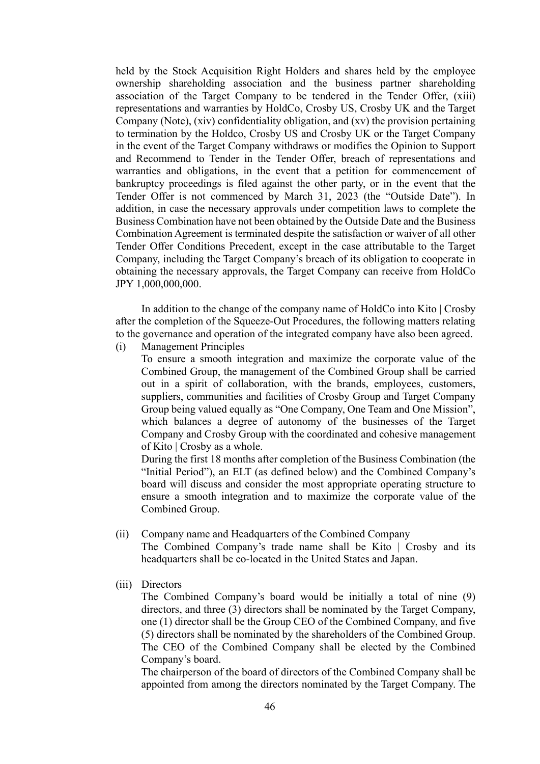held by the Stock Acquisition Right Holders and shares held by the employee ownership shareholding association and the business partner shareholding association of the Target Company to be tendered in the Tender Offer, (xiii) representations and warranties by HoldCo, Crosby US, Crosby UK and the Target Company (Note), (xiv) confidentiality obligation, and (xv) the provision pertaining to termination by the Holdco, Crosby US and Crosby UK or the Target Company in the event of the Target Company withdraws or modifies the Opinion to Support and Recommend to Tender in the Tender Offer, breach of representations and warranties and obligations, in the event that a petition for commencement of bankruptcy proceedings is filed against the other party, or in the event that the Tender Offer is not commenced by March 31, 2023 (the "Outside Date"). In addition, in case the necessary approvals under competition laws to complete the Business Combination have not been obtained by the Outside Date and the Business Combination Agreement is terminated despite the satisfaction or waiver of all other Tender Offer Conditions Precedent, except in the case attributable to the Target Company, including the Target Company's breach of its obligation to cooperate in obtaining the necessary approvals, the Target Company can receive from HoldCo JPY 1,000,000,000.

In addition to the change of the company name of HoldCo into Kito | Crosby after the completion of the Squeeze-Out Procedures, the following matters relating to the governance and operation of the integrated company have also been agreed.

(i) Management Principles

To ensure a smooth integration and maximize the corporate value of the Combined Group, the management of the Combined Group shall be carried out in a spirit of collaboration, with the brands, employees, customers, suppliers, communities and facilities of Crosby Group and Target Company Group being valued equally as "One Company, One Team and One Mission", which balances a degree of autonomy of the businesses of the Target Company and Crosby Group with the coordinated and cohesive management of Kito | Crosby as a whole.

During the first 18 months after completion of the Business Combination (the "Initial Period"), an ELT (as defined below) and the Combined Company's board will discuss and consider the most appropriate operating structure to ensure a smooth integration and to maximize the corporate value of the Combined Group.

(ii) Company name and Headquarters of the Combined Company

The Combined Company's trade name shall be Kito | Crosby and its headquarters shall be co-located in the United States and Japan.

(iii) Directors

The Combined Company's board would be initially a total of nine (9) directors, and three (3) directors shall be nominated by the Target Company, one (1) director shall be the Group CEO of the Combined Company, and five (5) directors shall be nominated by the shareholders of the Combined Group. The CEO of the Combined Company shall be elected by the Combined Company's board.

The chairperson of the board of directors of the Combined Company shall be appointed from among the directors nominated by the Target Company. The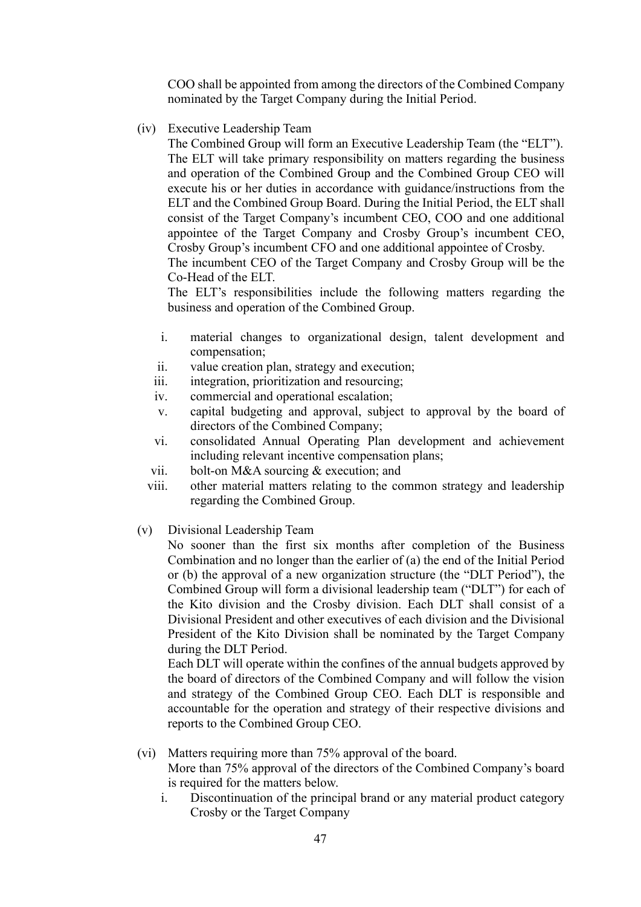COO shall be appointed from among the directors of the Combined Company nominated by the Target Company during the Initial Period.

(iv) Executive Leadership Team

The Combined Group will form an Executive Leadership Team (the "ELT"). The ELT will take primary responsibility on matters regarding the business and operation of the Combined Group and the Combined Group CEO will execute his or her duties in accordance with guidance/instructions from the ELT and the Combined Group Board. During the Initial Period, the ELT shall consist of the Target Company's incumbent CEO, COO and one additional appointee of the Target Company and Crosby Group's incumbent CEO, Crosby Group's incumbent CFO and one additional appointee of Crosby.

The incumbent CEO of the Target Company and Crosby Group will be the Co-Head of the ELT.

The ELT's responsibilities include the following matters regarding the business and operation of the Combined Group.

i. material changes to organizational design, talent development and compensation;
ii. value creation plan, strategy and execution;
iii. integration, prioritization and resourcing;
iv. commercial and operational escalation;
v. capital budgeting and approval, subject to approval by the board of directors of the Combined Company;
vi. consolidated Annual Operating Plan development and achievement including relevant incentive compensation plans;
vii. bolt-on M&A sourcing & execution; and
viii. other material matters relating to the common strategy and leadership regarding the Combined Group.

(v) Divisional Leadership Team

No sooner than the first six months after completion of the Business Combination and no longer than the earlier of (a) the end of the Initial Period or (b) the approval of a new organization structure (the "DLT Period"), the Combined Group will form a divisional leadership team ("DLT") for each of the Kito division and the Crosby division. Each DLT shall consist of a Divisional President and other executives of each division and the Divisional President of the Kito Division shall be nominated by the Target Company during the DLT Period.

Each DLT will operate within the confines of the annual budgets approved by the board of directors of the Combined Company and will follow the vision and strategy of the Combined Group CEO. Each DLT is responsible and accountable for the operation and strategy of their respective divisions and reports to the Combined Group CEO.

(vi) Matters requiring more than 75% approval of the board.

More than 75% approval of the directors of the Combined Company's board is required for the matters below.

i. Discontinuation of the principal brand or any material product category Crosby or the Target Company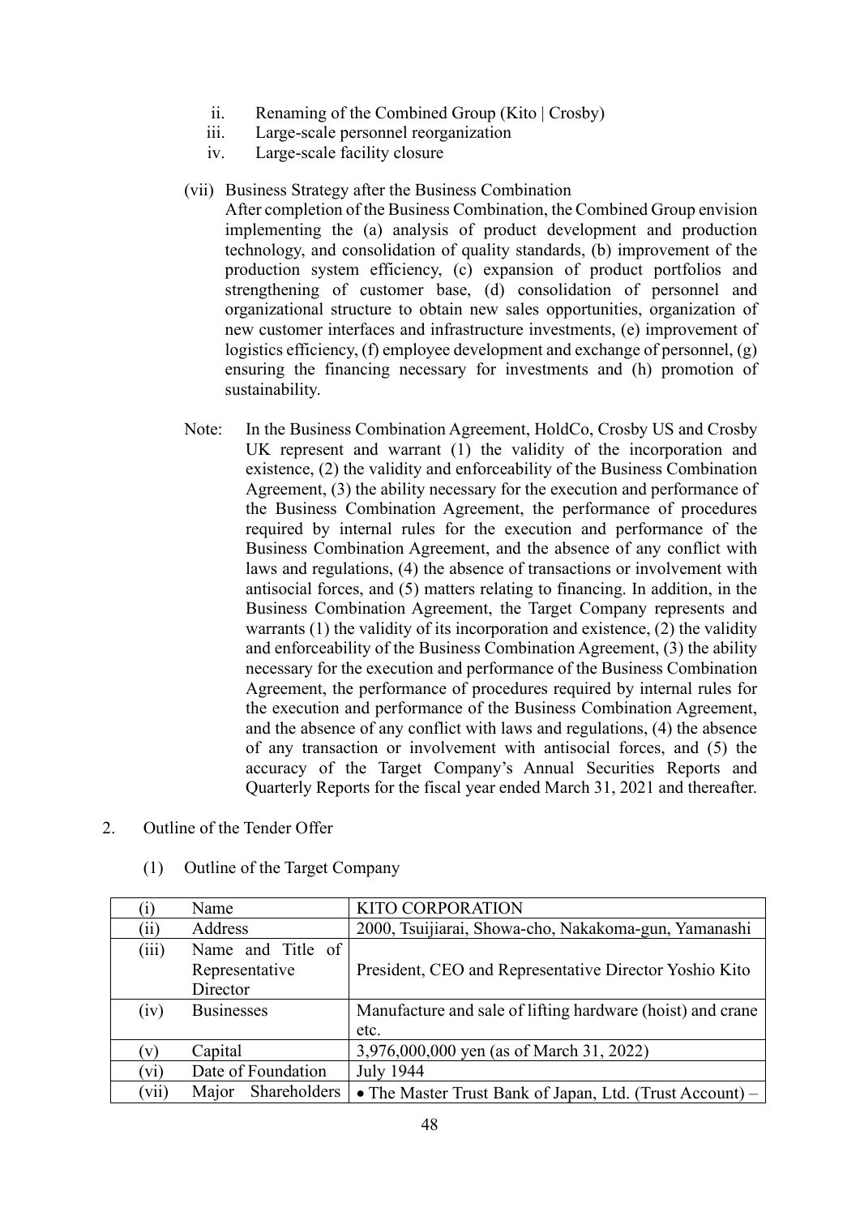ii. Renaming of the Combined Group (Kito | Crosby)
iii. Large-scale personnel reorganization
iv. Large-scale facility closure

(vii) Business Strategy after the Business Combination

After completion of the Business Combination, the Combined Group envision implementing the (a) analysis of product development and production technology, and consolidation of quality standards, (b) improvement of the production system efficiency, (c) expansion of product portfolios and strengthening of customer base, (d) consolidation of personnel and organizational structure to obtain new sales opportunities, organization of new customer interfaces and infrastructure investments, (e) improvement of logistics efficiency, (f) employee development and exchange of personnel, (g) ensuring the financing necessary for investments and (h) promotion of sustainability.

Note: In the Business Combination Agreement, HoldCo, Crosby US and Crosby UK represent and warrant (1) the validity of the incorporation and existence, (2) the validity and enforceability of the Business Combination Agreement, (3) the ability necessary for the execution and performance of the Business Combination Agreement, the performance of procedures required by internal rules for the execution and performance of the Business Combination Agreement, and the absence of any conflict with laws and regulations, (4) the absence of transactions or involvement with antisocial forces, and (5) matters relating to financing. In addition, in the Business Combination Agreement, the Target Company represents and warrants (1) the validity of its incorporation and existence, (2) the validity and enforceability of the Business Combination Agreement, (3) the ability necessary for the execution and performance of the Business Combination Agreement, the performance of procedures required by internal rules for the execution and performance of the Business Combination Agreement, and the absence of any conflict with laws and regulations, (4) the absence of any transaction or involvement with antisocial forces, and (5) the accuracy of the Target Company's Annual Securities Reports and Quarterly Reports for the fiscal year ended March 31, 2021 and thereafter.

2. Outline of the Tender Offer

(1) Outline of the Target Company

| | | |
|---|---|---|
| (i) | Name | KITO CORPORATION |
| (ii) | Address | 2000, Tsuijiarai, Showa-cho, Nakakoma-gun, Yamanashi |
| (iii) | Name and Title of Representative Director | President, CEO and Representative Director Yoshio Kito |
| (iv) | Businesses | Manufacture and sale of lifting hardware (hoist) and crane etc. |
| (v) | Capital | 3,976,000,000 yen (as of March 31, 2022) |
| (vi) | Date of Foundation | July 1944 |
| (vii) | Major Shareholders | • The Master Trust Bank of Japan, Ltd. (Trust Account) – |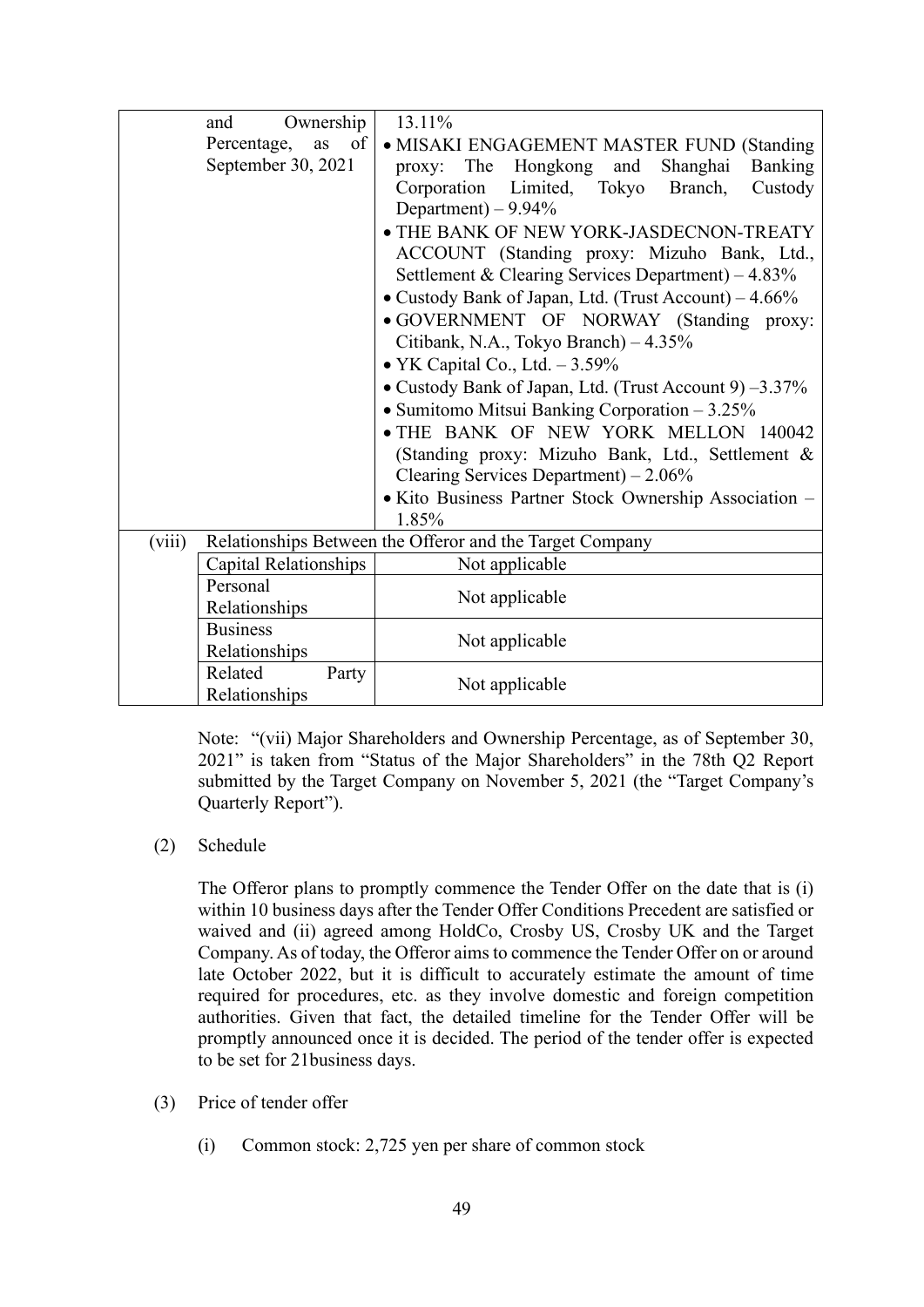| | | |
|---|---|---|
| | and Ownership Percentage, as of September 30, 2021 | 13.11%<br>• MISAKI ENGAGEMENT MASTER FUND (Standing proxy: The Hongkong and Shanghai Banking Corporation Limited, Tokyo Branch, Custody Department) – 9.94%<br>• THE BANK OF NEW YORK-JASDECNON-TREATY ACCOUNT (Standing proxy: Mizuho Bank, Ltd., Settlement & Clearing Services Department) – 4.83%<br>• Custody Bank of Japan, Ltd. (Trust Account) – 4.66%<br>• GOVERNMENT OF NORWAY (Standing proxy: Citibank, N.A., Tokyo Branch) – 4.35%<br>• YK Capital Co., Ltd. – 3.59%<br>• Custody Bank of Japan, Ltd. (Trust Account 9) –3.37%<br>• Sumitomo Mitsui Banking Corporation – 3.25%<br>• THE BANK OF NEW YORK MELLON 140042 (Standing proxy: Mizuho Bank, Ltd., Settlement & Clearing Services Department) – 2.06%<br>• Kito Business Partner Stock Ownership Association – 1.85% |
| (viii) | Relationships Between the Offeror and the Target Company | |
| | Capital Relationships | Not applicable |
| | Personal Relationships | Not applicable |
| | Business Relationships | Not applicable |
| | Related Party Relationships | Not applicable |

Note: "(vii) Major Shareholders and Ownership Percentage, as of September 30, 2021" is taken from "Status of the Major Shareholders" in the 78th Q2 Report submitted by the Target Company on November 5, 2021 (the "Target Company's Quarterly Report").

(2) Schedule

The Offeror plans to promptly commence the Tender Offer on the date that is (i) within 10 business days after the Tender Offer Conditions Precedent are satisfied or waived and (ii) agreed among HoldCo, Crosby US, Crosby UK and the Target Company. As of today, the Offeror aims to commence the Tender Offer on or around late October 2022, but it is difficult to accurately estimate the amount of time required for procedures, etc. as they involve domestic and foreign competition authorities. Given that fact, the detailed timeline for the Tender Offer will be promptly announced once it is decided. The period of the tender offer is expected to be set for 21business days.

(3) Price of tender offer

(i) Common stock: 2,725 yen per share of common stock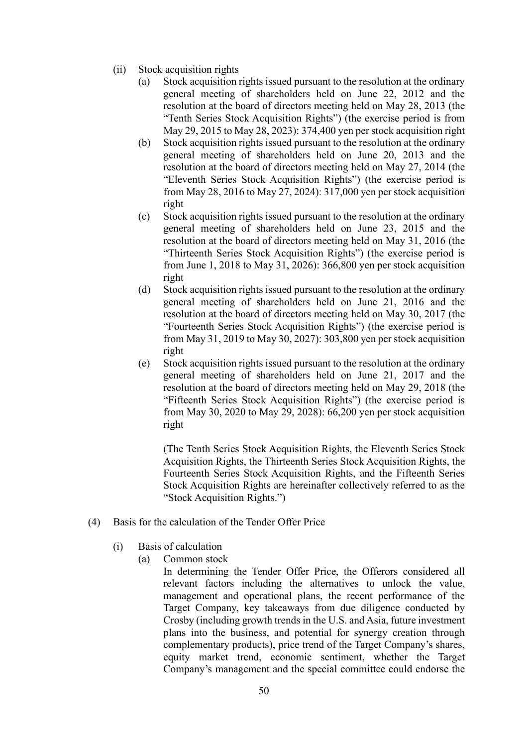(ii) Stock acquisition rights

(a) Stock acquisition rights issued pursuant to the resolution at the ordinary general meeting of shareholders held on June 22, 2012 and the resolution at the board of directors meeting held on May 28, 2013 (the "Tenth Series Stock Acquisition Rights") (the exercise period is from May 29, 2015 to May 28, 2023): 374,400 yen per stock acquisition right

(b) Stock acquisition rights issued pursuant to the resolution at the ordinary general meeting of shareholders held on June 20, 2013 and the resolution at the board of directors meeting held on May 27, 2014 (the "Eleventh Series Stock Acquisition Rights") (the exercise period is from May 28, 2016 to May 27, 2024): 317,000 yen per stock acquisition right

(c) Stock acquisition rights issued pursuant to the resolution at the ordinary general meeting of shareholders held on June 23, 2015 and the resolution at the board of directors meeting held on May 31, 2016 (the "Thirteenth Series Stock Acquisition Rights") (the exercise period is from June 1, 2018 to May 31, 2026): 366,800 yen per stock acquisition right

(d) Stock acquisition rights issued pursuant to the resolution at the ordinary general meeting of shareholders held on June 21, 2016 and the resolution at the board of directors meeting held on May 30, 2017 (the "Fourteenth Series Stock Acquisition Rights") (the exercise period is from May 31, 2019 to May 30, 2027): 303,800 yen per stock acquisition right

(e) Stock acquisition rights issued pursuant to the resolution at the ordinary general meeting of shareholders held on June 21, 2017 and the resolution at the board of directors meeting held on May 29, 2018 (the "Fifteenth Series Stock Acquisition Rights") (the exercise period is from May 30, 2020 to May 29, 2028): 66,200 yen per stock acquisition right

(The Tenth Series Stock Acquisition Rights, the Eleventh Series Stock Acquisition Rights, the Thirteenth Series Stock Acquisition Rights, the Fourteenth Series Stock Acquisition Rights, and the Fifteenth Series Stock Acquisition Rights are hereinafter collectively referred to as the "Stock Acquisition Rights.")

(4) Basis for the calculation of the Tender Offer Price

(i) Basis of calculation

(a) Common stock

In determining the Tender Offer Price, the Offerors considered all relevant factors including the alternatives to unlock the value, management and operational plans, the recent performance of the Target Company, key takeaways from due diligence conducted by Crosby (including growth trends in the U.S. and Asia, future investment plans into the business, and potential for synergy creation through complementary products), price trend of the Target Company's shares, equity market trend, economic sentiment, whether the Target Company's management and the special committee could endorse the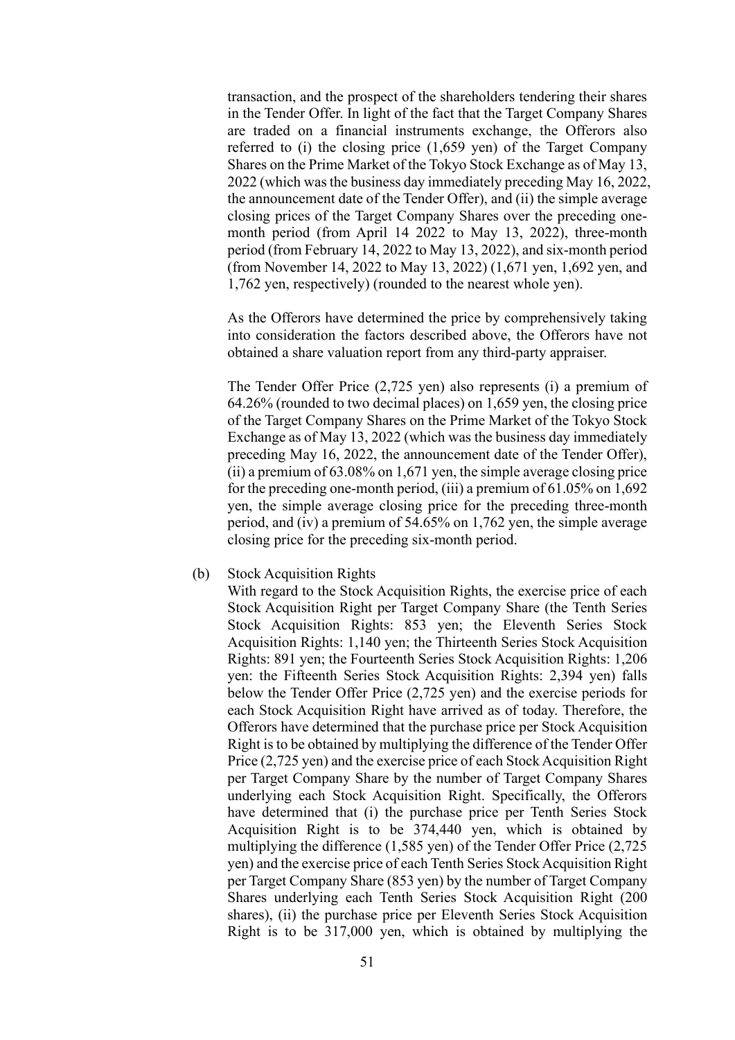transaction, and the prospect of the shareholders tendering their shares in the Tender Offer. In light of the fact that the Target Company Shares are traded on a financial instruments exchange, the Offerors also referred to (i) the closing price (1,659 yen) of the Target Company Shares on the Prime Market of the Tokyo Stock Exchange as of May 13, 2022 (which was the business day immediately preceding May 16, 2022, the announcement date of the Tender Offer), and (ii) the simple average closing prices of the Target Company Shares over the preceding one-month period (from April 14 2022 to May 13, 2022), three-month period (from February 14, 2022 to May 13, 2022), and six-month period (from November 14, 2022 to May 13, 2022) (1,671 yen, 1,692 yen, and 1,762 yen, respectively) (rounded to the nearest whole yen).

As the Offerors have determined the price by comprehensively taking into consideration the factors described above, the Offerors have not obtained a share valuation report from any third-party appraiser.

The Tender Offer Price (2,725 yen) also represents (i) a premium of 64.26% (rounded to two decimal places) on 1,659 yen, the closing price of the Target Company Shares on the Prime Market of the Tokyo Stock Exchange as of May 13, 2022 (which was the business day immediately preceding May 16, 2022, the announcement date of the Tender Offer), (ii) a premium of 63.08% on 1,671 yen, the simple average closing price for the preceding one-month period, (iii) a premium of 61.05% on 1,692 yen, the simple average closing price for the preceding three-month period, and (iv) a premium of 54.65% on 1,762 yen, the simple average closing price for the preceding six-month period.

(b) Stock Acquisition Rights

With regard to the Stock Acquisition Rights, the exercise price of each Stock Acquisition Right per Target Company Share (the Tenth Series Stock Acquisition Rights: 853 yen; the Eleventh Series Stock Acquisition Rights: 1,140 yen; the Thirteenth Series Stock Acquisition Rights: 891 yen; the Fourteenth Series Stock Acquisition Rights: 1,206 yen: the Fifteenth Series Stock Acquisition Rights: 2,394 yen) falls below the Tender Offer Price (2,725 yen) and the exercise periods for each Stock Acquisition Right have arrived as of today. Therefore, the Offerors have determined that the purchase price per Stock Acquisition Right is to be obtained by multiplying the difference of the Tender Offer Price (2,725 yen) and the exercise price of each Stock Acquisition Right per Target Company Share by the number of Target Company Shares underlying each Stock Acquisition Right. Specifically, the Offerors have determined that (i) the purchase price per Tenth Series Stock Acquisition Right is to be 374,440 yen, which is obtained by multiplying the difference (1,585 yen) of the Tender Offer Price (2,725 yen) and the exercise price of each Tenth Series Stock Acquisition Right per Target Company Share (853 yen) by the number of Target Company Shares underlying each Tenth Series Stock Acquisition Right (200 shares), (ii) the purchase price per Eleventh Series Stock Acquisition Right is to be 317,000 yen, which is obtained by multiplying the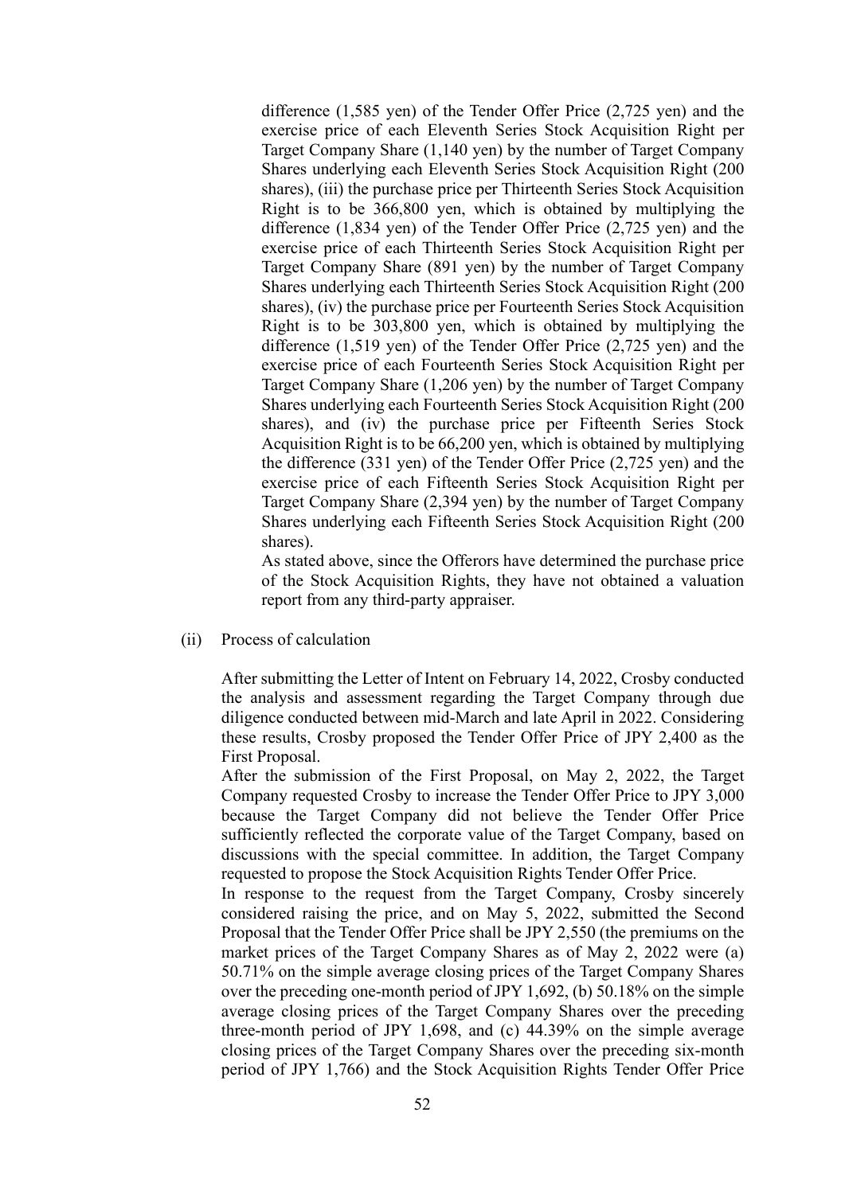difference (1,585 yen) of the Tender Offer Price (2,725 yen) and the exercise price of each Eleventh Series Stock Acquisition Right per Target Company Share (1,140 yen) by the number of Target Company Shares underlying each Eleventh Series Stock Acquisition Right (200 shares), (iii) the purchase price per Thirteenth Series Stock Acquisition Right is to be 366,800 yen, which is obtained by multiplying the difference (1,834 yen) of the Tender Offer Price (2,725 yen) and the exercise price of each Thirteenth Series Stock Acquisition Right per Target Company Share (891 yen) by the number of Target Company Shares underlying each Thirteenth Series Stock Acquisition Right (200 shares), (iv) the purchase price per Fourteenth Series Stock Acquisition Right is to be 303,800 yen, which is obtained by multiplying the difference (1,519 yen) of the Tender Offer Price (2,725 yen) and the exercise price of each Fourteenth Series Stock Acquisition Right per Target Company Share (1,206 yen) by the number of Target Company Shares underlying each Fourteenth Series Stock Acquisition Right (200 shares), and (iv) the purchase price per Fifteenth Series Stock Acquisition Right is to be 66,200 yen, which is obtained by multiplying the difference (331 yen) of the Tender Offer Price (2,725 yen) and the exercise price of each Fifteenth Series Stock Acquisition Right per Target Company Share (2,394 yen) by the number of Target Company Shares underlying each Fifteenth Series Stock Acquisition Right (200 shares).

As stated above, since the Offerors have determined the purchase price of the Stock Acquisition Rights, they have not obtained a valuation report from any third-party appraiser.

(ii) Process of calculation

After submitting the Letter of Intent on February 14, 2022, Crosby conducted the analysis and assessment regarding the Target Company through due diligence conducted between mid-March and late April in 2022. Considering these results, Crosby proposed the Tender Offer Price of JPY 2,400 as the First Proposal.

After the submission of the First Proposal, on May 2, 2022, the Target Company requested Crosby to increase the Tender Offer Price to JPY 3,000 because the Target Company did not believe the Tender Offer Price sufficiently reflected the corporate value of the Target Company, based on discussions with the special committee. In addition, the Target Company requested to propose the Stock Acquisition Rights Tender Offer Price.

In response to the request from the Target Company, Crosby sincerely considered raising the price, and on May 5, 2022, submitted the Second Proposal that the Tender Offer Price shall be JPY 2,550 (the premiums on the market prices of the Target Company Shares as of May 2, 2022 were (a) 50.71% on the simple average closing prices of the Target Company Shares over the preceding one-month period of JPY 1,692, (b) 50.18% on the simple average closing prices of the Target Company Shares over the preceding three-month period of JPY 1,698, and (c) 44.39% on the simple average closing prices of the Target Company Shares over the preceding six-month period of JPY 1,766) and the Stock Acquisition Rights Tender Offer Price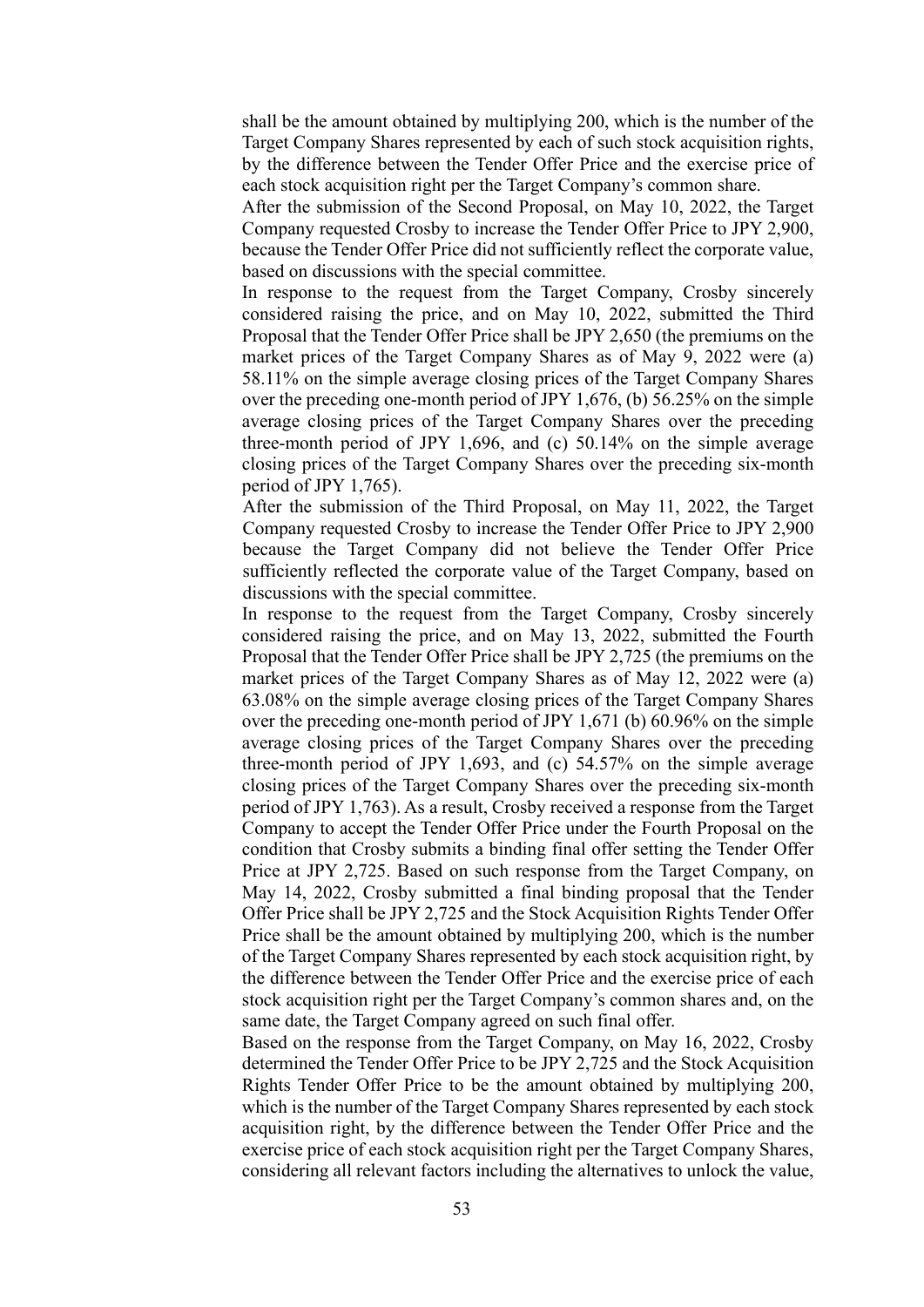shall be the amount obtained by multiplying 200, which is the number of the Target Company Shares represented by each of such stock acquisition rights, by the difference between the Tender Offer Price and the exercise price of each stock acquisition right per the Target Company's common share.

After the submission of the Second Proposal, on May 10, 2022, the Target Company requested Crosby to increase the Tender Offer Price to JPY 2,900, because the Tender Offer Price did not sufficiently reflect the corporate value, based on discussions with the special committee.

In response to the request from the Target Company, Crosby sincerely considered raising the price, and on May 10, 2022, submitted the Third Proposal that the Tender Offer Price shall be JPY 2,650 (the premiums on the market prices of the Target Company Shares as of May 9, 2022 were (a) 58.11% on the simple average closing prices of the Target Company Shares over the preceding one-month period of JPY 1,676, (b) 56.25% on the simple average closing prices of the Target Company Shares over the preceding three-month period of JPY 1,696, and (c) 50.14% on the simple average closing prices of the Target Company Shares over the preceding six-month period of JPY 1,765).

After the submission of the Third Proposal, on May 11, 2022, the Target Company requested Crosby to increase the Tender Offer Price to JPY 2,900 because the Target Company did not believe the Tender Offer Price sufficiently reflected the corporate value of the Target Company, based on discussions with the special committee.

In response to the request from the Target Company, Crosby sincerely considered raising the price, and on May 13, 2022, submitted the Fourth Proposal that the Tender Offer Price shall be JPY 2,725 (the premiums on the market prices of the Target Company Shares as of May 12, 2022 were (a) 63.08% on the simple average closing prices of the Target Company Shares over the preceding one-month period of JPY 1,671 (b) 60.96% on the simple average closing prices of the Target Company Shares over the preceding three-month period of JPY 1,693, and (c) 54.57% on the simple average closing prices of the Target Company Shares over the preceding six-month period of JPY 1,763). As a result, Crosby received a response from the Target Company to accept the Tender Offer Price under the Fourth Proposal on the condition that Crosby submits a binding final offer setting the Tender Offer Price at JPY 2,725. Based on such response from the Target Company, on May 14, 2022, Crosby submitted a final binding proposal that the Tender Offer Price shall be JPY 2,725 and the Stock Acquisition Rights Tender Offer Price shall be the amount obtained by multiplying 200, which is the number of the Target Company Shares represented by each stock acquisition right, by the difference between the Tender Offer Price and the exercise price of each stock acquisition right per the Target Company's common shares and, on the same date, the Target Company agreed on such final offer.

Based on the response from the Target Company, on May 16, 2022, Crosby determined the Tender Offer Price to be JPY 2,725 and the Stock Acquisition Rights Tender Offer Price to be the amount obtained by multiplying 200, which is the number of the Target Company Shares represented by each stock acquisition right, by the difference between the Tender Offer Price and the exercise price of each stock acquisition right per the Target Company Shares, considering all relevant factors including the alternatives to unlock the value,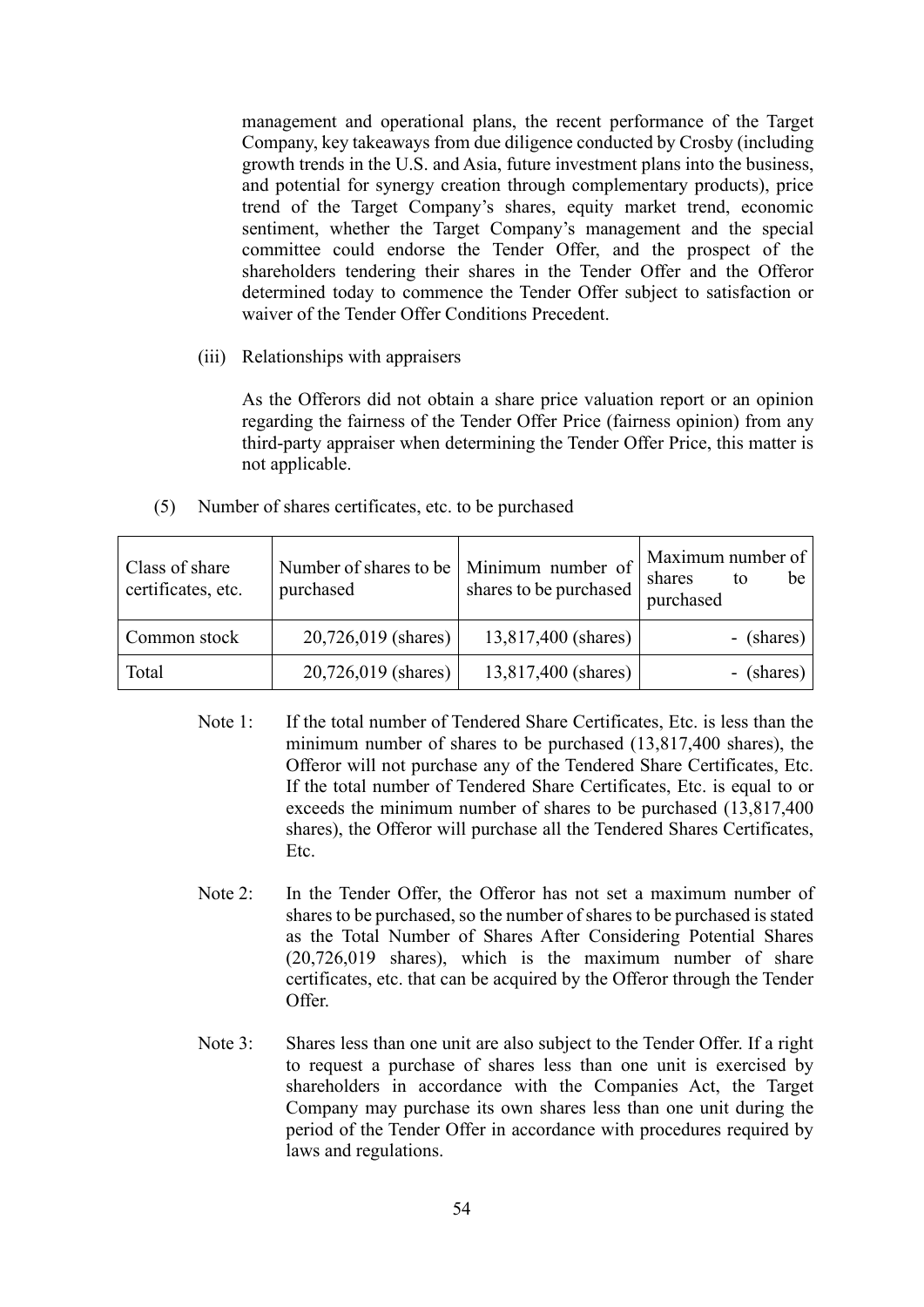management and operational plans, the recent performance of the Target Company, key takeaways from due diligence conducted by Crosby (including growth trends in the U.S. and Asia, future investment plans into the business, and potential for synergy creation through complementary products), price trend of the Target Company's shares, equity market trend, economic sentiment, whether the Target Company's management and the special committee could endorse the Tender Offer, and the prospect of the shareholders tendering their shares in the Tender Offer and the Offeror determined today to commence the Tender Offer subject to satisfaction or waiver of the Tender Offer Conditions Precedent.

(iii) Relationships with appraisers

As the Offerors did not obtain a share price valuation report or an opinion regarding the fairness of the Tender Offer Price (fairness opinion) from any third-party appraiser when determining the Tender Offer Price, this matter is not applicable.

(5) Number of shares certificates, etc. to be purchased

| Class of share certificates, etc. | Number of shares to be purchased | Minimum number of shares to be purchased | Maximum number of shares to be purchased |
|---|---|---|---|
| Common stock | 20,726,019 (shares) | 13,817,400 (shares) | - (shares) |
| Total | 20,726,019 (shares) | 13,817,400 (shares) | - (shares) |

Note 1: If the total number of Tendered Share Certificates, Etc. is less than the minimum number of shares to be purchased (13,817,400 shares), the Offeror will not purchase any of the Tendered Share Certificates, Etc. If the total number of Tendered Share Certificates, Etc. is equal to or exceeds the minimum number of shares to be purchased (13,817,400 shares), the Offeror will purchase all the Tendered Shares Certificates, Etc.

Note 2: In the Tender Offer, the Offeror has not set a maximum number of shares to be purchased, so the number of shares to be purchased is stated as the Total Number of Shares After Considering Potential Shares (20,726,019 shares), which is the maximum number of share certificates, etc. that can be acquired by the Offeror through the Tender Offer.

Note 3: Shares less than one unit are also subject to the Tender Offer. If a right to request a purchase of shares less than one unit is exercised by shareholders in accordance with the Companies Act, the Target Company may purchase its own shares less than one unit during the period of the Tender Offer in accordance with procedures required by laws and regulations.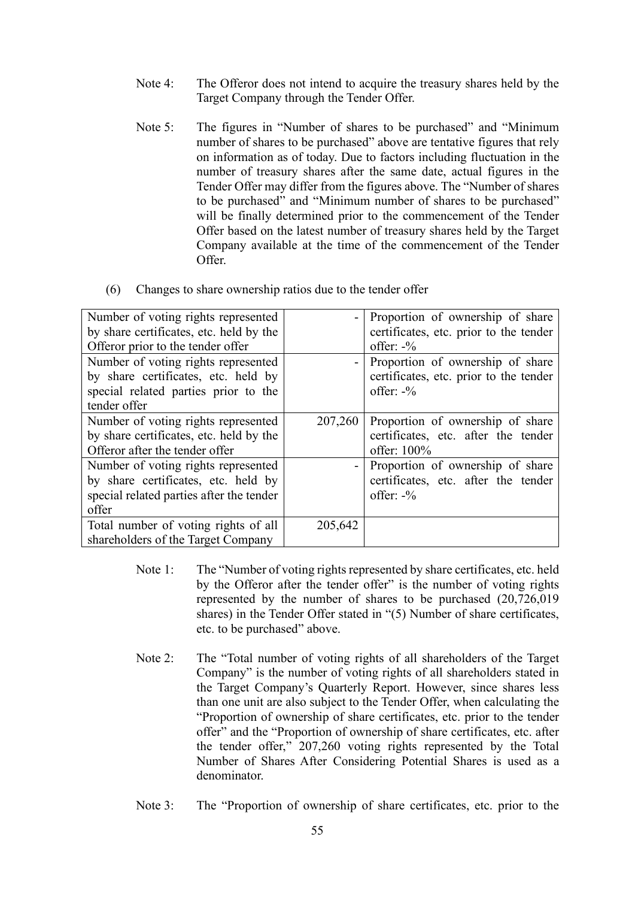Note 4: The Offeror does not intend to acquire the treasury shares held by the Target Company through the Tender Offer.

Note 5: The figures in "Number of shares to be purchased" and "Minimum number of shares to be purchased" above are tentative figures that rely on information as of today. Due to factors including fluctuation in the number of treasury shares after the same date, actual figures in the Tender Offer may differ from the figures above. The "Number of shares to be purchased" and "Minimum number of shares to be purchased" will be finally determined prior to the commencement of the Tender Offer based on the latest number of treasury shares held by the Target Company available at the time of the commencement of the Tender Offer.

(6) Changes to share ownership ratios due to the tender offer

| | | |
|---|---|---|
| Number of voting rights represented by share certificates, etc. held by the Offeror prior to the tender offer | - | Proportion of ownership of share certificates, etc. prior to the tender offer: -% |
| Number of voting rights represented by share certificates, etc. held by special related parties prior to the tender offer | - | Proportion of ownership of share certificates, etc. prior to the tender offer: -% |
| Number of voting rights represented by share certificates, etc. held by the Offeror after the tender offer | 207,260 | Proportion of ownership of share certificates, etc. after the tender offer: 100% |
| Number of voting rights represented by share certificates, etc. held by special related parties after the tender offer | - | Proportion of ownership of share certificates, etc. after the tender offer: -% |
| Total number of voting rights of all shareholders of the Target Company | 205,642 | |

Note 1: The "Number of voting rights represented by share certificates, etc. held by the Offeror after the tender offer" is the number of voting rights represented by the number of shares to be purchased (20,726,019 shares) in the Tender Offer stated in "(5) Number of share certificates, etc. to be purchased" above.

Note 2: The "Total number of voting rights of all shareholders of the Target Company" is the number of voting rights of all shareholders stated in the Target Company's Quarterly Report. However, since shares less than one unit are also subject to the Tender Offer, when calculating the "Proportion of ownership of share certificates, etc. prior to the tender offer" and the "Proportion of ownership of share certificates, etc. after the tender offer," 207,260 voting rights represented by the Total Number of Shares After Considering Potential Shares is used as a denominator.

Note 3: The "Proportion of ownership of share certificates, etc. prior to the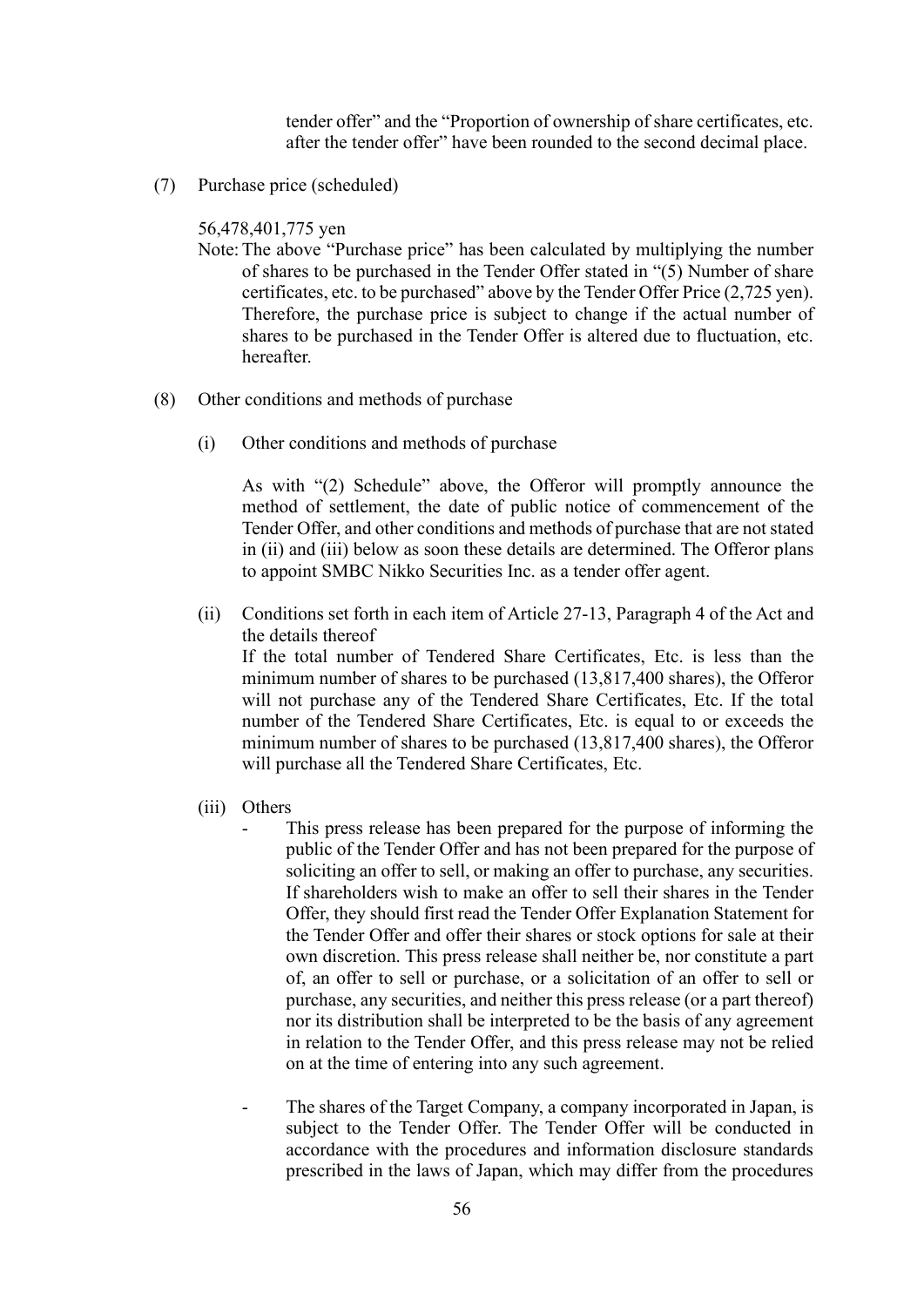tender offer" and the "Proportion of ownership of share certificates, etc. after the tender offer" have been rounded to the second decimal place.

(7) Purchase price (scheduled)

56,478,401,775 yen

Note: The above "Purchase price" has been calculated by multiplying the number of shares to be purchased in the Tender Offer stated in "(5) Number of share certificates, etc. to be purchased" above by the Tender Offer Price (2,725 yen). Therefore, the purchase price is subject to change if the actual number of shares to be purchased in the Tender Offer is altered due to fluctuation, etc. hereafter.

(8) Other conditions and methods of purchase

(i) Other conditions and methods of purchase

As with "(2) Schedule" above, the Offeror will promptly announce the method of settlement, the date of public notice of commencement of the Tender Offer, and other conditions and methods of purchase that are not stated in (ii) and (iii) below as soon these details are determined. The Offeror plans to appoint SMBC Nikko Securities Inc. as a tender offer agent.

(ii) Conditions set forth in each item of Article 27-13, Paragraph 4 of the Act and the details thereof

If the total number of Tendered Share Certificates, Etc. is less than the minimum number of shares to be purchased (13,817,400 shares), the Offeror will not purchase any of the Tendered Share Certificates, Etc. If the total number of the Tendered Share Certificates, Etc. is equal to or exceeds the minimum number of shares to be purchased (13,817,400 shares), the Offeror will purchase all the Tendered Share Certificates, Etc.

(iii) Others

- This press release has been prepared for the purpose of informing the public of the Tender Offer and has not been prepared for the purpose of soliciting an offer to sell, or making an offer to purchase, any securities. If shareholders wish to make an offer to sell their shares in the Tender Offer, they should first read the Tender Offer Explanation Statement for the Tender Offer and offer their shares or stock options for sale at their own discretion. This press release shall neither be, nor constitute a part of, an offer to sell or purchase, or a solicitation of an offer to sell or purchase, any securities, and neither this press release (or a part thereof) nor its distribution shall be interpreted to be the basis of any agreement in relation to the Tender Offer, and this press release may not be relied on at the time of entering into any such agreement.

- The shares of the Target Company, a company incorporated in Japan, is subject to the Tender Offer. The Tender Offer will be conducted in accordance with the procedures and information disclosure standards prescribed in the laws of Japan, which may differ from the procedures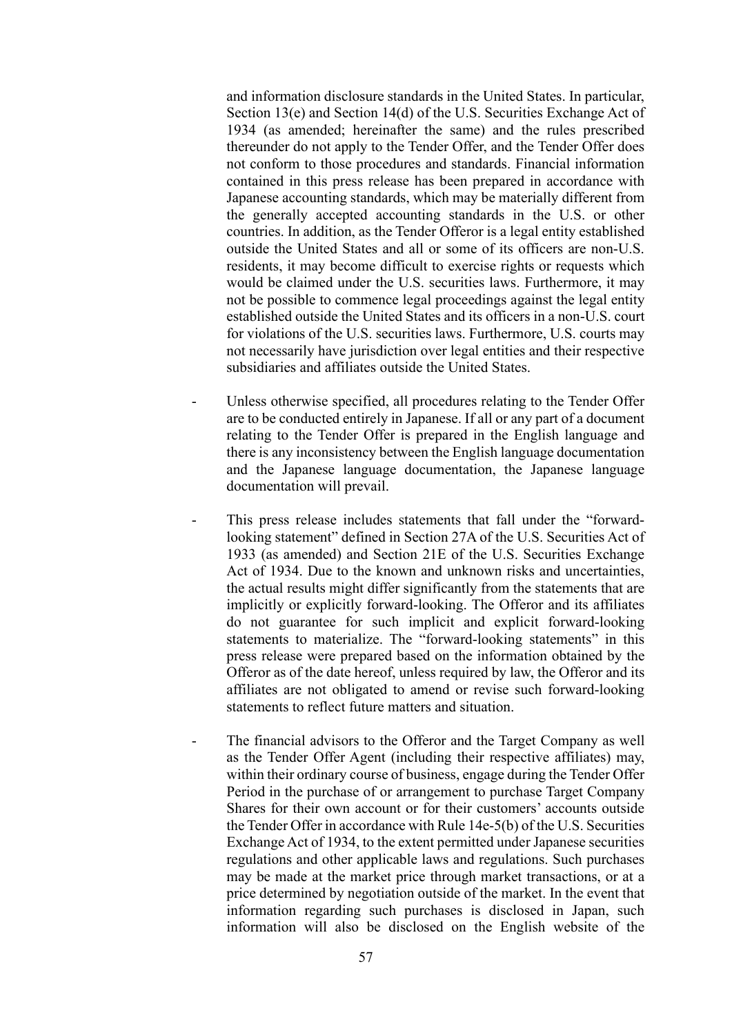and information disclosure standards in the United States. In particular, Section 13(e) and Section 14(d) of the U.S. Securities Exchange Act of 1934 (as amended; hereinafter the same) and the rules prescribed thereunder do not apply to the Tender Offer, and the Tender Offer does not conform to those procedures and standards. Financial information contained in this press release has been prepared in accordance with Japanese accounting standards, which may be materially different from the generally accepted accounting standards in the U.S. or other countries. In addition, as the Tender Offeror is a legal entity established outside the United States and all or some of its officers are non-U.S. residents, it may become difficult to exercise rights or requests which would be claimed under the U.S. securities laws. Furthermore, it may not be possible to commence legal proceedings against the legal entity established outside the United States and its officers in a non-U.S. court for violations of the U.S. securities laws. Furthermore, U.S. courts may not necessarily have jurisdiction over legal entities and their respective subsidiaries and affiliates outside the United States.

- Unless otherwise specified, all procedures relating to the Tender Offer are to be conducted entirely in Japanese. If all or any part of a document relating to the Tender Offer is prepared in the English language and there is any inconsistency between the English language documentation and the Japanese language documentation, the Japanese language documentation will prevail.

- This press release includes statements that fall under the "forward-looking statement" defined in Section 27A of the U.S. Securities Act of 1933 (as amended) and Section 21E of the U.S. Securities Exchange Act of 1934. Due to the known and unknown risks and uncertainties, the actual results might differ significantly from the statements that are implicitly or explicitly forward-looking. The Offeror and its affiliates do not guarantee for such implicit and explicit forward-looking statements to materialize. The "forward-looking statements" in this press release were prepared based on the information obtained by the Offeror as of the date hereof, unless required by law, the Offeror and its affiliates are not obligated to amend or revise such forward-looking statements to reflect future matters and situation.

- The financial advisors to the Offeror and the Target Company as well as the Tender Offer Agent (including their respective affiliates) may, within their ordinary course of business, engage during the Tender Offer Period in the purchase of or arrangement to purchase Target Company Shares for their own account or for their customers' accounts outside the Tender Offer in accordance with Rule 14e-5(b) of the U.S. Securities Exchange Act of 1934, to the extent permitted under Japanese securities regulations and other applicable laws and regulations. Such purchases may be made at the market price through market transactions, or at a price determined by negotiation outside of the market. In the event that information regarding such purchases is disclosed in Japan, such information will also be disclosed on the English website of the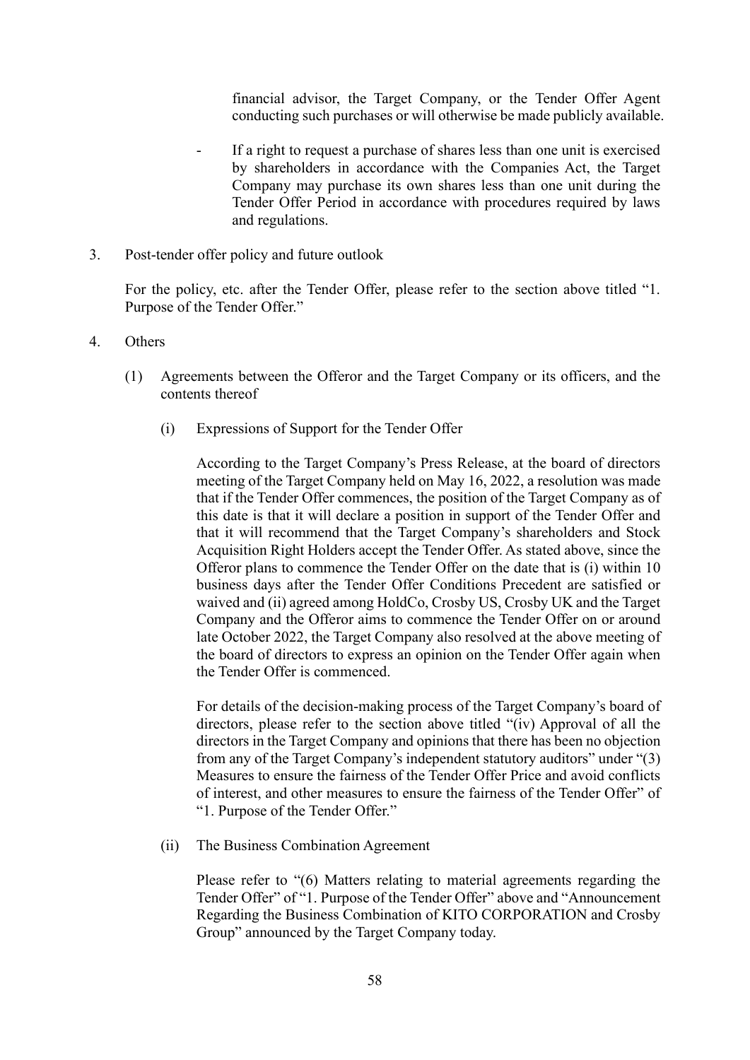financial advisor, the Target Company, or the Tender Offer Agent conducting such purchases or will otherwise be made publicly available.

- If a right to request a purchase of shares less than one unit is exercised by shareholders in accordance with the Companies Act, the Target Company may purchase its own shares less than one unit during the Tender Offer Period in accordance with procedures required by laws and regulations.

3. Post-tender offer policy and future outlook

For the policy, etc. after the Tender Offer, please refer to the section above titled "1. Purpose of the Tender Offer."

4. Others

(1) Agreements between the Offeror and the Target Company or its officers, and the contents thereof

(i) Expressions of Support for the Tender Offer

According to the Target Company's Press Release, at the board of directors meeting of the Target Company held on May 16, 2022, a resolution was made that if the Tender Offer commences, the position of the Target Company as of this date is that it will declare a position in support of the Tender Offer and that it will recommend that the Target Company's shareholders and Stock Acquisition Right Holders accept the Tender Offer. As stated above, since the Offeror plans to commence the Tender Offer on the date that is (i) within 10 business days after the Tender Offer Conditions Precedent are satisfied or waived and (ii) agreed among HoldCo, Crosby US, Crosby UK and the Target Company and the Offeror aims to commence the Tender Offer on or around late October 2022, the Target Company also resolved at the above meeting of the board of directors to express an opinion on the Tender Offer again when the Tender Offer is commenced.

For details of the decision-making process of the Target Company's board of directors, please refer to the section above titled "(iv) Approval of all the directors in the Target Company and opinions that there has been no objection from any of the Target Company's independent statutory auditors" under "(3) Measures to ensure the fairness of the Tender Offer Price and avoid conflicts of interest, and other measures to ensure the fairness of the Tender Offer" of "1. Purpose of the Tender Offer."

(ii) The Business Combination Agreement

Please refer to "(6) Matters relating to material agreements regarding the Tender Offer" of "1. Purpose of the Tender Offer" above and "Announcement Regarding the Business Combination of KITO CORPORATION and Crosby Group" announced by the Target Company today.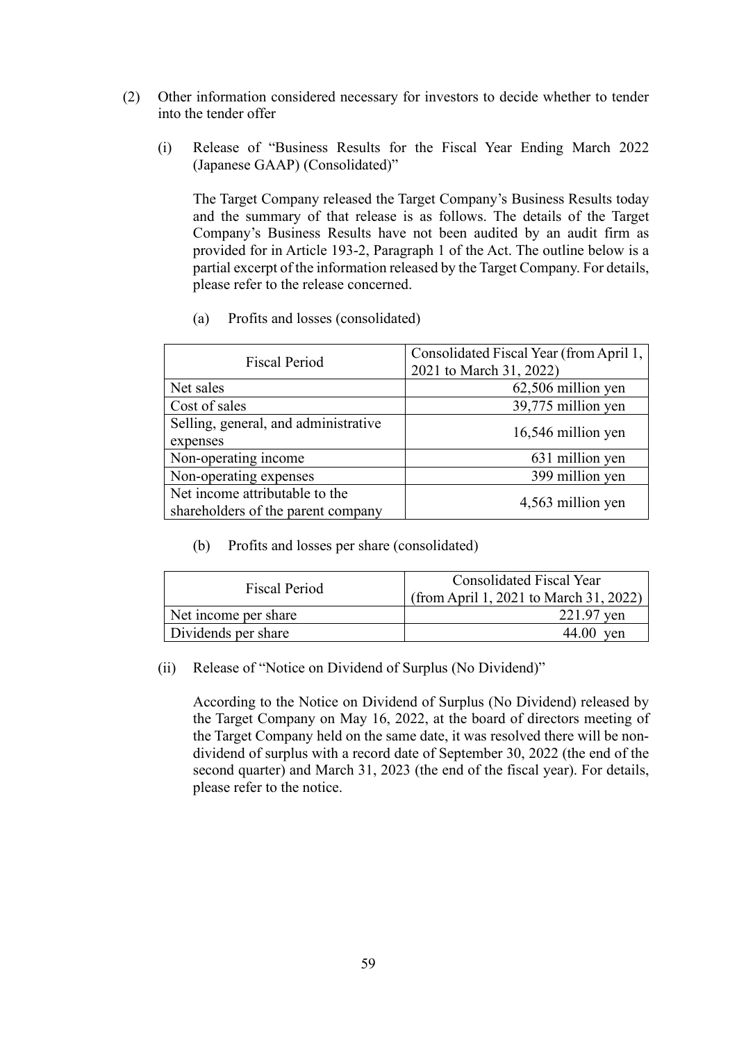(2) Other information considered necessary for investors to decide whether to tender into the tender offer

(i) Release of "Business Results for the Fiscal Year Ending March 2022 (Japanese GAAP) (Consolidated)"

The Target Company released the Target Company's Business Results today and the summary of that release is as follows. The details of the Target Company's Business Results have not been audited by an audit firm as provided for in Article 193-2, Paragraph 1 of the Act. The outline below is a partial excerpt of the information released by the Target Company. For details, please refer to the release concerned.

(a) Profits and losses (consolidated)

| Fiscal Period | Consolidated Fiscal Year (from April 1, 2021 to March 31, 2022) |
|---|---|
| Net sales | 62,506 million yen |
| Cost of sales | 39,775 million yen |
| Selling, general, and administrative expenses | 16,546 million yen |
| Non-operating income | 631 million yen |
| Non-operating expenses | 399 million yen |
| Net income attributable to the shareholders of the parent company | 4,563 million yen |

(b) Profits and losses per share (consolidated)

| Fiscal Period | Consolidated Fiscal Year (from April 1, 2021 to March 31, 2022) |
|---|---|
| Net income per share | 221.97 yen |
| Dividends per share | 44.00 yen |

(ii) Release of "Notice on Dividend of Surplus (No Dividend)"

According to the Notice on Dividend of Surplus (No Dividend) released by the Target Company on May 16, 2022, at the board of directors meeting of the Target Company held on the same date, it was resolved there will be non-dividend of surplus with a record date of September 30, 2022 (the end of the second quarter) and March 31, 2023 (the end of the fiscal year). For details, please refer to the notice.